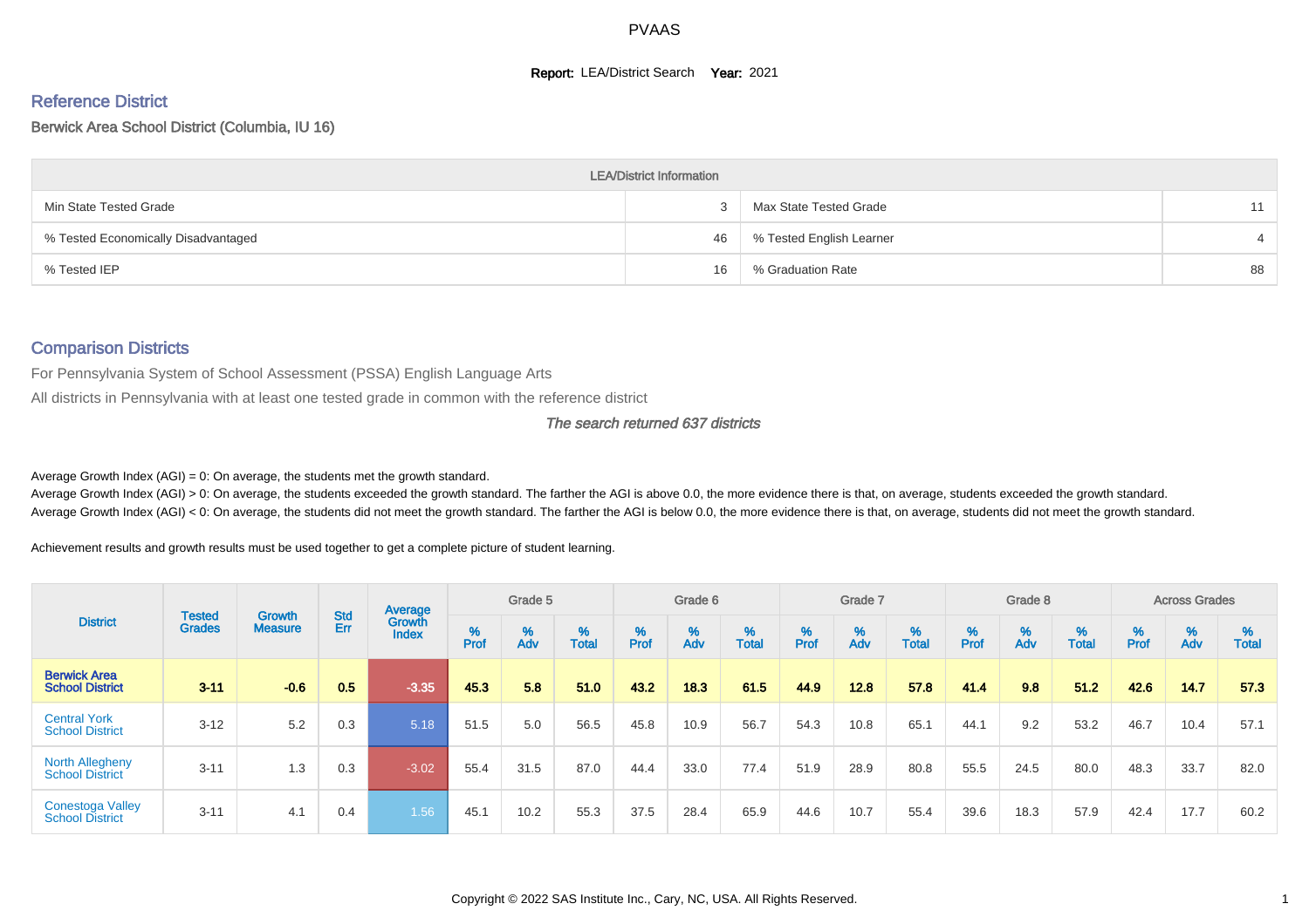# PVAAS

**Report:** LEA/District Search **Year:** 2021

## Reference District

Berwick Area School District (Columbia, IU 16)

| LEA/District Information | | | |
|---|---|---|---|
| Min State Tested Grade | 3 | Max State Tested Grade | 11 |
| % Tested Economically Disadvantaged | 46 | % Tested English Learner | 4 |
| % Tested IEP | 16 | % Graduation Rate | 88 |

## Comparison Districts

For Pennsylvania System of School Assessment (PSSA) English Language Arts

All districts in Pennsylvania with at least one tested grade in common with the reference district

*The search returned 637 districts*

Average Growth Index (AGI) = 0: On average, the students met the growth standard.

Average Growth Index (AGI) > 0: On average, the students exceeded the growth standard. The farther the AGI is above 0.0, the more evidence there is that, on average, students exceeded the growth standard.

Average Growth Index (AGI) < 0: On average, the students did not meet the growth standard. The farther the AGI is below 0.0, the more evidence there is that, on average, students did not meet the growth standard.

Achievement results and growth results must be used together to get a complete picture of student learning.

| District | Tested Grades | Growth Measure | Std Err | Average Growth Index | Grade 5 | | | Grade 6 | | | Grade 7 | | | Grade 8 | | | Across Grades | | |
|---|---|---|---|---|---|---|---|---|---|---|---|---|---|---|---|---|---|---|---|
| | | | | | % Prof | % Adv | % Total | % Prof | % Adv | % Total | % Prof | % Adv | % Total | % Prof | % Adv | % Total | % Prof | % Adv | % Total |
| **Berwick Area School District** | **3-11** | **-0.6** | **0.5** | **-3.35** | **45.3** | **5.8** | **51.0** | **43.2** | **18.3** | **61.5** | **44.9** | **12.8** | **57.8** | **41.4** | **9.8** | **51.2** | **42.6** | **14.7** | **57.3** |
| Central York School District | 3-12 | 5.2 | 0.3 | 5.18 | 51.5 | 5.0 | 56.5 | 45.8 | 10.9 | 56.7 | 54.3 | 10.8 | 65.1 | 44.1 | 9.2 | 53.2 | 46.7 | 10.4 | 57.1 |
| North Allegheny School District | 3-11 | 1.3 | 0.3 | -3.02 | 55.4 | 31.5 | 87.0 | 44.4 | 33.0 | 77.4 | 51.9 | 28.9 | 80.8 | 55.5 | 24.5 | 80.0 | 48.3 | 33.7 | 82.0 |
| Conestoga Valley School District | 3-11 | 4.1 | 0.4 | 1.56 | 45.1 | 10.2 | 55.3 | 37.5 | 28.4 | 65.9 | 44.6 | 10.7 | 55.4 | 39.6 | 18.3 | 57.9 | 42.4 | 17.7 | 60.2 |

Copyright © 2022 SAS Institute Inc., Cary, NC, USA. All Rights Reserved.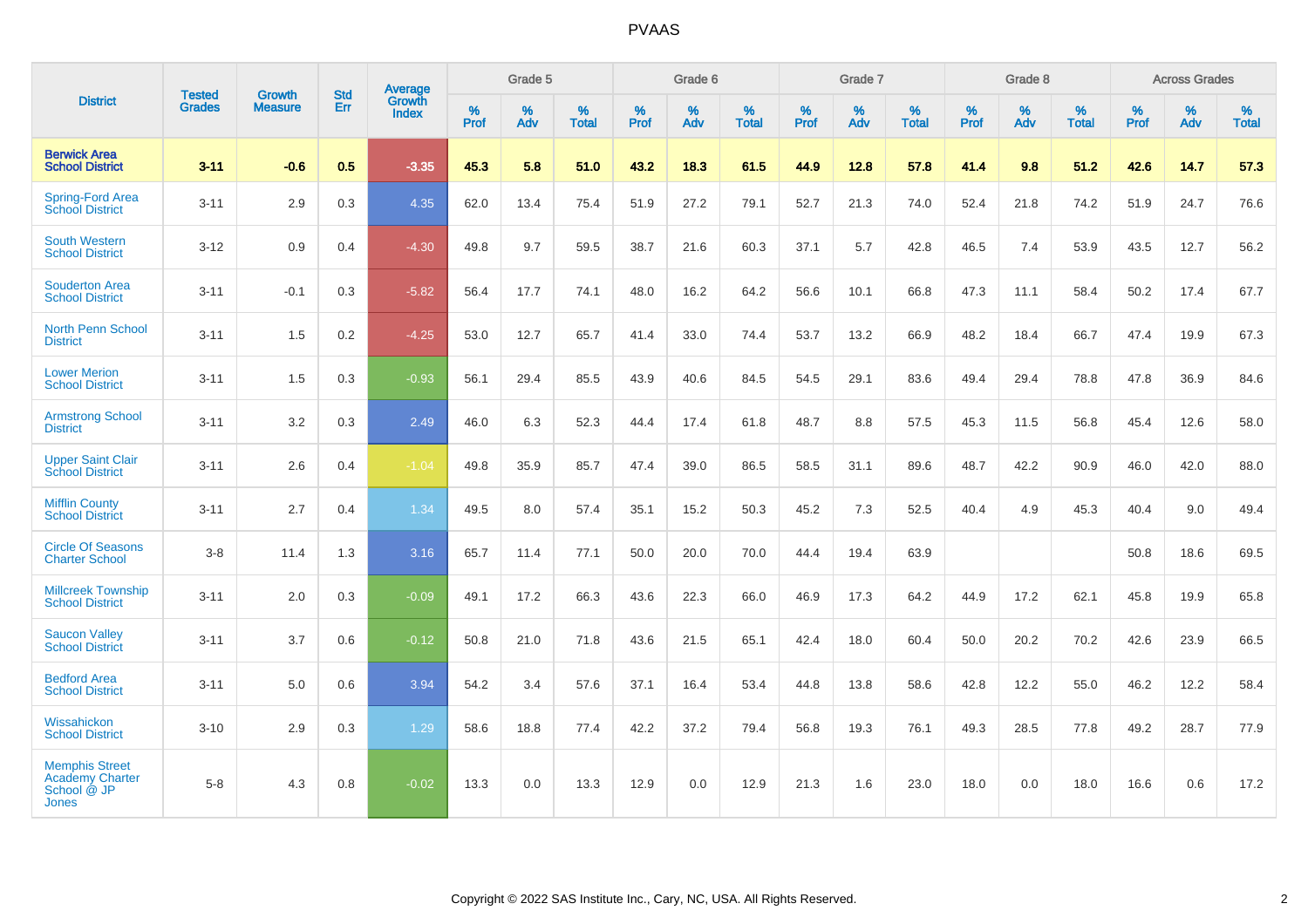| District | Tested Grades | Growth Measure | Std Err | Average Growth Index | Grade 5 | | | Grade 6 | | | Grade 7 | | | Grade 8 | | | Across Grades | | |
|---|---|---|---|---|---|---|---|---|---|---|---|---|---|---|---|---|---|---|---|
| | | | | | % Prof | % Adv | % Total | % Prof | % Adv | % Total | % Prof | % Adv | % Total | % Prof | % Adv | % Total | % Prof | % Adv | % Total |
| **Berwick Area School District** | **3-11** | **-0.6** | **0.5** | **-3.35** | **45.3** | **5.8** | **51.0** | **43.2** | **18.3** | **61.5** | **44.9** | **12.8** | **57.8** | **41.4** | **9.8** | **51.2** | **42.6** | **14.7** | **57.3** |
| Spring-Ford Area School District | 3-11 | 2.9 | 0.3 | 4.35 | 62.0 | 13.4 | 75.4 | 51.9 | 27.2 | 79.1 | 52.7 | 21.3 | 74.0 | 52.4 | 21.8 | 74.2 | 51.9 | 24.7 | 76.6 |
| South Western School District | 3-12 | 0.9 | 0.4 | -4.30 | 49.8 | 9.7 | 59.5 | 38.7 | 21.6 | 60.3 | 37.1 | 5.7 | 42.8 | 46.5 | 7.4 | 53.9 | 43.5 | 12.7 | 56.2 |
| Souderton Area School District | 3-11 | -0.1 | 0.3 | -5.82 | 56.4 | 17.7 | 74.1 | 48.0 | 16.2 | 64.2 | 56.6 | 10.1 | 66.8 | 47.3 | 11.1 | 58.4 | 50.2 | 17.4 | 67.7 |
| North Penn School District | 3-11 | 1.5 | 0.2 | -4.25 | 53.0 | 12.7 | 65.7 | 41.4 | 33.0 | 74.4 | 53.7 | 13.2 | 66.9 | 48.2 | 18.4 | 66.7 | 47.4 | 19.9 | 67.3 |
| Lower Merion School District | 3-11 | 1.5 | 0.3 | -0.93 | 56.1 | 29.4 | 85.5 | 43.9 | 40.6 | 84.5 | 54.5 | 29.1 | 83.6 | 49.4 | 29.4 | 78.8 | 47.8 | 36.9 | 84.6 |
| Armstrong School District | 3-11 | 3.2 | 0.3 | 2.49 | 46.0 | 6.3 | 52.3 | 44.4 | 17.4 | 61.8 | 48.7 | 8.8 | 57.5 | 45.3 | 11.5 | 56.8 | 45.4 | 12.6 | 58.0 |
| Upper Saint Clair School District | 3-11 | 2.6 | 0.4 | -1.04 | 49.8 | 35.9 | 85.7 | 47.4 | 39.0 | 86.5 | 58.5 | 31.1 | 89.6 | 48.7 | 42.2 | 90.9 | 46.0 | 42.0 | 88.0 |
| Mifflin County School District | 3-11 | 2.7 | 0.4 | 1.34 | 49.5 | 8.0 | 57.4 | 35.1 | 15.2 | 50.3 | 45.2 | 7.3 | 52.5 | 40.4 | 4.9 | 45.3 | 40.4 | 9.0 | 49.4 |
| Circle Of Seasons Charter School | 3-8 | 11.4 | 1.3 | 3.16 | 65.7 | 11.4 | 77.1 | 50.0 | 20.0 | 70.0 | 44.4 | 19.4 | 63.9 | | | | 50.8 | 18.6 | 69.5 |
| Millcreek Township School District | 3-11 | 2.0 | 0.3 | -0.09 | 49.1 | 17.2 | 66.3 | 43.6 | 22.3 | 66.0 | 46.9 | 17.3 | 64.2 | 44.9 | 17.2 | 62.1 | 45.8 | 19.9 | 65.8 |
| Saucon Valley School District | 3-11 | 3.7 | 0.6 | -0.12 | 50.8 | 21.0 | 71.8 | 43.6 | 21.5 | 65.1 | 42.4 | 18.0 | 60.4 | 50.0 | 20.2 | 70.2 | 42.6 | 23.9 | 66.5 |
| Bedford Area School District | 3-11 | 5.0 | 0.6 | 3.94 | 54.2 | 3.4 | 57.6 | 37.1 | 16.4 | 53.4 | 44.8 | 13.8 | 58.6 | 42.8 | 12.2 | 55.0 | 46.2 | 12.2 | 58.4 |
| Wissahickon School District | 3-10 | 2.9 | 0.3 | 1.29 | 58.6 | 18.8 | 77.4 | 42.2 | 37.2 | 79.4 | 56.8 | 19.3 | 76.1 | 49.3 | 28.5 | 77.8 | 49.2 | 28.7 | 77.9 |
| Memphis Street Academy Charter School @ JP Jones | 5-8 | 4.3 | 0.8 | -0.02 | 13.3 | 0.0 | 13.3 | 12.9 | 0.0 | 12.9 | 21.3 | 1.6 | 23.0 | 18.0 | 0.0 | 18.0 | 16.6 | 0.6 | 17.2 |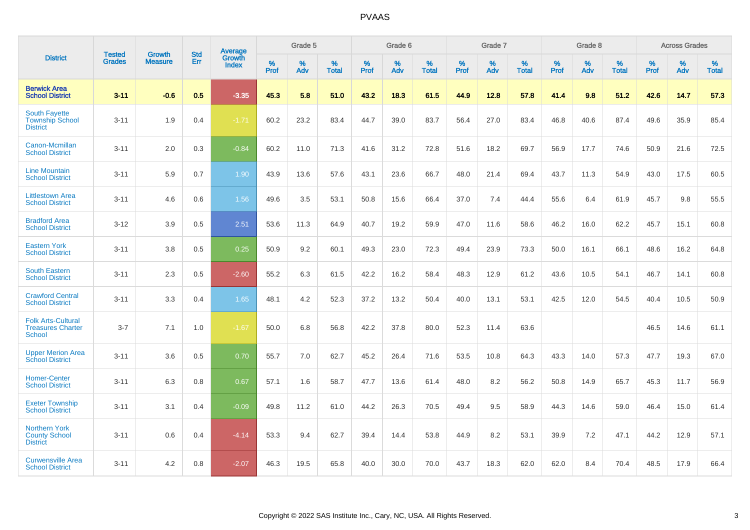# PVAAS

| District | Tested Grades | Growth Measure | Std Err | Average Growth Index | Grade 5 | | | Grade 6 | | | Grade 7 | | | Grade 8 | | | Across Grades | | |
|---|---|---|---|---|---|---|---|---|---|---|---|---|---|---|---|---|---|---|---|
| | | | | | % Prof | % Adv | % Total | % Prof | % Adv | % Total | % Prof | % Adv | % Total | % Prof | % Adv | % Total | % Prof | % Adv | % Total |
| **Berwick Area School District** | **3-11** | **-0.6** | **0.5** | **-3.35** | **45.3** | **5.8** | **51.0** | **43.2** | **18.3** | **61.5** | **44.9** | **12.8** | **57.8** | **41.4** | **9.8** | **51.2** | **42.6** | **14.7** | **57.3** |
| South Fayette Township School District | 3-11 | 1.9 | 0.4 | -1.71 | 60.2 | 23.2 | 83.4 | 44.7 | 39.0 | 83.7 | 56.4 | 27.0 | 83.4 | 46.8 | 40.6 | 87.4 | 49.6 | 35.9 | 85.4 |
| Canon-Mcmillan School District | 3-11 | 2.0 | 0.3 | -0.84 | 60.2 | 11.0 | 71.3 | 41.6 | 31.2 | 72.8 | 51.6 | 18.2 | 69.7 | 56.9 | 17.7 | 74.6 | 50.9 | 21.6 | 72.5 |
| Line Mountain School District | 3-11 | 5.9 | 0.7 | 1.90 | 43.9 | 13.6 | 57.6 | 43.1 | 23.6 | 66.7 | 48.0 | 21.4 | 69.4 | 43.7 | 11.3 | 54.9 | 43.0 | 17.5 | 60.5 |
| Littlestown Area School District | 3-11 | 4.6 | 0.6 | 1.56 | 49.6 | 3.5 | 53.1 | 50.8 | 15.6 | 66.4 | 37.0 | 7.4 | 44.4 | 55.6 | 6.4 | 61.9 | 45.7 | 9.8 | 55.5 |
| Bradford Area School District | 3-12 | 3.9 | 0.5 | 2.51 | 53.6 | 11.3 | 64.9 | 40.7 | 19.2 | 59.9 | 47.0 | 11.6 | 58.6 | 46.2 | 16.0 | 62.2 | 45.7 | 15.1 | 60.8 |
| Eastern York School District | 3-11 | 3.8 | 0.5 | 0.25 | 50.9 | 9.2 | 60.1 | 49.3 | 23.0 | 72.3 | 49.4 | 23.9 | 73.3 | 50.0 | 16.1 | 66.1 | 48.6 | 16.2 | 64.8 |
| South Eastern School District | 3-11 | 2.3 | 0.5 | -2.60 | 55.2 | 6.3 | 61.5 | 42.2 | 16.2 | 58.4 | 48.3 | 12.9 | 61.2 | 43.6 | 10.5 | 54.1 | 46.7 | 14.1 | 60.8 |
| Crawford Central School District | 3-11 | 3.3 | 0.4 | 1.65 | 48.1 | 4.2 | 52.3 | 37.2 | 13.2 | 50.4 | 40.0 | 13.1 | 53.1 | 42.5 | 12.0 | 54.5 | 40.4 | 10.5 | 50.9 |
| Folk Arts-Cultural Treasures Charter School | 3-7 | 7.1 | 1.0 | -1.67 | 50.0 | 6.8 | 56.8 | 42.2 | 37.8 | 80.0 | 52.3 | 11.4 | 63.6 | | | | 46.5 | 14.6 | 61.1 |
| Upper Merion Area School District | 3-11 | 3.6 | 0.5 | 0.70 | 55.7 | 7.0 | 62.7 | 45.2 | 26.4 | 71.6 | 53.5 | 10.8 | 64.3 | 43.3 | 14.0 | 57.3 | 47.7 | 19.3 | 67.0 |
| Homer-Center School District | 3-11 | 6.3 | 0.8 | 0.67 | 57.1 | 1.6 | 58.7 | 47.7 | 13.6 | 61.4 | 48.0 | 8.2 | 56.2 | 50.8 | 14.9 | 65.7 | 45.3 | 11.7 | 56.9 |
| Exeter Township School District | 3-11 | 3.1 | 0.4 | -0.09 | 49.8 | 11.2 | 61.0 | 44.2 | 26.3 | 70.5 | 49.4 | 9.5 | 58.9 | 44.3 | 14.6 | 59.0 | 46.4 | 15.0 | 61.4 |
| Northern York County School District | 3-11 | 0.6 | 0.4 | -4.14 | 53.3 | 9.4 | 62.7 | 39.4 | 14.4 | 53.8 | 44.9 | 8.2 | 53.1 | 39.9 | 7.2 | 47.1 | 44.2 | 12.9 | 57.1 |
| Curwensville Area School District | 3-11 | 4.2 | 0.8 | -2.07 | 46.3 | 19.5 | 65.8 | 40.0 | 30.0 | 70.0 | 43.7 | 18.3 | 62.0 | 62.0 | 8.4 | 70.4 | 48.5 | 17.9 | 66.4 |

Copyright © 2022 SAS Institute Inc., Cary, NC, USA. All Rights Reserved.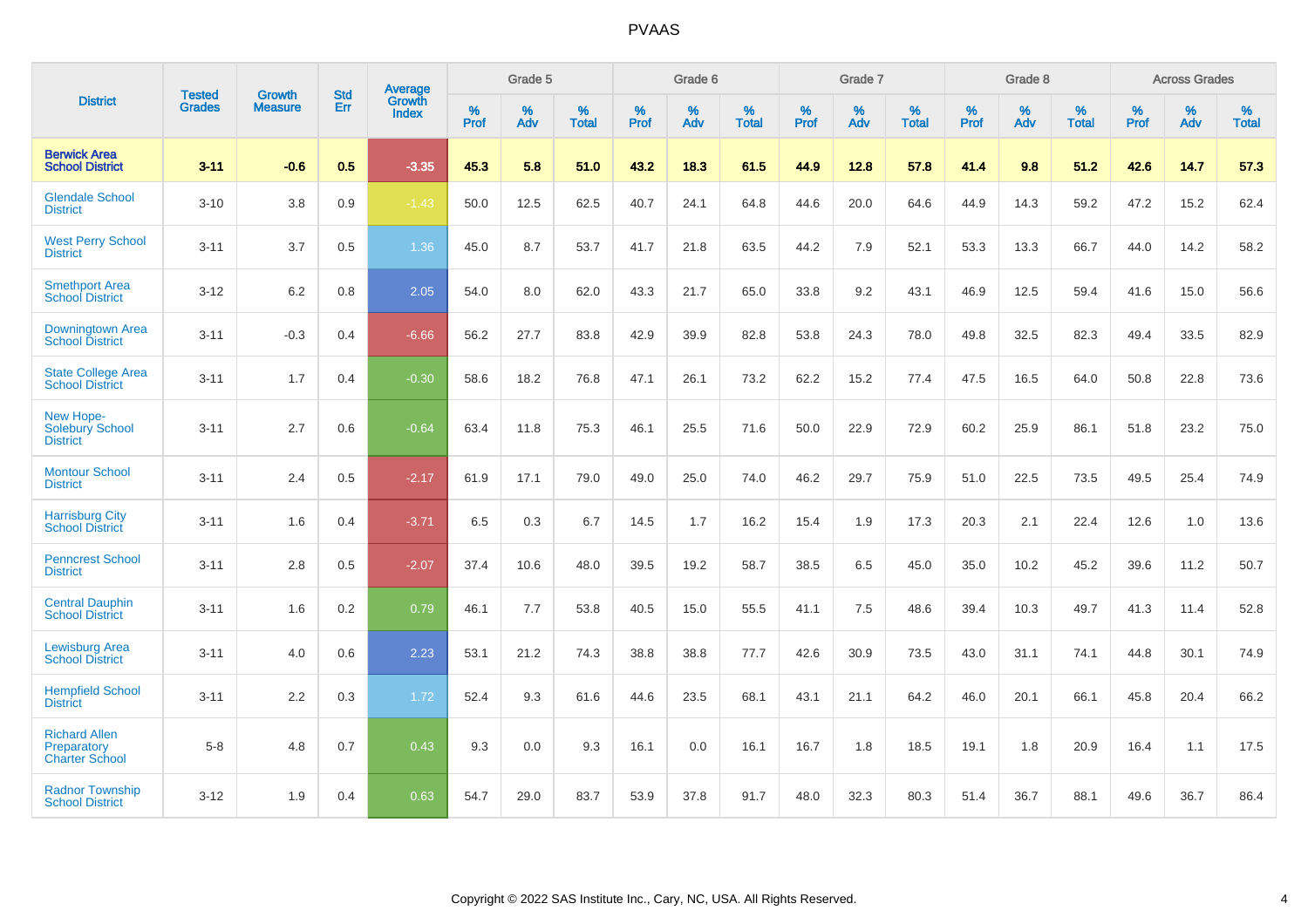| District | Tested Grades | Growth Measure | Std Err | Average Growth Index | Grade 5 | | | Grade 6 | | | Grade 7 | | | Grade 8 | | | Across Grades | | |
|---|---|---|---|---|---|---|---|---|---|---|---|---|---|---|---|---|---|---|---|
| | | | | | % Prof | % Adv | % Total | % Prof | % Adv | % Total | % Prof | % Adv | % Total | % Prof | % Adv | % Total | % Prof | % Adv | % Total |
| **Berwick Area School District** | **3-11** | **-0.6** | **0.5** | **-3.35** | **45.3** | **5.8** | **51.0** | **43.2** | **18.3** | **61.5** | **44.9** | **12.8** | **57.8** | **41.4** | **9.8** | **51.2** | **42.6** | **14.7** | **57.3** |
| Glendale School District | 3-10 | 3.8 | 0.9 | -1.43 | 50.0 | 12.5 | 62.5 | 40.7 | 24.1 | 64.8 | 44.6 | 20.0 | 64.6 | 44.9 | 14.3 | 59.2 | 47.2 | 15.2 | 62.4 |
| West Perry School District | 3-11 | 3.7 | 0.5 | 1.36 | 45.0 | 8.7 | 53.7 | 41.7 | 21.8 | 63.5 | 44.2 | 7.9 | 52.1 | 53.3 | 13.3 | 66.7 | 44.0 | 14.2 | 58.2 |
| Smethport Area School District | 3-12 | 6.2 | 0.8 | 2.05 | 54.0 | 8.0 | 62.0 | 43.3 | 21.7 | 65.0 | 33.8 | 9.2 | 43.1 | 46.9 | 12.5 | 59.4 | 41.6 | 15.0 | 56.6 |
| Downingtown Area School District | 3-11 | -0.3 | 0.4 | -6.66 | 56.2 | 27.7 | 83.8 | 42.9 | 39.9 | 82.8 | 53.8 | 24.3 | 78.0 | 49.8 | 32.5 | 82.3 | 49.4 | 33.5 | 82.9 |
| State College Area School District | 3-11 | 1.7 | 0.4 | -0.30 | 58.6 | 18.2 | 76.8 | 47.1 | 26.1 | 73.2 | 62.2 | 15.2 | 77.4 | 47.5 | 16.5 | 64.0 | 50.8 | 22.8 | 73.6 |
| New Hope-Solebury School District | 3-11 | 2.7 | 0.6 | -0.64 | 63.4 | 11.8 | 75.3 | 46.1 | 25.5 | 71.6 | 50.0 | 22.9 | 72.9 | 60.2 | 25.9 | 86.1 | 51.8 | 23.2 | 75.0 |
| Montour School District | 3-11 | 2.4 | 0.5 | -2.17 | 61.9 | 17.1 | 79.0 | 49.0 | 25.0 | 74.0 | 46.2 | 29.7 | 75.9 | 51.0 | 22.5 | 73.5 | 49.5 | 25.4 | 74.9 |
| Harrisburg City School District | 3-11 | 1.6 | 0.4 | -3.71 | 6.5 | 0.3 | 6.7 | 14.5 | 1.7 | 16.2 | 15.4 | 1.9 | 17.3 | 20.3 | 2.1 | 22.4 | 12.6 | 1.0 | 13.6 |
| Penncrest School District | 3-11 | 2.8 | 0.5 | -2.07 | 37.4 | 10.6 | 48.0 | 39.5 | 19.2 | 58.7 | 38.5 | 6.5 | 45.0 | 35.0 | 10.2 | 45.2 | 39.6 | 11.2 | 50.7 |
| Central Dauphin School District | 3-11 | 1.6 | 0.2 | 0.79 | 46.1 | 7.7 | 53.8 | 40.5 | 15.0 | 55.5 | 41.1 | 7.5 | 48.6 | 39.4 | 10.3 | 49.7 | 41.3 | 11.4 | 52.8 |
| Lewisburg Area School District | 3-11 | 4.0 | 0.6 | 2.23 | 53.1 | 21.2 | 74.3 | 38.8 | 38.8 | 77.7 | 42.6 | 30.9 | 73.5 | 43.0 | 31.1 | 74.1 | 44.8 | 30.1 | 74.9 |
| Hempfield School District | 3-11 | 2.2 | 0.3 | 1.72 | 52.4 | 9.3 | 61.6 | 44.6 | 23.5 | 68.1 | 43.1 | 21.1 | 64.2 | 46.0 | 20.1 | 66.1 | 45.8 | 20.4 | 66.2 |
| Richard Allen Preparatory Charter School | 5-8 | 4.8 | 0.7 | 0.43 | 9.3 | 0.0 | 9.3 | 16.1 | 0.0 | 16.1 | 16.7 | 1.8 | 18.5 | 19.1 | 1.8 | 20.9 | 16.4 | 1.1 | 17.5 |
| Radnor Township School District | 3-12 | 1.9 | 0.4 | 0.63 | 54.7 | 29.0 | 83.7 | 53.9 | 37.8 | 91.7 | 48.0 | 32.3 | 80.3 | 51.4 | 36.7 | 88.1 | 49.6 | 36.7 | 86.4 |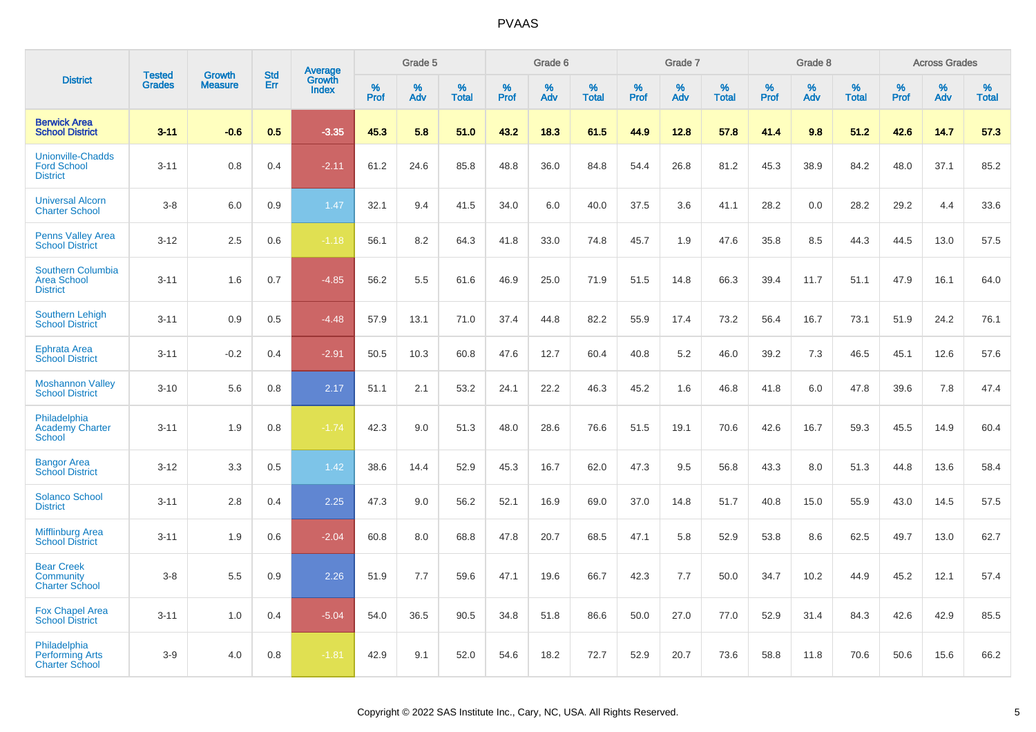| District | Tested Grades | Growth Measure | Std Err | Average Growth Index | Grade 5 | | | Grade 6 | | | Grade 7 | | | Grade 8 | | | Across Grades | | |
|---|---|---|---|---|---|---|---|---|---|---|---|---|---|---|---|---|---|---|---|
| | | | | | % Prof | % Adv | % Total | % Prof | % Adv | % Total | % Prof | % Adv | % Total | % Prof | % Adv | % Total | % Prof | % Adv | % Total |
| **Berwick Area School District** | **3-11** | **-0.6** | **0.5** | **-3.35** | **45.3** | **5.8** | **51.0** | **43.2** | **18.3** | **61.5** | **44.9** | **12.8** | **57.8** | **41.4** | **9.8** | **51.2** | **42.6** | **14.7** | **57.3** |
| Unionville-Chadds Ford School District | 3-11 | 0.8 | 0.4 | -2.11 | 61.2 | 24.6 | 85.8 | 48.8 | 36.0 | 84.8 | 54.4 | 26.8 | 81.2 | 45.3 | 38.9 | 84.2 | 48.0 | 37.1 | 85.2 |
| Universal Alcorn Charter School | 3-8 | 6.0 | 0.9 | 1.47 | 32.1 | 9.4 | 41.5 | 34.0 | 6.0 | 40.0 | 37.5 | 3.6 | 41.1 | 28.2 | 0.0 | 28.2 | 29.2 | 4.4 | 33.6 |
| Penns Valley Area School District | 3-12 | 2.5 | 0.6 | -1.18 | 56.1 | 8.2 | 64.3 | 41.8 | 33.0 | 74.8 | 45.7 | 1.9 | 47.6 | 35.8 | 8.5 | 44.3 | 44.5 | 13.0 | 57.5 |
| Southern Columbia Area School District | 3-11 | 1.6 | 0.7 | -4.85 | 56.2 | 5.5 | 61.6 | 46.9 | 25.0 | 71.9 | 51.5 | 14.8 | 66.3 | 39.4 | 11.7 | 51.1 | 47.9 | 16.1 | 64.0 |
| Southern Lehigh School District | 3-11 | 0.9 | 0.5 | -4.48 | 57.9 | 13.1 | 71.0 | 37.4 | 44.8 | 82.2 | 55.9 | 17.4 | 73.2 | 56.4 | 16.7 | 73.1 | 51.9 | 24.2 | 76.1 |
| Ephrata Area School District | 3-11 | -0.2 | 0.4 | -2.91 | 50.5 | 10.3 | 60.8 | 47.6 | 12.7 | 60.4 | 40.8 | 5.2 | 46.0 | 39.2 | 7.3 | 46.5 | 45.1 | 12.6 | 57.6 |
| Moshannon Valley School District | 3-10 | 5.6 | 0.8 | 2.17 | 51.1 | 2.1 | 53.2 | 24.1 | 22.2 | 46.3 | 45.2 | 1.6 | 46.8 | 41.8 | 6.0 | 47.8 | 39.6 | 7.8 | 47.4 |
| Philadelphia Academy Charter School | 3-11 | 1.9 | 0.8 | -1.74 | 42.3 | 9.0 | 51.3 | 48.0 | 28.6 | 76.6 | 51.5 | 19.1 | 70.6 | 42.6 | 16.7 | 59.3 | 45.5 | 14.9 | 60.4 |
| Bangor Area School District | 3-12 | 3.3 | 0.5 | 1.42 | 38.6 | 14.4 | 52.9 | 45.3 | 16.7 | 62.0 | 47.3 | 9.5 | 56.8 | 43.3 | 8.0 | 51.3 | 44.8 | 13.6 | 58.4 |
| Solanco School District | 3-11 | 2.8 | 0.4 | 2.25 | 47.3 | 9.0 | 56.2 | 52.1 | 16.9 | 69.0 | 37.0 | 14.8 | 51.7 | 40.8 | 15.0 | 55.9 | 43.0 | 14.5 | 57.5 |
| Mifflinburg Area School District | 3-11 | 1.9 | 0.6 | -2.04 | 60.8 | 8.0 | 68.8 | 47.8 | 20.7 | 68.5 | 47.1 | 5.8 | 52.9 | 53.8 | 8.6 | 62.5 | 49.7 | 13.0 | 62.7 |
| Bear Creek Community Charter School | 3-8 | 5.5 | 0.9 | 2.26 | 51.9 | 7.7 | 59.6 | 47.1 | 19.6 | 66.7 | 42.3 | 7.7 | 50.0 | 34.7 | 10.2 | 44.9 | 45.2 | 12.1 | 57.4 |
| Fox Chapel Area School District | 3-11 | 1.0 | 0.4 | -5.04 | 54.0 | 36.5 | 90.5 | 34.8 | 51.8 | 86.6 | 50.0 | 27.0 | 77.0 | 52.9 | 31.4 | 84.3 | 42.6 | 42.9 | 85.5 |
| Philadelphia Performing Arts Charter School | 3-9 | 4.0 | 0.8 | -1.81 | 42.9 | 9.1 | 52.0 | 54.6 | 18.2 | 72.7 | 52.9 | 20.7 | 73.6 | 58.8 | 11.8 | 70.6 | 50.6 | 15.6 | 66.2 |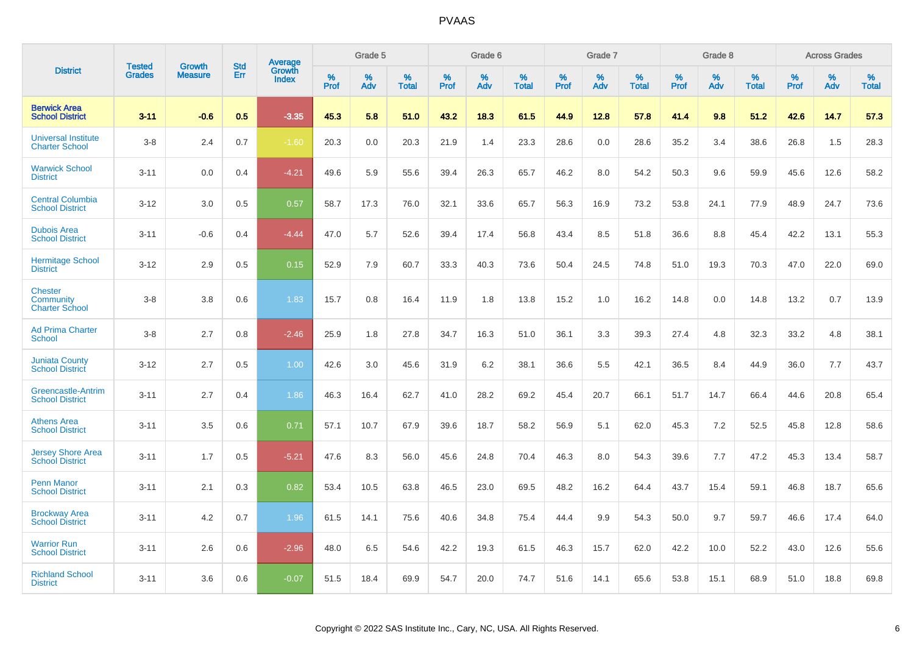# PVAAS

| District | Tested Grades | Growth Measure | Std Err | Average Growth Index | Grade 5 | | | Grade 6 | | | Grade 7 | | | Grade 8 | | | Across Grades | | |
|---|---|---|---|---|---|---|---|---|---|---|---|---|---|---|---|---|---|---|---|
| | | | | | % Prof | % Adv | % Total | % Prof | % Adv | % Total | % Prof | % Adv | % Total | % Prof | % Adv | % Total | % Prof | % Adv | % Total |
| **Berwick Area School District** | **3-11** | **-0.6** | **0.5** | **-3.35** | **45.3** | **5.8** | **51.0** | **43.2** | **18.3** | **61.5** | **44.9** | **12.8** | **57.8** | **41.4** | **9.8** | **51.2** | **42.6** | **14.7** | **57.3** |
| Universal Institute Charter School | 3-8 | 2.4 | 0.7 | -1.60 | 20.3 | 0.0 | 20.3 | 21.9 | 1.4 | 23.3 | 28.6 | 0.0 | 28.6 | 35.2 | 3.4 | 38.6 | 26.8 | 1.5 | 28.3 |
| Warwick School District | 3-11 | 0.0 | 0.4 | -4.21 | 49.6 | 5.9 | 55.6 | 39.4 | 26.3 | 65.7 | 46.2 | 8.0 | 54.2 | 50.3 | 9.6 | 59.9 | 45.6 | 12.6 | 58.2 |
| Central Columbia School District | 3-12 | 3.0 | 0.5 | 0.57 | 58.7 | 17.3 | 76.0 | 32.1 | 33.6 | 65.7 | 56.3 | 16.9 | 73.2 | 53.8 | 24.1 | 77.9 | 48.9 | 24.7 | 73.6 |
| Dubois Area School District | 3-11 | -0.6 | 0.4 | -4.44 | 47.0 | 5.7 | 52.6 | 39.4 | 17.4 | 56.8 | 43.4 | 8.5 | 51.8 | 36.6 | 8.8 | 45.4 | 42.2 | 13.1 | 55.3 |
| Hermitage School District | 3-12 | 2.9 | 0.5 | 0.15 | 52.9 | 7.9 | 60.7 | 33.3 | 40.3 | 73.6 | 50.4 | 24.5 | 74.8 | 51.0 | 19.3 | 70.3 | 47.0 | 22.0 | 69.0 |
| Chester Community Charter School | 3-8 | 3.8 | 0.6 | 1.83 | 15.7 | 0.8 | 16.4 | 11.9 | 1.8 | 13.8 | 15.2 | 1.0 | 16.2 | 14.8 | 0.0 | 14.8 | 13.2 | 0.7 | 13.9 |
| Ad Prima Charter School | 3-8 | 2.7 | 0.8 | -2.46 | 25.9 | 1.8 | 27.8 | 34.7 | 16.3 | 51.0 | 36.1 | 3.3 | 39.3 | 27.4 | 4.8 | 32.3 | 33.2 | 4.8 | 38.1 |
| Juniata County School District | 3-12 | 2.7 | 0.5 | 1.00 | 42.6 | 3.0 | 45.6 | 31.9 | 6.2 | 38.1 | 36.6 | 5.5 | 42.1 | 36.5 | 8.4 | 44.9 | 36.0 | 7.7 | 43.7 |
| Greencastle-Antrim School District | 3-11 | 2.7 | 0.4 | 1.86 | 46.3 | 16.4 | 62.7 | 41.0 | 28.2 | 69.2 | 45.4 | 20.7 | 66.1 | 51.7 | 14.7 | 66.4 | 44.6 | 20.8 | 65.4 |
| Athens Area School District | 3-11 | 3.5 | 0.6 | 0.71 | 57.1 | 10.7 | 67.9 | 39.6 | 18.7 | 58.2 | 56.9 | 5.1 | 62.0 | 45.3 | 7.2 | 52.5 | 45.8 | 12.8 | 58.6 |
| Jersey Shore Area School District | 3-11 | 1.7 | 0.5 | -5.21 | 47.6 | 8.3 | 56.0 | 45.6 | 24.8 | 70.4 | 46.3 | 8.0 | 54.3 | 39.6 | 7.7 | 47.2 | 45.3 | 13.4 | 58.7 |
| Penn Manor School District | 3-11 | 2.1 | 0.3 | 0.82 | 53.4 | 10.5 | 63.8 | 46.5 | 23.0 | 69.5 | 48.2 | 16.2 | 64.4 | 43.7 | 15.4 | 59.1 | 46.8 | 18.7 | 65.6 |
| Brockway Area School District | 3-11 | 4.2 | 0.7 | 1.96 | 61.5 | 14.1 | 75.6 | 40.6 | 34.8 | 75.4 | 44.4 | 9.9 | 54.3 | 50.0 | 9.7 | 59.7 | 46.6 | 17.4 | 64.0 |
| Warrior Run School District | 3-11 | 2.6 | 0.6 | -2.96 | 48.0 | 6.5 | 54.6 | 42.2 | 19.3 | 61.5 | 46.3 | 15.7 | 62.0 | 42.2 | 10.0 | 52.2 | 43.0 | 12.6 | 55.6 |
| Richland School District | 3-11 | 3.6 | 0.6 | -0.07 | 51.5 | 18.4 | 69.9 | 54.7 | 20.0 | 74.7 | 51.6 | 14.1 | 65.6 | 53.8 | 15.1 | 68.9 | 51.0 | 18.8 | 69.8 |

Copyright © 2022 SAS Institute Inc., Cary, NC, USA. All Rights Reserved.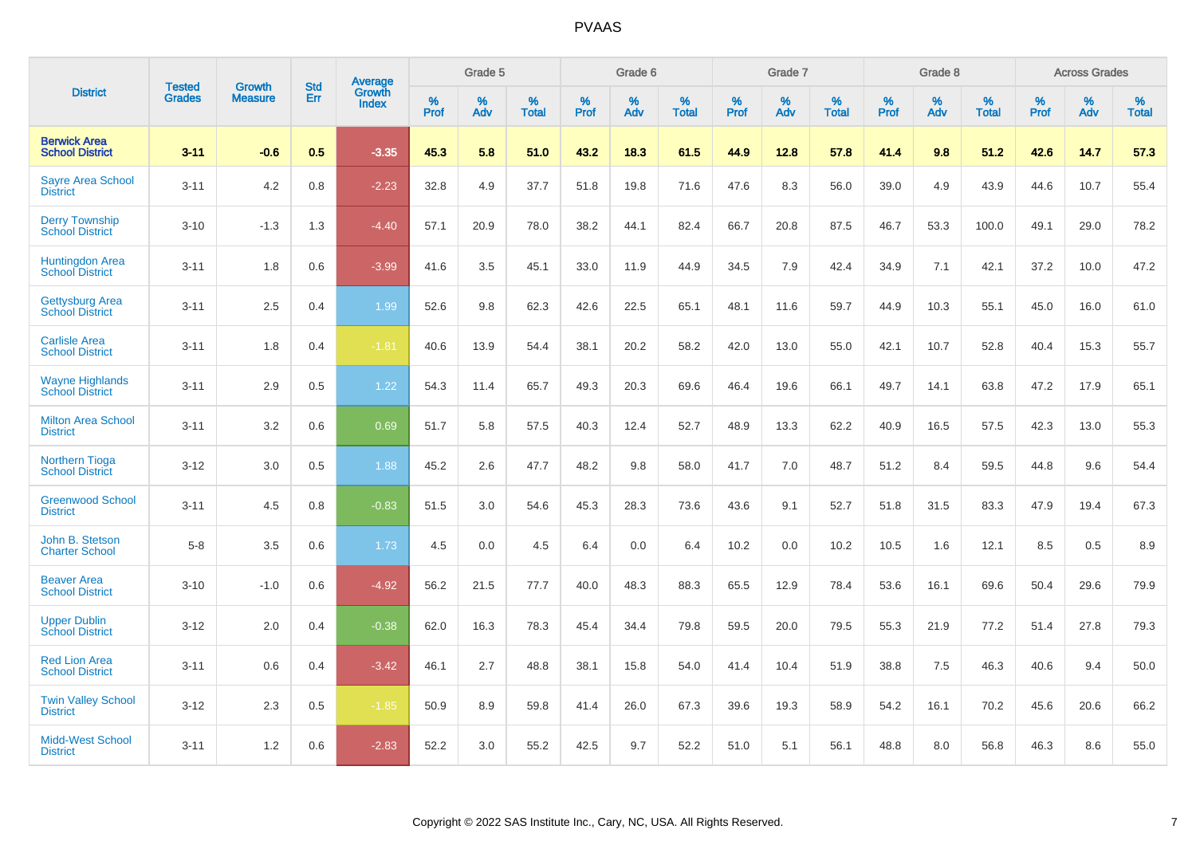# PVAAS

| District | Tested Grades | Growth Measure | Std Err | Average Growth Index | Grade 5 | | | Grade 6 | | | Grade 7 | | | Grade 8 | | | Across Grades | | |
|---|---|---|---|---|---|---|---|---|---|---|---|---|---|---|---|---|---|---|---|
| | | | | | % Prof | % Adv | % Total | % Prof | % Adv | % Total | % Prof | % Adv | % Total | % Prof | % Adv | % Total | % Prof | % Adv | % Total |
| **Berwick Area School District** | **3-11** | **-0.6** | **0.5** | **-3.35** | **45.3** | **5.8** | **51.0** | **43.2** | **18.3** | **61.5** | **44.9** | **12.8** | **57.8** | **41.4** | **9.8** | **51.2** | **42.6** | **14.7** | **57.3** |
| Sayre Area School District | 3-11 | 4.2 | 0.8 | -2.23 | 32.8 | 4.9 | 37.7 | 51.8 | 19.8 | 71.6 | 47.6 | 8.3 | 56.0 | 39.0 | 4.9 | 43.9 | 44.6 | 10.7 | 55.4 |
| Derry Township School District | 3-10 | -1.3 | 1.3 | -4.40 | 57.1 | 20.9 | 78.0 | 38.2 | 44.1 | 82.4 | 66.7 | 20.8 | 87.5 | 46.7 | 53.3 | 100.0 | 49.1 | 29.0 | 78.2 |
| Huntingdon Area School District | 3-11 | 1.8 | 0.6 | -3.99 | 41.6 | 3.5 | 45.1 | 33.0 | 11.9 | 44.9 | 34.5 | 7.9 | 42.4 | 34.9 | 7.1 | 42.1 | 37.2 | 10.0 | 47.2 |
| Gettysburg Area School District | 3-11 | 2.5 | 0.4 | 1.99 | 52.6 | 9.8 | 62.3 | 42.6 | 22.5 | 65.1 | 48.1 | 11.6 | 59.7 | 44.9 | 10.3 | 55.1 | 45.0 | 16.0 | 61.0 |
| Carlisle Area School District | 3-11 | 1.8 | 0.4 | -1.81 | 40.6 | 13.9 | 54.4 | 38.1 | 20.2 | 58.2 | 42.0 | 13.0 | 55.0 | 42.1 | 10.7 | 52.8 | 40.4 | 15.3 | 55.7 |
| Wayne Highlands School District | 3-11 | 2.9 | 0.5 | 1.22 | 54.3 | 11.4 | 65.7 | 49.3 | 20.3 | 69.6 | 46.4 | 19.6 | 66.1 | 49.7 | 14.1 | 63.8 | 47.2 | 17.9 | 65.1 |
| Milton Area School District | 3-11 | 3.2 | 0.6 | 0.69 | 51.7 | 5.8 | 57.5 | 40.3 | 12.4 | 52.7 | 48.9 | 13.3 | 62.2 | 40.9 | 16.5 | 57.5 | 42.3 | 13.0 | 55.3 |
| Northern Tioga School District | 3-12 | 3.0 | 0.5 | 1.88 | 45.2 | 2.6 | 47.7 | 48.2 | 9.8 | 58.0 | 41.7 | 7.0 | 48.7 | 51.2 | 8.4 | 59.5 | 44.8 | 9.6 | 54.4 |
| Greenwood School District | 3-11 | 4.5 | 0.8 | -0.83 | 51.5 | 3.0 | 54.6 | 45.3 | 28.3 | 73.6 | 43.6 | 9.1 | 52.7 | 51.8 | 31.5 | 83.3 | 47.9 | 19.4 | 67.3 |
| John B. Stetson Charter School | 5-8 | 3.5 | 0.6 | 1.73 | 4.5 | 0.0 | 4.5 | 6.4 | 0.0 | 6.4 | 10.2 | 0.0 | 10.2 | 10.5 | 1.6 | 12.1 | 8.5 | 0.5 | 8.9 |
| Beaver Area School District | 3-10 | -1.0 | 0.6 | -4.92 | 56.2 | 21.5 | 77.7 | 40.0 | 48.3 | 88.3 | 65.5 | 12.9 | 78.4 | 53.6 | 16.1 | 69.6 | 50.4 | 29.6 | 79.9 |
| Upper Dublin School District | 3-12 | 2.0 | 0.4 | -0.38 | 62.0 | 16.3 | 78.3 | 45.4 | 34.4 | 79.8 | 59.5 | 20.0 | 79.5 | 55.3 | 21.9 | 77.2 | 51.4 | 27.8 | 79.3 |
| Red Lion Area School District | 3-11 | 0.6 | 0.4 | -3.42 | 46.1 | 2.7 | 48.8 | 38.1 | 15.8 | 54.0 | 41.4 | 10.4 | 51.9 | 38.8 | 7.5 | 46.3 | 40.6 | 9.4 | 50.0 |
| Twin Valley School District | 3-12 | 2.3 | 0.5 | -1.85 | 50.9 | 8.9 | 59.8 | 41.4 | 26.0 | 67.3 | 39.6 | 19.3 | 58.9 | 54.2 | 16.1 | 70.2 | 45.6 | 20.6 | 66.2 |
| Midd-West School District | 3-11 | 1.2 | 0.6 | -2.83 | 52.2 | 3.0 | 55.2 | 42.5 | 9.7 | 52.2 | 51.0 | 5.1 | 56.1 | 48.8 | 8.0 | 56.8 | 46.3 | 8.6 | 55.0 |

Copyright © 2022 SAS Institute Inc., Cary, NC, USA. All Rights Reserved.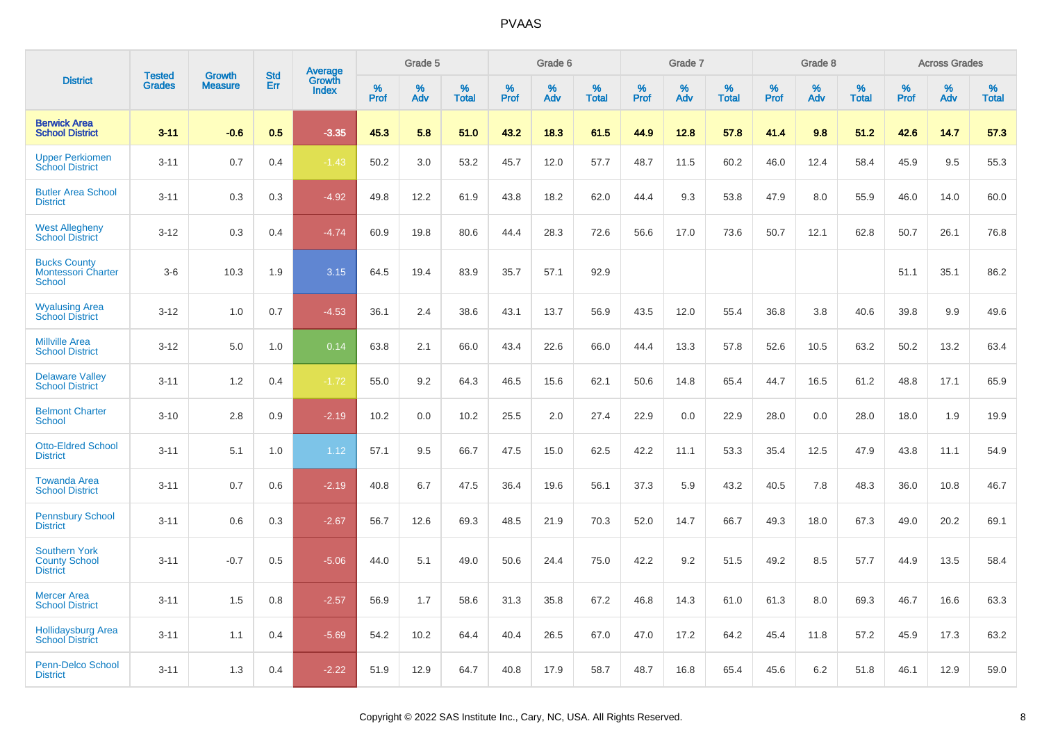PVAAS

| District | Tested Grades | Growth Measure | Std Err | Average Growth Index | Grade 5 | | | Grade 6 | | | Grade 7 | | | Grade 8 | | | Across Grades | | |
|---|---|---|---|---|---|---|---|---|---|---|---|---|---|---|---|---|---|---|---|
| | | | | | % Prof | % Adv | % Total | % Prof | % Adv | % Total | % Prof | % Adv | % Total | % Prof | % Adv | % Total | % Prof | % Adv | % Total |
| **Berwick Area School District** | **3-11** | **-0.6** | **0.5** | **-3.35** | **45.3** | **5.8** | **51.0** | **43.2** | **18.3** | **61.5** | **44.9** | **12.8** | **57.8** | **41.4** | **9.8** | **51.2** | **42.6** | **14.7** | **57.3** |
| Upper Perkiomen School District | 3-11 | 0.7 | 0.4 | -1.43 | 50.2 | 3.0 | 53.2 | 45.7 | 12.0 | 57.7 | 48.7 | 11.5 | 60.2 | 46.0 | 12.4 | 58.4 | 45.9 | 9.5 | 55.3 |
| Butler Area School District | 3-11 | 0.3 | 0.3 | -4.92 | 49.8 | 12.2 | 61.9 | 43.8 | 18.2 | 62.0 | 44.4 | 9.3 | 53.8 | 47.9 | 8.0 | 55.9 | 46.0 | 14.0 | 60.0 |
| West Allegheny School District | 3-12 | 0.3 | 0.4 | -4.74 | 60.9 | 19.8 | 80.6 | 44.4 | 28.3 | 72.6 | 56.6 | 17.0 | 73.6 | 50.7 | 12.1 | 62.8 | 50.7 | 26.1 | 76.8 |
| Bucks County Montessori Charter School | 3-6 | 10.3 | 1.9 | 3.15 | 64.5 | 19.4 | 83.9 | 35.7 | 57.1 | 92.9 | | | | | | | 51.1 | 35.1 | 86.2 |
| Wyalusing Area School District | 3-12 | 1.0 | 0.7 | -4.53 | 36.1 | 2.4 | 38.6 | 43.1 | 13.7 | 56.9 | 43.5 | 12.0 | 55.4 | 36.8 | 3.8 | 40.6 | 39.8 | 9.9 | 49.6 |
| Millville Area School District | 3-12 | 5.0 | 1.0 | 0.14 | 63.8 | 2.1 | 66.0 | 43.4 | 22.6 | 66.0 | 44.4 | 13.3 | 57.8 | 52.6 | 10.5 | 63.2 | 50.2 | 13.2 | 63.4 |
| Delaware Valley School District | 3-11 | 1.2 | 0.4 | -1.72 | 55.0 | 9.2 | 64.3 | 46.5 | 15.6 | 62.1 | 50.6 | 14.8 | 65.4 | 44.7 | 16.5 | 61.2 | 48.8 | 17.1 | 65.9 |
| Belmont Charter School | 3-10 | 2.8 | 0.9 | -2.19 | 10.2 | 0.0 | 10.2 | 25.5 | 2.0 | 27.4 | 22.9 | 0.0 | 22.9 | 28.0 | 0.0 | 28.0 | 18.0 | 1.9 | 19.9 |
| Otto-Eldred School District | 3-11 | 5.1 | 1.0 | 1.12 | 57.1 | 9.5 | 66.7 | 47.5 | 15.0 | 62.5 | 42.2 | 11.1 | 53.3 | 35.4 | 12.5 | 47.9 | 43.8 | 11.1 | 54.9 |
| Towanda Area School District | 3-11 | 0.7 | 0.6 | -2.19 | 40.8 | 6.7 | 47.5 | 36.4 | 19.6 | 56.1 | 37.3 | 5.9 | 43.2 | 40.5 | 7.8 | 48.3 | 36.0 | 10.8 | 46.7 |
| Pennsbury School District | 3-11 | 0.6 | 0.3 | -2.67 | 56.7 | 12.6 | 69.3 | 48.5 | 21.9 | 70.3 | 52.0 | 14.7 | 66.7 | 49.3 | 18.0 | 67.3 | 49.0 | 20.2 | 69.1 |
| Southern York County School District | 3-11 | -0.7 | 0.5 | -5.06 | 44.0 | 5.1 | 49.0 | 50.6 | 24.4 | 75.0 | 42.2 | 9.2 | 51.5 | 49.2 | 8.5 | 57.7 | 44.9 | 13.5 | 58.4 |
| Mercer Area School District | 3-11 | 1.5 | 0.8 | -2.57 | 56.9 | 1.7 | 58.6 | 31.3 | 35.8 | 67.2 | 46.8 | 14.3 | 61.0 | 61.3 | 8.0 | 69.3 | 46.7 | 16.6 | 63.3 |
| Hollidaysburg Area School District | 3-11 | 1.1 | 0.4 | -5.69 | 54.2 | 10.2 | 64.4 | 40.4 | 26.5 | 67.0 | 47.0 | 17.2 | 64.2 | 45.4 | 11.8 | 57.2 | 45.9 | 17.3 | 63.2 |
| Penn-Delco School District | 3-11 | 1.3 | 0.4 | -2.22 | 51.9 | 12.9 | 64.7 | 40.8 | 17.9 | 58.7 | 48.7 | 16.8 | 65.4 | 45.6 | 6.2 | 51.8 | 46.1 | 12.9 | 59.0 |

Copyright © 2022 SAS Institute Inc., Cary, NC, USA. All Rights Reserved.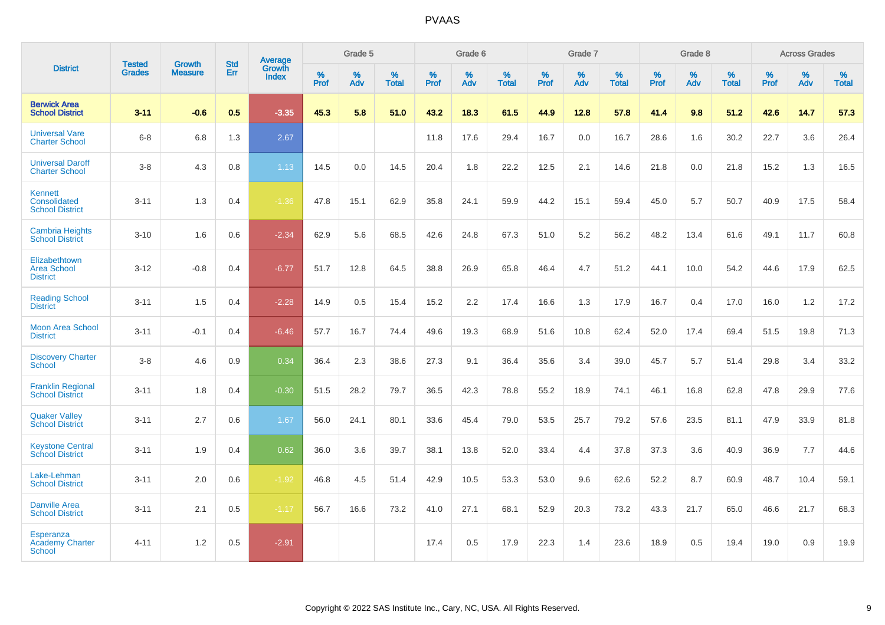# PVAAS

| District | Tested Grades | Growth Measure | Std Err | Average Growth Index | Grade 5 | | | Grade 6 | | | Grade 7 | | | Grade 8 | | | Across Grades | | |
|---|---|---|---|---|---|---|---|---|---|---|---|---|---|---|---|---|---|---|---|
| | | | | | % Prof | % Adv | % Total | % Prof | % Adv | % Total | % Prof | % Adv | % Total | % Prof | % Adv | % Total | % Prof | % Adv | % Total |
| **Berwick Area School District** | **3-11** | **-0.6** | **0.5** | **-3.35** | **45.3** | **5.8** | **51.0** | **43.2** | **18.3** | **61.5** | **44.9** | **12.8** | **57.8** | **41.4** | **9.8** | **51.2** | **42.6** | **14.7** | **57.3** |
| Universal Vare Charter School | 6-8 | 6.8 | 1.3 | 2.67 | | | | 11.8 | 17.6 | 29.4 | 16.7 | 0.0 | 16.7 | 28.6 | 1.6 | 30.2 | 22.7 | 3.6 | 26.4 |
| Universal Daroff Charter School | 3-8 | 4.3 | 0.8 | 1.13 | 14.5 | 0.0 | 14.5 | 20.4 | 1.8 | 22.2 | 12.5 | 2.1 | 14.6 | 21.8 | 0.0 | 21.8 | 15.2 | 1.3 | 16.5 |
| Kennett Consolidated School District | 3-11 | 1.3 | 0.4 | -1.36 | 47.8 | 15.1 | 62.9 | 35.8 | 24.1 | 59.9 | 44.2 | 15.1 | 59.4 | 45.0 | 5.7 | 50.7 | 40.9 | 17.5 | 58.4 |
| Cambria Heights School District | 3-10 | 1.6 | 0.6 | -2.34 | 62.9 | 5.6 | 68.5 | 42.6 | 24.8 | 67.3 | 51.0 | 5.2 | 56.2 | 48.2 | 13.4 | 61.6 | 49.1 | 11.7 | 60.8 |
| Elizabethtown Area School District | 3-12 | -0.8 | 0.4 | -6.77 | 51.7 | 12.8 | 64.5 | 38.8 | 26.9 | 65.8 | 46.4 | 4.7 | 51.2 | 44.1 | 10.0 | 54.2 | 44.6 | 17.9 | 62.5 |
| Reading School District | 3-11 | 1.5 | 0.4 | -2.28 | 14.9 | 0.5 | 15.4 | 15.2 | 2.2 | 17.4 | 16.6 | 1.3 | 17.9 | 16.7 | 0.4 | 17.0 | 16.0 | 1.2 | 17.2 |
| Moon Area School District | 3-11 | -0.1 | 0.4 | -6.46 | 57.7 | 16.7 | 74.4 | 49.6 | 19.3 | 68.9 | 51.6 | 10.8 | 62.4 | 52.0 | 17.4 | 69.4 | 51.5 | 19.8 | 71.3 |
| Discovery Charter School | 3-8 | 4.6 | 0.9 | 0.34 | 36.4 | 2.3 | 38.6 | 27.3 | 9.1 | 36.4 | 35.6 | 3.4 | 39.0 | 45.7 | 5.7 | 51.4 | 29.8 | 3.4 | 33.2 |
| Franklin Regional School District | 3-11 | 1.8 | 0.4 | -0.30 | 51.5 | 28.2 | 79.7 | 36.5 | 42.3 | 78.8 | 55.2 | 18.9 | 74.1 | 46.1 | 16.8 | 62.8 | 47.8 | 29.9 | 77.6 |
| Quaker Valley School District | 3-11 | 2.7 | 0.6 | 1.67 | 56.0 | 24.1 | 80.1 | 33.6 | 45.4 | 79.0 | 53.5 | 25.7 | 79.2 | 57.6 | 23.5 | 81.1 | 47.9 | 33.9 | 81.8 |
| Keystone Central School District | 3-11 | 1.9 | 0.4 | 0.62 | 36.0 | 3.6 | 39.7 | 38.1 | 13.8 | 52.0 | 33.4 | 4.4 | 37.8 | 37.3 | 3.6 | 40.9 | 36.9 | 7.7 | 44.6 |
| Lake-Lehman School District | 3-11 | 2.0 | 0.6 | -1.92 | 46.8 | 4.5 | 51.4 | 42.9 | 10.5 | 53.3 | 53.0 | 9.6 | 62.6 | 52.2 | 8.7 | 60.9 | 48.7 | 10.4 | 59.1 |
| Danville Area School District | 3-11 | 2.1 | 0.5 | -1.17 | 56.7 | 16.6 | 73.2 | 41.0 | 27.1 | 68.1 | 52.9 | 20.3 | 73.2 | 43.3 | 21.7 | 65.0 | 46.6 | 21.7 | 68.3 |
| Esperanza Academy Charter School | 4-11 | 1.2 | 0.5 | -2.91 | | | | 17.4 | 0.5 | 17.9 | 22.3 | 1.4 | 23.6 | 18.9 | 0.5 | 19.4 | 19.0 | 0.9 | 19.9 |

Copyright © 2022 SAS Institute Inc., Cary, NC, USA. All Rights Reserved.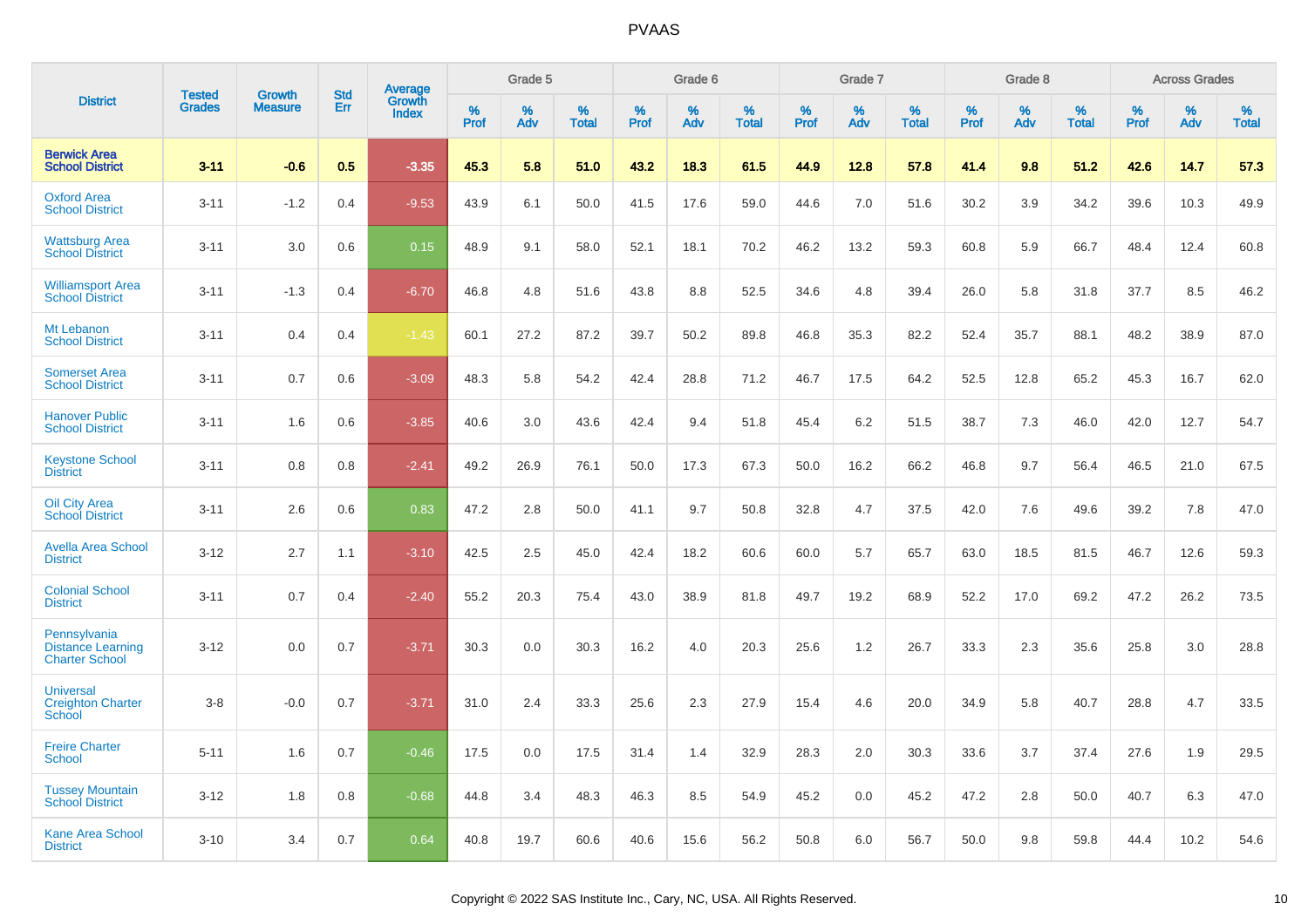# PVAAS

| District | Tested Grades | Growth Measure | Std Err | Average Growth Index | Grade 5 | | | Grade 6 | | | Grade 7 | | | Grade 8 | | | Across Grades | | |
|---|---|---|---|---|---|---|---|---|---|---|---|---|---|---|---|---|---|---|---|
| | | | | | % Prof | % Adv | % Total | % Prof | % Adv | % Total | % Prof | % Adv | % Total | % Prof | % Adv | % Total | % Prof | % Adv | % Total |
| **Berwick Area School District** | **3-11** | **-0.6** | **0.5** | **-3.35** | **45.3** | **5.8** | **51.0** | **43.2** | **18.3** | **61.5** | **44.9** | **12.8** | **57.8** | **41.4** | **9.8** | **51.2** | **42.6** | **14.7** | **57.3** |
| Oxford Area School District | 3-11 | -1.2 | 0.4 | -9.53 | 43.9 | 6.1 | 50.0 | 41.5 | 17.6 | 59.0 | 44.6 | 7.0 | 51.6 | 30.2 | 3.9 | 34.2 | 39.6 | 10.3 | 49.9 |
| Wattsburg Area School District | 3-11 | 3.0 | 0.6 | 0.15 | 48.9 | 9.1 | 58.0 | 52.1 | 18.1 | 70.2 | 46.2 | 13.2 | 59.3 | 60.8 | 5.9 | 66.7 | 48.4 | 12.4 | 60.8 |
| Williamsport Area School District | 3-11 | -1.3 | 0.4 | -6.70 | 46.8 | 4.8 | 51.6 | 43.8 | 8.8 | 52.5 | 34.6 | 4.8 | 39.4 | 26.0 | 5.8 | 31.8 | 37.7 | 8.5 | 46.2 |
| Mt Lebanon School District | 3-11 | 0.4 | 0.4 | -1.43 | 60.1 | 27.2 | 87.2 | 39.7 | 50.2 | 89.8 | 46.8 | 35.3 | 82.2 | 52.4 | 35.7 | 88.1 | 48.2 | 38.9 | 87.0 |
| Somerset Area School District | 3-11 | 0.7 | 0.6 | -3.09 | 48.3 | 5.8 | 54.2 | 42.4 | 28.8 | 71.2 | 46.7 | 17.5 | 64.2 | 52.5 | 12.8 | 65.2 | 45.3 | 16.7 | 62.0 |
| Hanover Public School District | 3-11 | 1.6 | 0.6 | -3.85 | 40.6 | 3.0 | 43.6 | 42.4 | 9.4 | 51.8 | 45.4 | 6.2 | 51.5 | 38.7 | 7.3 | 46.0 | 42.0 | 12.7 | 54.7 |
| Keystone School District | 3-11 | 0.8 | 0.8 | -2.41 | 49.2 | 26.9 | 76.1 | 50.0 | 17.3 | 67.3 | 50.0 | 16.2 | 66.2 | 46.8 | 9.7 | 56.4 | 46.5 | 21.0 | 67.5 |
| Oil City Area School District | 3-11 | 2.6 | 0.6 | 0.83 | 47.2 | 2.8 | 50.0 | 41.1 | 9.7 | 50.8 | 32.8 | 4.7 | 37.5 | 42.0 | 7.6 | 49.6 | 39.2 | 7.8 | 47.0 |
| Avella Area School District | 3-12 | 2.7 | 1.1 | -3.10 | 42.5 | 2.5 | 45.0 | 42.4 | 18.2 | 60.6 | 60.0 | 5.7 | 65.7 | 63.0 | 18.5 | 81.5 | 46.7 | 12.6 | 59.3 |
| Colonial School District | 3-11 | 0.7 | 0.4 | -2.40 | 55.2 | 20.3 | 75.4 | 43.0 | 38.9 | 81.8 | 49.7 | 19.2 | 68.9 | 52.2 | 17.0 | 69.2 | 47.2 | 26.2 | 73.5 |
| Pennsylvania Distance Learning Charter School | 3-12 | 0.0 | 0.7 | -3.71 | 30.3 | 0.0 | 30.3 | 16.2 | 4.0 | 20.3 | 25.6 | 1.2 | 26.7 | 33.3 | 2.3 | 35.6 | 25.8 | 3.0 | 28.8 |
| Universal Creighton Charter School | 3-8 | -0.0 | 0.7 | -3.71 | 31.0 | 2.4 | 33.3 | 25.6 | 2.3 | 27.9 | 15.4 | 4.6 | 20.0 | 34.9 | 5.8 | 40.7 | 28.8 | 4.7 | 33.5 |
| Freire Charter School | 5-11 | 1.6 | 0.7 | -0.46 | 17.5 | 0.0 | 17.5 | 31.4 | 1.4 | 32.9 | 28.3 | 2.0 | 30.3 | 33.6 | 3.7 | 37.4 | 27.6 | 1.9 | 29.5 |
| Tussey Mountain School District | 3-12 | 1.8 | 0.8 | -0.68 | 44.8 | 3.4 | 48.3 | 46.3 | 8.5 | 54.9 | 45.2 | 0.0 | 45.2 | 47.2 | 2.8 | 50.0 | 40.7 | 6.3 | 47.0 |
| Kane Area School District | 3-10 | 3.4 | 0.7 | 0.64 | 40.8 | 19.7 | 60.6 | 40.6 | 15.6 | 56.2 | 50.8 | 6.0 | 56.7 | 50.0 | 9.8 | 59.8 | 44.4 | 10.2 | 54.6 |

Copyright © 2022 SAS Institute Inc., Cary, NC, USA. All Rights Reserved.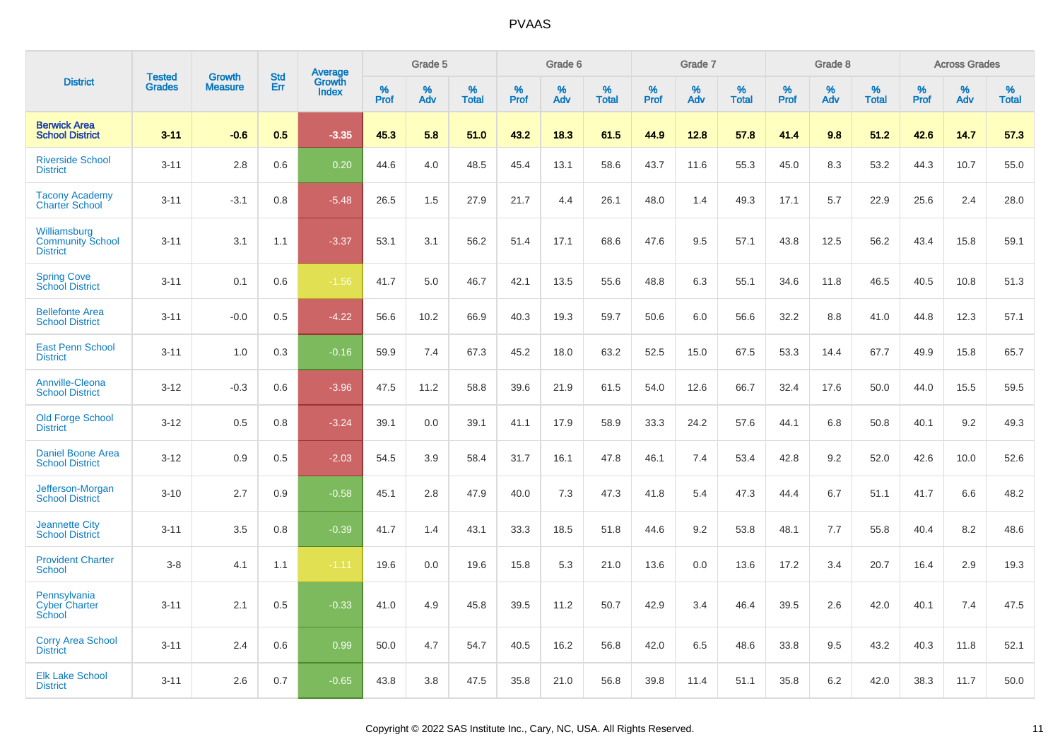# PVAAS

| District | Tested Grades | Growth Measure | Std Err | Average Growth Index | Grade 5 | | | Grade 6 | | | Grade 7 | | | Grade 8 | | | Across Grades | | |
|---|---|---|---|---|---|---|---|---|---|---|---|---|---|---|---|---|---|---|---|
| | | | | | % Prof | % Adv | % Total | % Prof | % Adv | % Total | % Prof | % Adv | % Total | % Prof | % Adv | % Total | % Prof | % Adv | % Total |
| **Berwick Area School District** | **3-11** | **-0.6** | **0.5** | **-3.35** | **45.3** | **5.8** | **51.0** | **43.2** | **18.3** | **61.5** | **44.9** | **12.8** | **57.8** | **41.4** | **9.8** | **51.2** | **42.6** | **14.7** | **57.3** |
| Riverside School District | 3-11 | 2.8 | 0.6 | 0.20 | 44.6 | 4.0 | 48.5 | 45.4 | 13.1 | 58.6 | 43.7 | 11.6 | 55.3 | 45.0 | 8.3 | 53.2 | 44.3 | 10.7 | 55.0 |
| Tacony Academy Charter School | 3-11 | -3.1 | 0.8 | -5.48 | 26.5 | 1.5 | 27.9 | 21.7 | 4.4 | 26.1 | 48.0 | 1.4 | 49.3 | 17.1 | 5.7 | 22.9 | 25.6 | 2.4 | 28.0 |
| Williamsburg Community School District | 3-11 | 3.1 | 1.1 | -3.37 | 53.1 | 3.1 | 56.2 | 51.4 | 17.1 | 68.6 | 47.6 | 9.5 | 57.1 | 43.8 | 12.5 | 56.2 | 43.4 | 15.8 | 59.1 |
| Spring Cove School District | 3-11 | 0.1 | 0.6 | -1.56 | 41.7 | 5.0 | 46.7 | 42.1 | 13.5 | 55.6 | 48.8 | 6.3 | 55.1 | 34.6 | 11.8 | 46.5 | 40.5 | 10.8 | 51.3 |
| Bellefonte Area School District | 3-11 | -0.0 | 0.5 | -4.22 | 56.6 | 10.2 | 66.9 | 40.3 | 19.3 | 59.7 | 50.6 | 6.0 | 56.6 | 32.2 | 8.8 | 41.0 | 44.8 | 12.3 | 57.1 |
| East Penn School District | 3-11 | 1.0 | 0.3 | -0.16 | 59.9 | 7.4 | 67.3 | 45.2 | 18.0 | 63.2 | 52.5 | 15.0 | 67.5 | 53.3 | 14.4 | 67.7 | 49.9 | 15.8 | 65.7 |
| Annville-Cleona School District | 3-12 | -0.3 | 0.6 | -3.96 | 47.5 | 11.2 | 58.8 | 39.6 | 21.9 | 61.5 | 54.0 | 12.6 | 66.7 | 32.4 | 17.6 | 50.0 | 44.0 | 15.5 | 59.5 |
| Old Forge School District | 3-12 | 0.5 | 0.8 | -3.24 | 39.1 | 0.0 | 39.1 | 41.1 | 17.9 | 58.9 | 33.3 | 24.2 | 57.6 | 44.1 | 6.8 | 50.8 | 40.1 | 9.2 | 49.3 |
| Daniel Boone Area School District | 3-12 | 0.9 | 0.5 | -2.03 | 54.5 | 3.9 | 58.4 | 31.7 | 16.1 | 47.8 | 46.1 | 7.4 | 53.4 | 42.8 | 9.2 | 52.0 | 42.6 | 10.0 | 52.6 |
| Jefferson-Morgan School District | 3-10 | 2.7 | 0.9 | -0.58 | 45.1 | 2.8 | 47.9 | 40.0 | 7.3 | 47.3 | 41.8 | 5.4 | 47.3 | 44.4 | 6.7 | 51.1 | 41.7 | 6.6 | 48.2 |
| Jeannette City School District | 3-11 | 3.5 | 0.8 | -0.39 | 41.7 | 1.4 | 43.1 | 33.3 | 18.5 | 51.8 | 44.6 | 9.2 | 53.8 | 48.1 | 7.7 | 55.8 | 40.4 | 8.2 | 48.6 |
| Provident Charter School | 3-8 | 4.1 | 1.1 | -1.11 | 19.6 | 0.0 | 19.6 | 15.8 | 5.3 | 21.0 | 13.6 | 0.0 | 13.6 | 17.2 | 3.4 | 20.7 | 16.4 | 2.9 | 19.3 |
| Pennsylvania Cyber Charter School | 3-11 | 2.1 | 0.5 | -0.33 | 41.0 | 4.9 | 45.8 | 39.5 | 11.2 | 50.7 | 42.9 | 3.4 | 46.4 | 39.5 | 2.6 | 42.0 | 40.1 | 7.4 | 47.5 |
| Corry Area School District | 3-11 | 2.4 | 0.6 | 0.99 | 50.0 | 4.7 | 54.7 | 40.5 | 16.2 | 56.8 | 42.0 | 6.5 | 48.6 | 33.8 | 9.5 | 43.2 | 40.3 | 11.8 | 52.1 |
| Elk Lake School District | 3-11 | 2.6 | 0.7 | -0.65 | 43.8 | 3.8 | 47.5 | 35.8 | 21.0 | 56.8 | 39.8 | 11.4 | 51.1 | 35.8 | 6.2 | 42.0 | 38.3 | 11.7 | 50.0 |

Copyright © 2022 SAS Institute Inc., Cary, NC, USA. All Rights Reserved.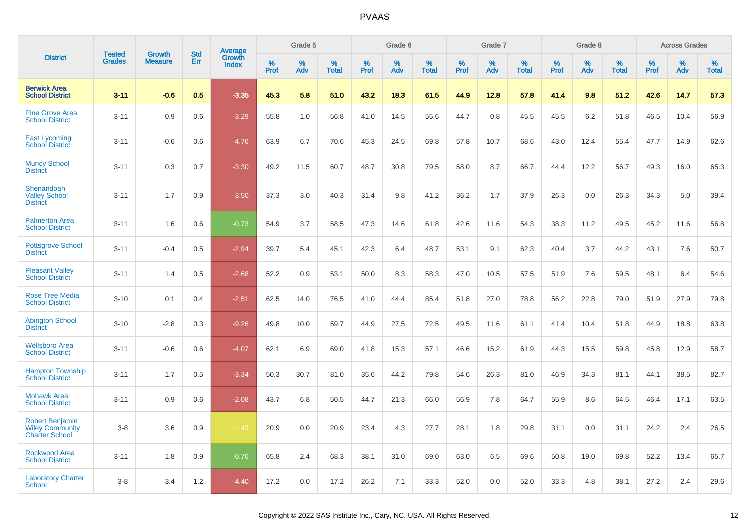PVAAS

| District | Tested Grades | Growth Measure | Std Err | Average Growth Index | Grade 5 | | | Grade 6 | | | Grade 7 | | | Grade 8 | | | Across Grades | | |
|---|---|---|---|---|---|---|---|---|---|---|---|---|---|---|---|---|---|---|---|
| | | | | | % Prof | % Adv | % Total | % Prof | % Adv | % Total | % Prof | % Adv | % Total | % Prof | % Adv | % Total | % Prof | % Adv | % Total |
| **Berwick Area School District** | **3-11** | **-0.6** | **0.5** | **-3.35** | **45.3** | **5.8** | **51.0** | **43.2** | **18.3** | **61.5** | **44.9** | **12.8** | **57.8** | **41.4** | **9.8** | **51.2** | **42.6** | **14.7** | **57.3** |
| Pine Grove Area School District | 3-11 | 0.9 | 0.6 | -3.29 | 55.8 | 1.0 | 56.8 | 41.0 | 14.5 | 55.6 | 44.7 | 0.8 | 45.5 | 45.5 | 6.2 | 51.8 | 46.5 | 10.4 | 56.9 |
| East Lycoming School District | 3-11 | -0.6 | 0.6 | -4.76 | 63.9 | 6.7 | 70.6 | 45.3 | 24.5 | 69.8 | 57.8 | 10.7 | 68.6 | 43.0 | 12.4 | 55.4 | 47.7 | 14.9 | 62.6 |
| Muncy School District | 3-11 | 0.3 | 0.7 | -3.30 | 49.2 | 11.5 | 60.7 | 48.7 | 30.8 | 79.5 | 58.0 | 8.7 | 66.7 | 44.4 | 12.2 | 56.7 | 49.3 | 16.0 | 65.3 |
| Shenandoah Valley School District | 3-11 | 1.7 | 0.9 | -3.50 | 37.3 | 3.0 | 40.3 | 31.4 | 9.8 | 41.2 | 36.2 | 1.7 | 37.9 | 26.3 | 0.0 | 26.3 | 34.3 | 5.0 | 39.4 |
| Palmerton Area School District | 3-11 | 1.6 | 0.6 | -0.73 | 54.9 | 3.7 | 58.5 | 47.3 | 14.6 | 61.8 | 42.6 | 11.6 | 54.3 | 38.3 | 11.2 | 49.5 | 45.2 | 11.6 | 56.8 |
| Pottsgrove School District | 3-11 | -0.4 | 0.5 | -2.94 | 39.7 | 5.4 | 45.1 | 42.3 | 6.4 | 48.7 | 53.1 | 9.1 | 62.3 | 40.4 | 3.7 | 44.2 | 43.1 | 7.6 | 50.7 |
| Pleasant Valley School District | 3-11 | 1.4 | 0.5 | -2.68 | 52.2 | 0.9 | 53.1 | 50.0 | 8.3 | 58.3 | 47.0 | 10.5 | 57.5 | 51.9 | 7.6 | 59.5 | 48.1 | 6.4 | 54.6 |
| Rose Tree Media School District | 3-10 | 0.1 | 0.4 | -2.51 | 62.5 | 14.0 | 76.5 | 41.0 | 44.4 | 85.4 | 51.8 | 27.0 | 78.8 | 56.2 | 22.8 | 79.0 | 51.9 | 27.9 | 79.8 |
| Abington School District | 3-10 | -2.8 | 0.3 | -9.26 | 49.8 | 10.0 | 59.7 | 44.9 | 27.5 | 72.5 | 49.5 | 11.6 | 61.1 | 41.4 | 10.4 | 51.8 | 44.9 | 18.8 | 63.8 |
| Wellsboro Area School District | 3-11 | -0.6 | 0.6 | -4.07 | 62.1 | 6.9 | 69.0 | 41.8 | 15.3 | 57.1 | 46.6 | 15.2 | 61.9 | 44.3 | 15.5 | 59.8 | 45.8 | 12.9 | 58.7 |
| Hampton Township School District | 3-11 | 1.7 | 0.5 | -3.34 | 50.3 | 30.7 | 81.0 | 35.6 | 44.2 | 79.8 | 54.6 | 26.3 | 81.0 | 46.9 | 34.3 | 81.1 | 44.1 | 38.5 | 82.7 |
| Mohawk Area School District | 3-11 | 0.9 | 0.6 | -2.08 | 43.7 | 6.8 | 50.5 | 44.7 | 21.3 | 66.0 | 56.9 | 7.8 | 64.7 | 55.9 | 8.6 | 64.5 | 46.4 | 17.1 | 63.5 |
| Robert Benjamin Wiley Community Charter School | 3-8 | 3.6 | 0.9 | -1.43 | 20.9 | 0.0 | 20.9 | 23.4 | 4.3 | 27.7 | 28.1 | 1.8 | 29.8 | 31.1 | 0.0 | 31.1 | 24.2 | 2.4 | 26.5 |
| Rockwood Area School District | 3-11 | 1.8 | 0.9 | -0.76 | 65.8 | 2.4 | 68.3 | 38.1 | 31.0 | 69.0 | 63.0 | 6.5 | 69.6 | 50.8 | 19.0 | 69.8 | 52.2 | 13.4 | 65.7 |
| Laboratory Charter School | 3-8 | 3.4 | 1.2 | -4.40 | 17.2 | 0.0 | 17.2 | 26.2 | 7.1 | 33.3 | 52.0 | 0.0 | 52.0 | 33.3 | 4.8 | 38.1 | 27.2 | 2.4 | 29.6 |

Copyright © 2022 SAS Institute Inc., Cary, NC, USA. All Rights Reserved.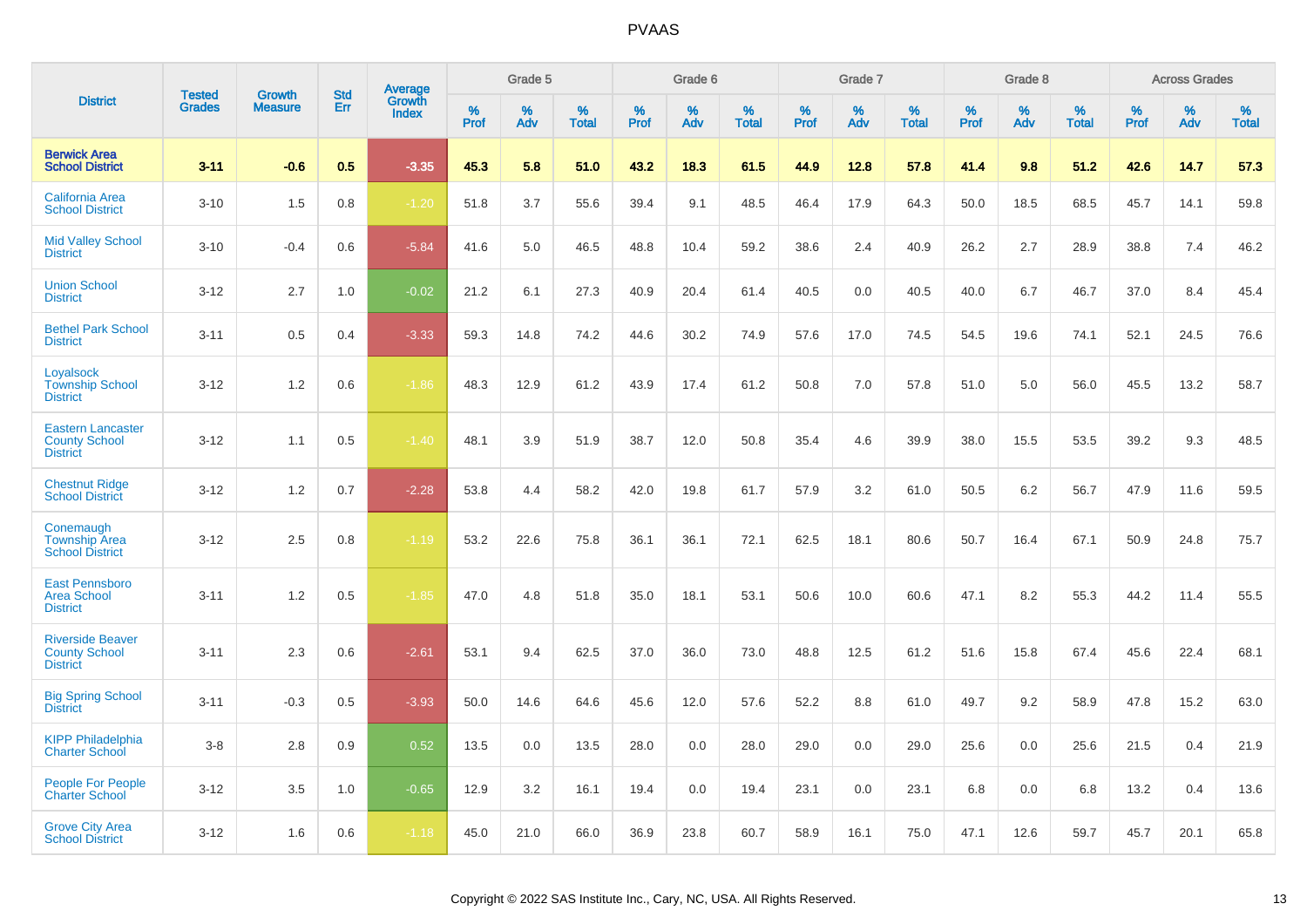# PVAAS

| District | Tested Grades | Growth Measure | Std Err | Average Growth Index | Grade 5 | | | Grade 6 | | | Grade 7 | | | Grade 8 | | | Across Grades | | |
|---|---|---|---|---|---|---|---|---|---|---|---|---|---|---|---|---|---|---|---|
| | | | | | % Prof | % Adv | % Total | % Prof | % Adv | % Total | % Prof | % Adv | % Total | % Prof | % Adv | % Total | % Prof | % Adv | % Total |
| **Berwick Area School District** | **3-11** | **-0.6** | **0.5** | **-3.35** | **45.3** | **5.8** | **51.0** | **43.2** | **18.3** | **61.5** | **44.9** | **12.8** | **57.8** | **41.4** | **9.8** | **51.2** | **42.6** | **14.7** | **57.3** |
| California Area School District | 3-10 | 1.5 | 0.8 | -1.20 | 51.8 | 3.7 | 55.6 | 39.4 | 9.1 | 48.5 | 46.4 | 17.9 | 64.3 | 50.0 | 18.5 | 68.5 | 45.7 | 14.1 | 59.8 |
| Mid Valley School District | 3-10 | -0.4 | 0.6 | -5.84 | 41.6 | 5.0 | 46.5 | 48.8 | 10.4 | 59.2 | 38.6 | 2.4 | 40.9 | 26.2 | 2.7 | 28.9 | 38.8 | 7.4 | 46.2 |
| Union School District | 3-12 | 2.7 | 1.0 | -0.02 | 21.2 | 6.1 | 27.3 | 40.9 | 20.4 | 61.4 | 40.5 | 0.0 | 40.5 | 40.0 | 6.7 | 46.7 | 37.0 | 8.4 | 45.4 |
| Bethel Park School District | 3-11 | 0.5 | 0.4 | -3.33 | 59.3 | 14.8 | 74.2 | 44.6 | 30.2 | 74.9 | 57.6 | 17.0 | 74.5 | 54.5 | 19.6 | 74.1 | 52.1 | 24.5 | 76.6 |
| Loyalsock Township School District | 3-12 | 1.2 | 0.6 | -1.86 | 48.3 | 12.9 | 61.2 | 43.9 | 17.4 | 61.2 | 50.8 | 7.0 | 57.8 | 51.0 | 5.0 | 56.0 | 45.5 | 13.2 | 58.7 |
| Eastern Lancaster County School District | 3-12 | 1.1 | 0.5 | -1.40 | 48.1 | 3.9 | 51.9 | 38.7 | 12.0 | 50.8 | 35.4 | 4.6 | 39.9 | 38.0 | 15.5 | 53.5 | 39.2 | 9.3 | 48.5 |
| Chestnut Ridge School District | 3-12 | 1.2 | 0.7 | -2.28 | 53.8 | 4.4 | 58.2 | 42.0 | 19.8 | 61.7 | 57.9 | 3.2 | 61.0 | 50.5 | 6.2 | 56.7 | 47.9 | 11.6 | 59.5 |
| Conemaugh Township Area School District | 3-12 | 2.5 | 0.8 | -1.19 | 53.2 | 22.6 | 75.8 | 36.1 | 36.1 | 72.1 | 62.5 | 18.1 | 80.6 | 50.7 | 16.4 | 67.1 | 50.9 | 24.8 | 75.7 |
| East Pennsboro Area School District | 3-11 | 1.2 | 0.5 | -1.85 | 47.0 | 4.8 | 51.8 | 35.0 | 18.1 | 53.1 | 50.6 | 10.0 | 60.6 | 47.1 | 8.2 | 55.3 | 44.2 | 11.4 | 55.5 |
| Riverside Beaver County School District | 3-11 | 2.3 | 0.6 | -2.61 | 53.1 | 9.4 | 62.5 | 37.0 | 36.0 | 73.0 | 48.8 | 12.5 | 61.2 | 51.6 | 15.8 | 67.4 | 45.6 | 22.4 | 68.1 |
| Big Spring School District | 3-11 | -0.3 | 0.5 | -3.93 | 50.0 | 14.6 | 64.6 | 45.6 | 12.0 | 57.6 | 52.2 | 8.8 | 61.0 | 49.7 | 9.2 | 58.9 | 47.8 | 15.2 | 63.0 |
| KIPP Philadelphia Charter School | 3-8 | 2.8 | 0.9 | 0.52 | 13.5 | 0.0 | 13.5 | 28.0 | 0.0 | 28.0 | 29.0 | 0.0 | 29.0 | 25.6 | 0.0 | 25.6 | 21.5 | 0.4 | 21.9 |
| People For People Charter School | 3-12 | 3.5 | 1.0 | -0.65 | 12.9 | 3.2 | 16.1 | 19.4 | 0.0 | 19.4 | 23.1 | 0.0 | 23.1 | 6.8 | 0.0 | 6.8 | 13.2 | 0.4 | 13.6 |
| Grove City Area School District | 3-12 | 1.6 | 0.6 | -1.18 | 45.0 | 21.0 | 66.0 | 36.9 | 23.8 | 60.7 | 58.9 | 16.1 | 75.0 | 47.1 | 12.6 | 59.7 | 45.7 | 20.1 | 65.8 |

Copyright © 2022 SAS Institute Inc., Cary, NC, USA. All Rights Reserved.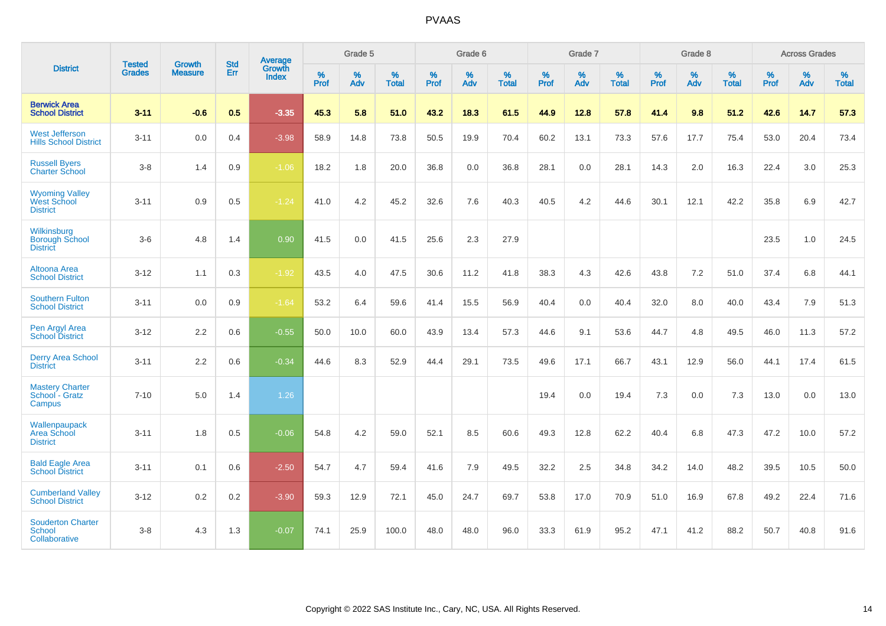| District | Tested Grades | Growth Measure | Std Err | Average Growth Index | Grade 5 | | | Grade 6 | | | Grade 7 | | | Grade 8 | | | Across Grades | | |
|---|---|---|---|---|---|---|---|---|---|---|---|---|---|---|---|---|---|---|---|
| | | | | | % Prof | % Adv | % Total | % Prof | % Adv | % Total | % Prof | % Adv | % Total | % Prof | % Adv | % Total | % Prof | % Adv | % Total |
| **Berwick Area School District** | **3-11** | **-0.6** | **0.5** | **-3.35** | **45.3** | **5.8** | **51.0** | **43.2** | **18.3** | **61.5** | **44.9** | **12.8** | **57.8** | **41.4** | **9.8** | **51.2** | **42.6** | **14.7** | **57.3** |
| West Jefferson Hills School District | 3-11 | 0.0 | 0.4 | -3.98 | 58.9 | 14.8 | 73.8 | 50.5 | 19.9 | 70.4 | 60.2 | 13.1 | 73.3 | 57.6 | 17.7 | 75.4 | 53.0 | 20.4 | 73.4 |
| Russell Byers Charter School | 3-8 | 1.4 | 0.9 | -1.06 | 18.2 | 1.8 | 20.0 | 36.8 | 0.0 | 36.8 | 28.1 | 0.0 | 28.1 | 14.3 | 2.0 | 16.3 | 22.4 | 3.0 | 25.3 |
| Wyoming Valley West School District | 3-11 | 0.9 | 0.5 | -1.24 | 41.0 | 4.2 | 45.2 | 32.6 | 7.6 | 40.3 | 40.5 | 4.2 | 44.6 | 30.1 | 12.1 | 42.2 | 35.8 | 6.9 | 42.7 |
| Wilkinsburg Borough School District | 3-6 | 4.8 | 1.4 | 0.90 | 41.5 | 0.0 | 41.5 | 25.6 | 2.3 | 27.9 | | | | | | | 23.5 | 1.0 | 24.5 |
| Altoona Area School District | 3-12 | 1.1 | 0.3 | -1.92 | 43.5 | 4.0 | 47.5 | 30.6 | 11.2 | 41.8 | 38.3 | 4.3 | 42.6 | 43.8 | 7.2 | 51.0 | 37.4 | 6.8 | 44.1 |
| Southern Fulton School District | 3-11 | 0.0 | 0.9 | -1.64 | 53.2 | 6.4 | 59.6 | 41.4 | 15.5 | 56.9 | 40.4 | 0.0 | 40.4 | 32.0 | 8.0 | 40.0 | 43.4 | 7.9 | 51.3 |
| Pen Argyl Area School District | 3-12 | 2.2 | 0.6 | -0.55 | 50.0 | 10.0 | 60.0 | 43.9 | 13.4 | 57.3 | 44.6 | 9.1 | 53.6 | 44.7 | 4.8 | 49.5 | 46.0 | 11.3 | 57.2 |
| Derry Area School District | 3-11 | 2.2 | 0.6 | -0.34 | 44.6 | 8.3 | 52.9 | 44.4 | 29.1 | 73.5 | 49.6 | 17.1 | 66.7 | 43.1 | 12.9 | 56.0 | 44.1 | 17.4 | 61.5 |
| Mastery Charter School - Gratz Campus | 7-10 | 5.0 | 1.4 | 1.26 | | | | | | | 19.4 | 0.0 | 19.4 | 7.3 | 0.0 | 7.3 | 13.0 | 0.0 | 13.0 |
| Wallenpaupack Area School District | 3-11 | 1.8 | 0.5 | -0.06 | 54.8 | 4.2 | 59.0 | 52.1 | 8.5 | 60.6 | 49.3 | 12.8 | 62.2 | 40.4 | 6.8 | 47.3 | 47.2 | 10.0 | 57.2 |
| Bald Eagle Area School District | 3-11 | 0.1 | 0.6 | -2.50 | 54.7 | 4.7 | 59.4 | 41.6 | 7.9 | 49.5 | 32.2 | 2.5 | 34.8 | 34.2 | 14.0 | 48.2 | 39.5 | 10.5 | 50.0 |
| Cumberland Valley School District | 3-12 | 0.2 | 0.2 | -3.90 | 59.3 | 12.9 | 72.1 | 45.0 | 24.7 | 69.7 | 53.8 | 17.0 | 70.9 | 51.0 | 16.9 | 67.8 | 49.2 | 22.4 | 71.6 |
| Souderton Charter School Collaborative | 3-8 | 4.3 | 1.3 | -0.07 | 74.1 | 25.9 | 100.0 | 48.0 | 48.0 | 96.0 | 33.3 | 61.9 | 95.2 | 47.1 | 41.2 | 88.2 | 50.7 | 40.8 | 91.6 |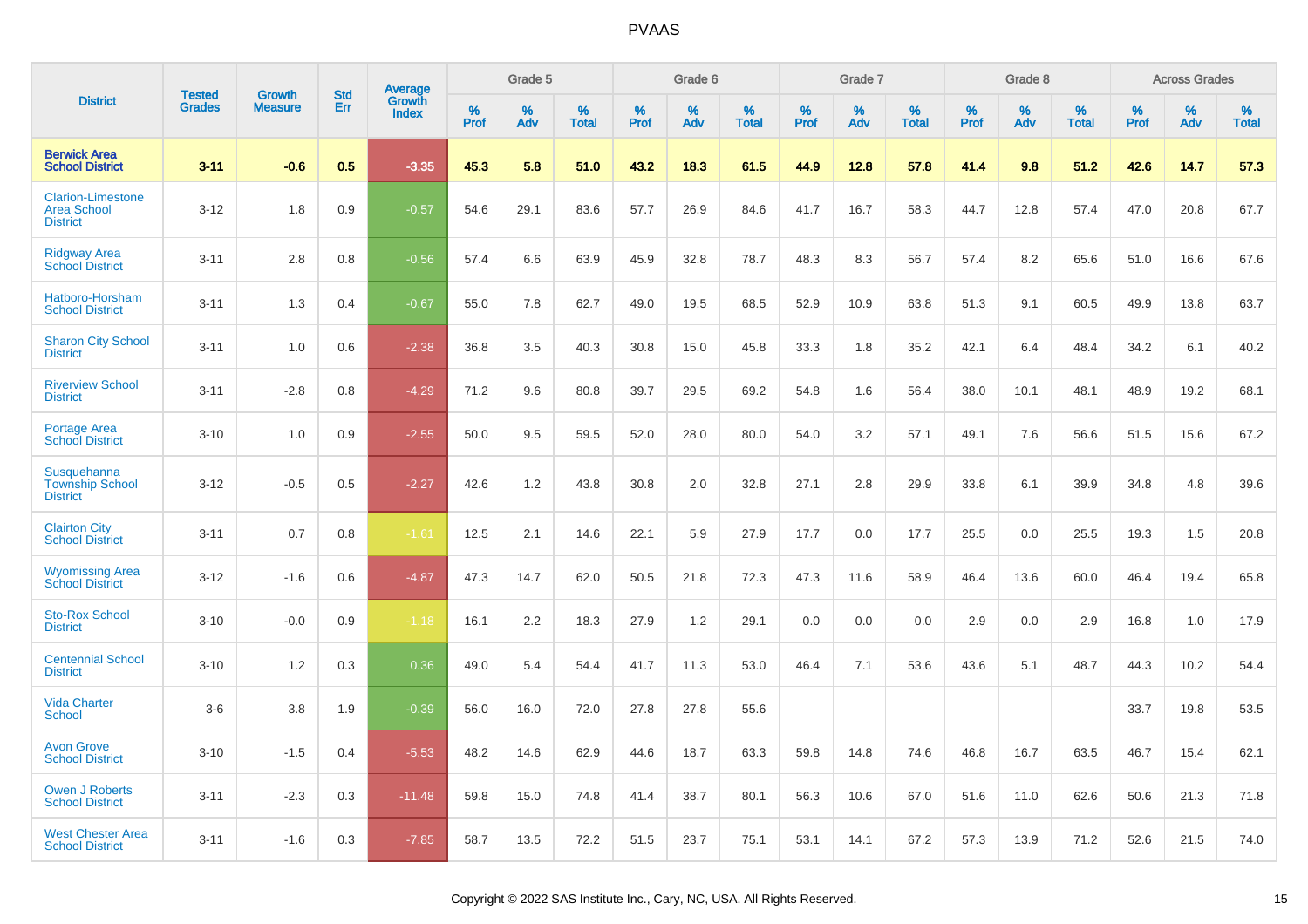# PVAAS

| District | Tested Grades | Growth Measure | Std Err | Average Growth Index | Grade 5 | | | Grade 6 | | | Grade 7 | | | Grade 8 | | | Across Grades | | |
|---|---|---|---|---|---|---|---|---|---|---|---|---|---|---|---|---|---|---|---|
| | | | | | % Prof | % Adv | % Total | % Prof | % Adv | % Total | % Prof | % Adv | % Total | % Prof | % Adv | % Total | % Prof | % Adv | % Total |
| **Berwick Area School District** | **3-11** | **-0.6** | **0.5** | **-3.35** | **45.3** | **5.8** | **51.0** | **43.2** | **18.3** | **61.5** | **44.9** | **12.8** | **57.8** | **41.4** | **9.8** | **51.2** | **42.6** | **14.7** | **57.3** |
| Clarion-Limestone Area School District | 3-12 | 1.8 | 0.9 | -0.57 | 54.6 | 29.1 | 83.6 | 57.7 | 26.9 | 84.6 | 41.7 | 16.7 | 58.3 | 44.7 | 12.8 | 57.4 | 47.0 | 20.8 | 67.7 |
| Ridgway Area School District | 3-11 | 2.8 | 0.8 | -0.56 | 57.4 | 6.6 | 63.9 | 45.9 | 32.8 | 78.7 | 48.3 | 8.3 | 56.7 | 57.4 | 8.2 | 65.6 | 51.0 | 16.6 | 67.6 |
| Hatboro-Horsham School District | 3-11 | 1.3 | 0.4 | -0.67 | 55.0 | 7.8 | 62.7 | 49.0 | 19.5 | 68.5 | 52.9 | 10.9 | 63.8 | 51.3 | 9.1 | 60.5 | 49.9 | 13.8 | 63.7 |
| Sharon City School District | 3-11 | 1.0 | 0.6 | -2.38 | 36.8 | 3.5 | 40.3 | 30.8 | 15.0 | 45.8 | 33.3 | 1.8 | 35.2 | 42.1 | 6.4 | 48.4 | 34.2 | 6.1 | 40.2 |
| Riverview School District | 3-11 | -2.8 | 0.8 | -4.29 | 71.2 | 9.6 | 80.8 | 39.7 | 29.5 | 69.2 | 54.8 | 1.6 | 56.4 | 38.0 | 10.1 | 48.1 | 48.9 | 19.2 | 68.1 |
| Portage Area School District | 3-10 | 1.0 | 0.9 | -2.55 | 50.0 | 9.5 | 59.5 | 52.0 | 28.0 | 80.0 | 54.0 | 3.2 | 57.1 | 49.1 | 7.6 | 56.6 | 51.5 | 15.6 | 67.2 |
| Susquehanna Township School District | 3-12 | -0.5 | 0.5 | -2.27 | 42.6 | 1.2 | 43.8 | 30.8 | 2.0 | 32.8 | 27.1 | 2.8 | 29.9 | 33.8 | 6.1 | 39.9 | 34.8 | 4.8 | 39.6 |
| Clairton City School District | 3-11 | 0.7 | 0.8 | -1.61 | 12.5 | 2.1 | 14.6 | 22.1 | 5.9 | 27.9 | 17.7 | 0.0 | 17.7 | 25.5 | 0.0 | 25.5 | 19.3 | 1.5 | 20.8 |
| Wyomissing Area School District | 3-12 | -1.6 | 0.6 | -4.87 | 47.3 | 14.7 | 62.0 | 50.5 | 21.8 | 72.3 | 47.3 | 11.6 | 58.9 | 46.4 | 13.6 | 60.0 | 46.4 | 19.4 | 65.8 |
| Sto-Rox School District | 3-10 | -0.0 | 0.9 | -1.18 | 16.1 | 2.2 | 18.3 | 27.9 | 1.2 | 29.1 | 0.0 | 0.0 | 0.0 | 2.9 | 0.0 | 2.9 | 16.8 | 1.0 | 17.9 |
| Centennial School District | 3-10 | 1.2 | 0.3 | 0.36 | 49.0 | 5.4 | 54.4 | 41.7 | 11.3 | 53.0 | 46.4 | 7.1 | 53.6 | 43.6 | 5.1 | 48.7 | 44.3 | 10.2 | 54.4 |
| Vida Charter School | 3-6 | 3.8 | 1.9 | -0.39 | 56.0 | 16.0 | 72.0 | 27.8 | 27.8 | 55.6 | | | | | | | 33.7 | 19.8 | 53.5 |
| Avon Grove School District | 3-10 | -1.5 | 0.4 | -5.53 | 48.2 | 14.6 | 62.9 | 44.6 | 18.7 | 63.3 | 59.8 | 14.8 | 74.6 | 46.8 | 16.7 | 63.5 | 46.7 | 15.4 | 62.1 |
| Owen J Roberts School District | 3-11 | -2.3 | 0.3 | -11.48 | 59.8 | 15.0 | 74.8 | 41.4 | 38.7 | 80.1 | 56.3 | 10.6 | 67.0 | 51.6 | 11.0 | 62.6 | 50.6 | 21.3 | 71.8 |
| West Chester Area School District | 3-11 | -1.6 | 0.3 | -7.85 | 58.7 | 13.5 | 72.2 | 51.5 | 23.7 | 75.1 | 53.1 | 14.1 | 67.2 | 57.3 | 13.9 | 71.2 | 52.6 | 21.5 | 74.0 |

Copyright © 2022 SAS Institute Inc., Cary, NC, USA. All Rights Reserved.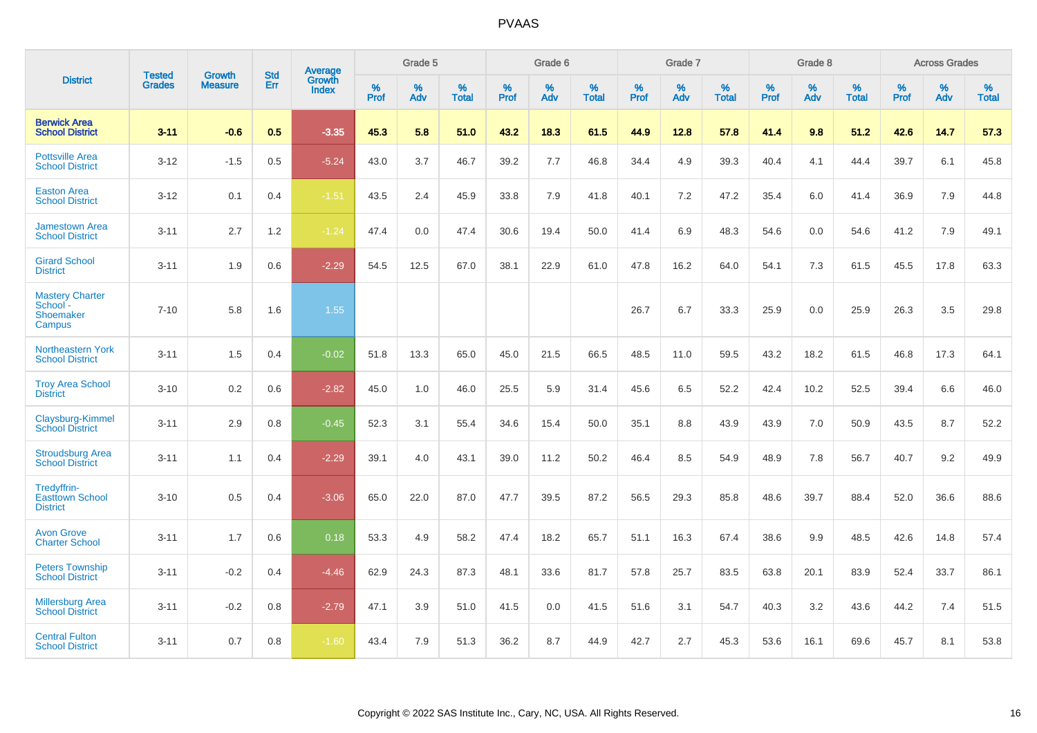| District | Tested Grades | Growth Measure | Std Err | Average Growth Index | Grade 5 | | | Grade 6 | | | Grade 7 | | | Grade 8 | | | Across Grades | | |
|---|---|---|---|---|---|---|---|---|---|---|---|---|---|---|---|---|---|---|---|
| | | | | | % Prof | % Adv | % Total | % Prof | % Adv | % Total | % Prof | % Adv | % Total | % Prof | % Adv | % Total | % Prof | % Adv | % Total |
| **Berwick Area School District** | **3-11** | **-0.6** | **0.5** | **-3.35** | **45.3** | **5.8** | **51.0** | **43.2** | **18.3** | **61.5** | **44.9** | **12.8** | **57.8** | **41.4** | **9.8** | **51.2** | **42.6** | **14.7** | **57.3** |
| Pottsville Area School District | 3-12 | -1.5 | 0.5 | -5.24 | 43.0 | 3.7 | 46.7 | 39.2 | 7.7 | 46.8 | 34.4 | 4.9 | 39.3 | 40.4 | 4.1 | 44.4 | 39.7 | 6.1 | 45.8 |
| Easton Area School District | 3-12 | 0.1 | 0.4 | -1.51 | 43.5 | 2.4 | 45.9 | 33.8 | 7.9 | 41.8 | 40.1 | 7.2 | 47.2 | 35.4 | 6.0 | 41.4 | 36.9 | 7.9 | 44.8 |
| Jamestown Area School District | 3-11 | 2.7 | 1.2 | -1.24 | 47.4 | 0.0 | 47.4 | 30.6 | 19.4 | 50.0 | 41.4 | 6.9 | 48.3 | 54.6 | 0.0 | 54.6 | 41.2 | 7.9 | 49.1 |
| Girard School District | 3-11 | 1.9 | 0.6 | -2.29 | 54.5 | 12.5 | 67.0 | 38.1 | 22.9 | 61.0 | 47.8 | 16.2 | 64.0 | 54.1 | 7.3 | 61.5 | 45.5 | 17.8 | 63.3 |
| Mastery Charter School - Shoemaker Campus | 7-10 | 5.8 | 1.6 | 1.55 | | | | | | | 26.7 | 6.7 | 33.3 | 25.9 | 0.0 | 25.9 | 26.3 | 3.5 | 29.8 |
| Northeastern York School District | 3-11 | 1.5 | 0.4 | -0.02 | 51.8 | 13.3 | 65.0 | 45.0 | 21.5 | 66.5 | 48.5 | 11.0 | 59.5 | 43.2 | 18.2 | 61.5 | 46.8 | 17.3 | 64.1 |
| Troy Area School District | 3-10 | 0.2 | 0.6 | -2.82 | 45.0 | 1.0 | 46.0 | 25.5 | 5.9 | 31.4 | 45.6 | 6.5 | 52.2 | 42.4 | 10.2 | 52.5 | 39.4 | 6.6 | 46.0 |
| Claysburg-Kimmel School District | 3-11 | 2.9 | 0.8 | -0.45 | 52.3 | 3.1 | 55.4 | 34.6 | 15.4 | 50.0 | 35.1 | 8.8 | 43.9 | 43.9 | 7.0 | 50.9 | 43.5 | 8.7 | 52.2 |
| Stroudsburg Area School District | 3-11 | 1.1 | 0.4 | -2.29 | 39.1 | 4.0 | 43.1 | 39.0 | 11.2 | 50.2 | 46.4 | 8.5 | 54.9 | 48.9 | 7.8 | 56.7 | 40.7 | 9.2 | 49.9 |
| Tredyffrin-Easttown School District | 3-10 | 0.5 | 0.4 | -3.06 | 65.0 | 22.0 | 87.0 | 47.7 | 39.5 | 87.2 | 56.5 | 29.3 | 85.8 | 48.6 | 39.7 | 88.4 | 52.0 | 36.6 | 88.6 |
| Avon Grove Charter School | 3-11 | 1.7 | 0.6 | 0.18 | 53.3 | 4.9 | 58.2 | 47.4 | 18.2 | 65.7 | 51.1 | 16.3 | 67.4 | 38.6 | 9.9 | 48.5 | 42.6 | 14.8 | 57.4 |
| Peters Township School District | 3-11 | -0.2 | 0.4 | -4.46 | 62.9 | 24.3 | 87.3 | 48.1 | 33.6 | 81.7 | 57.8 | 25.7 | 83.5 | 63.8 | 20.1 | 83.9 | 52.4 | 33.7 | 86.1 |
| Millersburg Area School District | 3-11 | -0.2 | 0.8 | -2.79 | 47.1 | 3.9 | 51.0 | 41.5 | 0.0 | 41.5 | 51.6 | 3.1 | 54.7 | 40.3 | 3.2 | 43.6 | 44.2 | 7.4 | 51.5 |
| Central Fulton School District | 3-11 | 0.7 | 0.8 | -1.60 | 43.4 | 7.9 | 51.3 | 36.2 | 8.7 | 44.9 | 42.7 | 2.7 | 45.3 | 53.6 | 16.1 | 69.6 | 45.7 | 8.1 | 53.8 |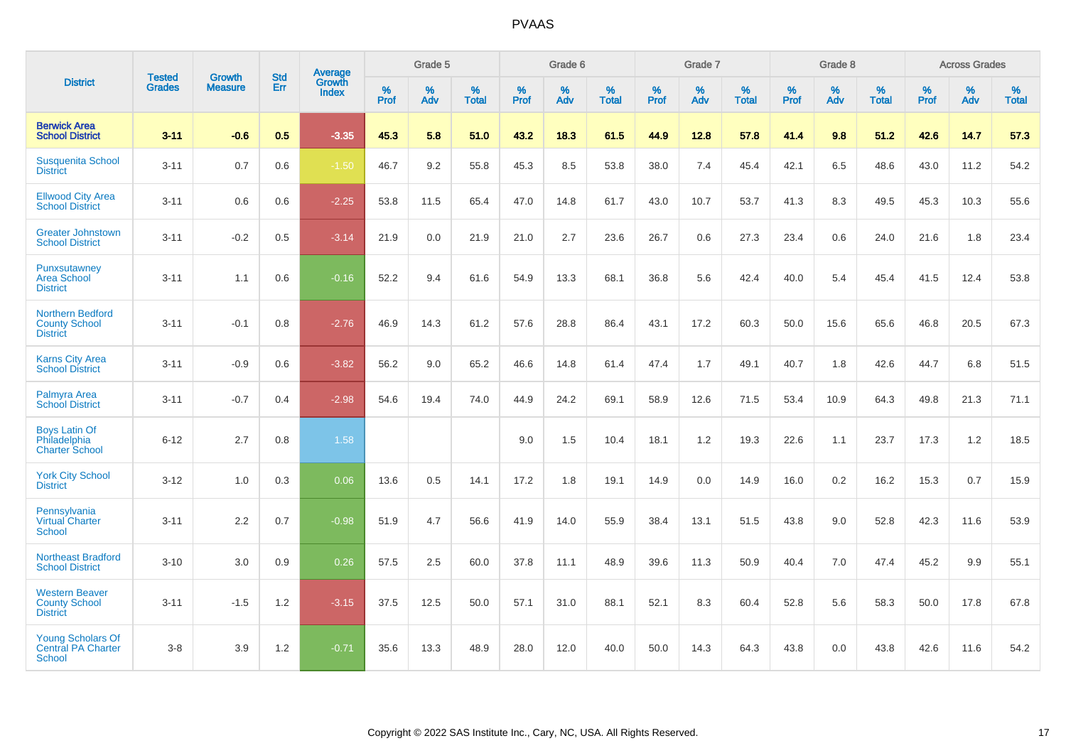# PVAAS

| District | Tested Grades | Growth Measure | Std Err | Average Growth Index | Grade 5 | | | Grade 6 | | | Grade 7 | | | Grade 8 | | | Across Grades | | |
|---|---|---|---|---|---|---|---|---|---|---|---|---|---|---|---|---|---|---|---|
| | | | | | % Prof | % Adv | % Total | % Prof | % Adv | % Total | % Prof | % Adv | % Total | % Prof | % Adv | % Total | % Prof | % Adv | % Total |
| **Berwick Area School District** | **3-11** | **-0.6** | **0.5** | **-3.35** | **45.3** | **5.8** | **51.0** | **43.2** | **18.3** | **61.5** | **44.9** | **12.8** | **57.8** | **41.4** | **9.8** | **51.2** | **42.6** | **14.7** | **57.3** |
| Susquenita School District | 3-11 | 0.7 | 0.6 | -1.50 | 46.7 | 9.2 | 55.8 | 45.3 | 8.5 | 53.8 | 38.0 | 7.4 | 45.4 | 42.1 | 6.5 | 48.6 | 43.0 | 11.2 | 54.2 |
| Ellwood City Area School District | 3-11 | 0.6 | 0.6 | -2.25 | 53.8 | 11.5 | 65.4 | 47.0 | 14.8 | 61.7 | 43.0 | 10.7 | 53.7 | 41.3 | 8.3 | 49.5 | 45.3 | 10.3 | 55.6 |
| Greater Johnstown School District | 3-11 | -0.2 | 0.5 | -3.14 | 21.9 | 0.0 | 21.9 | 21.0 | 2.7 | 23.6 | 26.7 | 0.6 | 27.3 | 23.4 | 0.6 | 24.0 | 21.6 | 1.8 | 23.4 |
| Punxsutawney Area School District | 3-11 | 1.1 | 0.6 | -0.16 | 52.2 | 9.4 | 61.6 | 54.9 | 13.3 | 68.1 | 36.8 | 5.6 | 42.4 | 40.0 | 5.4 | 45.4 | 41.5 | 12.4 | 53.8 |
| Northern Bedford County School District | 3-11 | -0.1 | 0.8 | -2.76 | 46.9 | 14.3 | 61.2 | 57.6 | 28.8 | 86.4 | 43.1 | 17.2 | 60.3 | 50.0 | 15.6 | 65.6 | 46.8 | 20.5 | 67.3 |
| Karns City Area School District | 3-11 | -0.9 | 0.6 | -3.82 | 56.2 | 9.0 | 65.2 | 46.6 | 14.8 | 61.4 | 47.4 | 1.7 | 49.1 | 40.7 | 1.8 | 42.6 | 44.7 | 6.8 | 51.5 |
| Palmyra Area School District | 3-11 | -0.7 | 0.4 | -2.98 | 54.6 | 19.4 | 74.0 | 44.9 | 24.2 | 69.1 | 58.9 | 12.6 | 71.5 | 53.4 | 10.9 | 64.3 | 49.8 | 21.3 | 71.1 |
| Boys Latin Of Philadelphia Charter School | 6-12 | 2.7 | 0.8 | 1.58 | | | | 9.0 | 1.5 | 10.4 | 18.1 | 1.2 | 19.3 | 22.6 | 1.1 | 23.7 | 17.3 | 1.2 | 18.5 |
| York City School District | 3-12 | 1.0 | 0.3 | 0.06 | 13.6 | 0.5 | 14.1 | 17.2 | 1.8 | 19.1 | 14.9 | 0.0 | 14.9 | 16.0 | 0.2 | 16.2 | 15.3 | 0.7 | 15.9 |
| Pennsylvania Virtual Charter School | 3-11 | 2.2 | 0.7 | -0.98 | 51.9 | 4.7 | 56.6 | 41.9 | 14.0 | 55.9 | 38.4 | 13.1 | 51.5 | 43.8 | 9.0 | 52.8 | 42.3 | 11.6 | 53.9 |
| Northeast Bradford School District | 3-10 | 3.0 | 0.9 | 0.26 | 57.5 | 2.5 | 60.0 | 37.8 | 11.1 | 48.9 | 39.6 | 11.3 | 50.9 | 40.4 | 7.0 | 47.4 | 45.2 | 9.9 | 55.1 |
| Western Beaver County School District | 3-11 | -1.5 | 1.2 | -3.15 | 37.5 | 12.5 | 50.0 | 57.1 | 31.0 | 88.1 | 52.1 | 8.3 | 60.4 | 52.8 | 5.6 | 58.3 | 50.0 | 17.8 | 67.8 |
| Young Scholars Of Central PA Charter School | 3-8 | 3.9 | 1.2 | -0.71 | 35.6 | 13.3 | 48.9 | 28.0 | 12.0 | 40.0 | 50.0 | 14.3 | 64.3 | 43.8 | 0.0 | 43.8 | 42.6 | 11.6 | 54.2 |

Copyright © 2022 SAS Institute Inc., Cary, NC, USA. All Rights Reserved.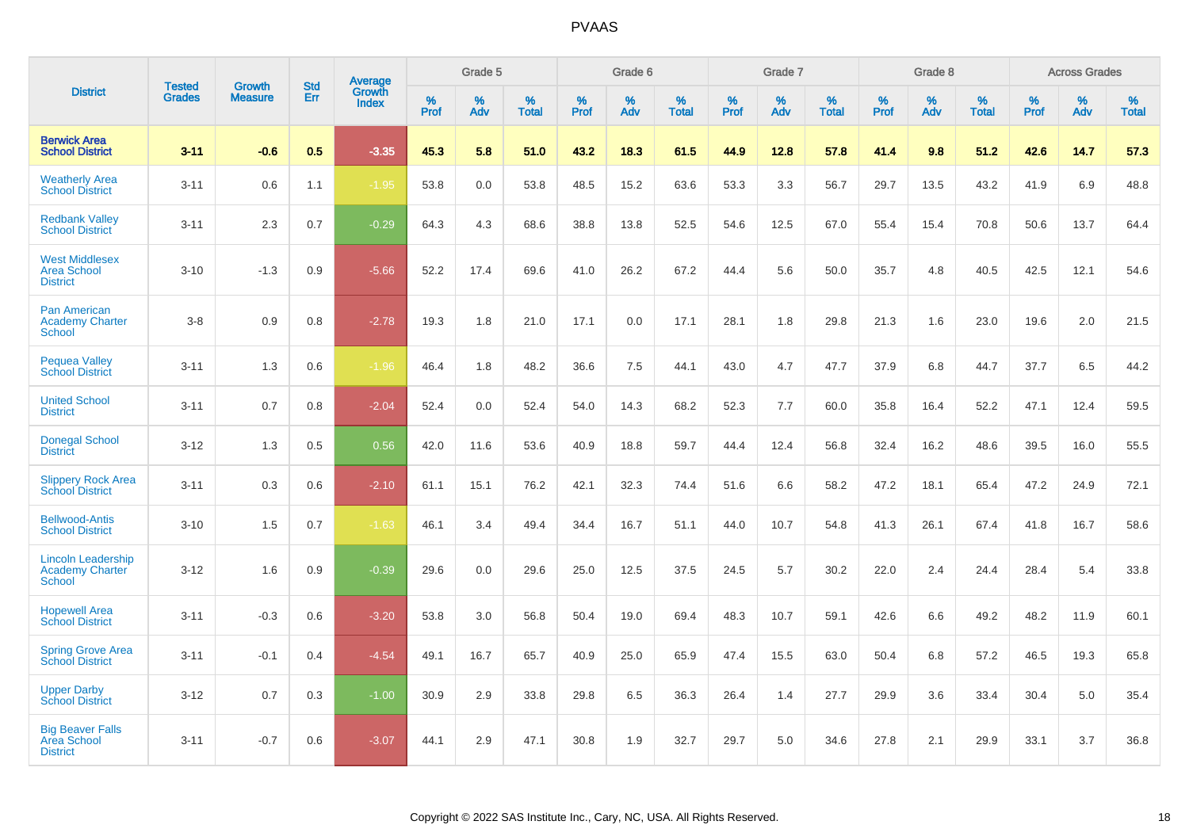# PVAAS

| District | Tested Grades | Growth Measure | Std Err | Average Growth Index | Grade 5 | | | Grade 6 | | | Grade 7 | | | Grade 8 | | | Across Grades | | |
|---|---|---|---|---|---|---|---|---|---|---|---|---|---|---|---|---|---|---|---|
| | | | | | % Prof | % Adv | % Total | % Prof | % Adv | % Total | % Prof | % Adv | % Total | % Prof | % Adv | % Total | % Prof | % Adv | % Total |
| **Berwick Area School District** | **3-11** | **-0.6** | **0.5** | **-3.35** | **45.3** | **5.8** | **51.0** | **43.2** | **18.3** | **61.5** | **44.9** | **12.8** | **57.8** | **41.4** | **9.8** | **51.2** | **42.6** | **14.7** | **57.3** |
| Weatherly Area School District | 3-11 | 0.6 | 1.1 | -1.95 | 53.8 | 0.0 | 53.8 | 48.5 | 15.2 | 63.6 | 53.3 | 3.3 | 56.7 | 29.7 | 13.5 | 43.2 | 41.9 | 6.9 | 48.8 |
| Redbank Valley School District | 3-11 | 2.3 | 0.7 | -0.29 | 64.3 | 4.3 | 68.6 | 38.8 | 13.8 | 52.5 | 54.6 | 12.5 | 67.0 | 55.4 | 15.4 | 70.8 | 50.6 | 13.7 | 64.4 |
| West Middlesex Area School District | 3-10 | -1.3 | 0.9 | -5.66 | 52.2 | 17.4 | 69.6 | 41.0 | 26.2 | 67.2 | 44.4 | 5.6 | 50.0 | 35.7 | 4.8 | 40.5 | 42.5 | 12.1 | 54.6 |
| Pan American Academy Charter School | 3-8 | 0.9 | 0.8 | -2.78 | 19.3 | 1.8 | 21.0 | 17.1 | 0.0 | 17.1 | 28.1 | 1.8 | 29.8 | 21.3 | 1.6 | 23.0 | 19.6 | 2.0 | 21.5 |
| Pequea Valley School District | 3-11 | 1.3 | 0.6 | -1.96 | 46.4 | 1.8 | 48.2 | 36.6 | 7.5 | 44.1 | 43.0 | 4.7 | 47.7 | 37.9 | 6.8 | 44.7 | 37.7 | 6.5 | 44.2 |
| United School District | 3-11 | 0.7 | 0.8 | -2.04 | 52.4 | 0.0 | 52.4 | 54.0 | 14.3 | 68.2 | 52.3 | 7.7 | 60.0 | 35.8 | 16.4 | 52.2 | 47.1 | 12.4 | 59.5 |
| Donegal School District | 3-12 | 1.3 | 0.5 | 0.56 | 42.0 | 11.6 | 53.6 | 40.9 | 18.8 | 59.7 | 44.4 | 12.4 | 56.8 | 32.4 | 16.2 | 48.6 | 39.5 | 16.0 | 55.5 |
| Slippery Rock Area School District | 3-11 | 0.3 | 0.6 | -2.10 | 61.1 | 15.1 | 76.2 | 42.1 | 32.3 | 74.4 | 51.6 | 6.6 | 58.2 | 47.2 | 18.1 | 65.4 | 47.2 | 24.9 | 72.1 |
| Bellwood-Antis School District | 3-10 | 1.5 | 0.7 | -1.63 | 46.1 | 3.4 | 49.4 | 34.4 | 16.7 | 51.1 | 44.0 | 10.7 | 54.8 | 41.3 | 26.1 | 67.4 | 41.8 | 16.7 | 58.6 |
| Lincoln Leadership Academy Charter School | 3-12 | 1.6 | 0.9 | -0.39 | 29.6 | 0.0 | 29.6 | 25.0 | 12.5 | 37.5 | 24.5 | 5.7 | 30.2 | 22.0 | 2.4 | 24.4 | 28.4 | 5.4 | 33.8 |
| Hopewell Area School District | 3-11 | -0.3 | 0.6 | -3.20 | 53.8 | 3.0 | 56.8 | 50.4 | 19.0 | 69.4 | 48.3 | 10.7 | 59.1 | 42.6 | 6.6 | 49.2 | 48.2 | 11.9 | 60.1 |
| Spring Grove Area School District | 3-11 | -0.1 | 0.4 | -4.54 | 49.1 | 16.7 | 65.7 | 40.9 | 25.0 | 65.9 | 47.4 | 15.5 | 63.0 | 50.4 | 6.8 | 57.2 | 46.5 | 19.3 | 65.8 |
| Upper Darby School District | 3-12 | 0.7 | 0.3 | -1.00 | 30.9 | 2.9 | 33.8 | 29.8 | 6.5 | 36.3 | 26.4 | 1.4 | 27.7 | 29.9 | 3.6 | 33.4 | 30.4 | 5.0 | 35.4 |
| Big Beaver Falls Area School District | 3-11 | -0.7 | 0.6 | -3.07 | 44.1 | 2.9 | 47.1 | 30.8 | 1.9 | 32.7 | 29.7 | 5.0 | 34.6 | 27.8 | 2.1 | 29.9 | 33.1 | 3.7 | 36.8 |

Copyright © 2022 SAS Institute Inc., Cary, NC, USA. All Rights Reserved.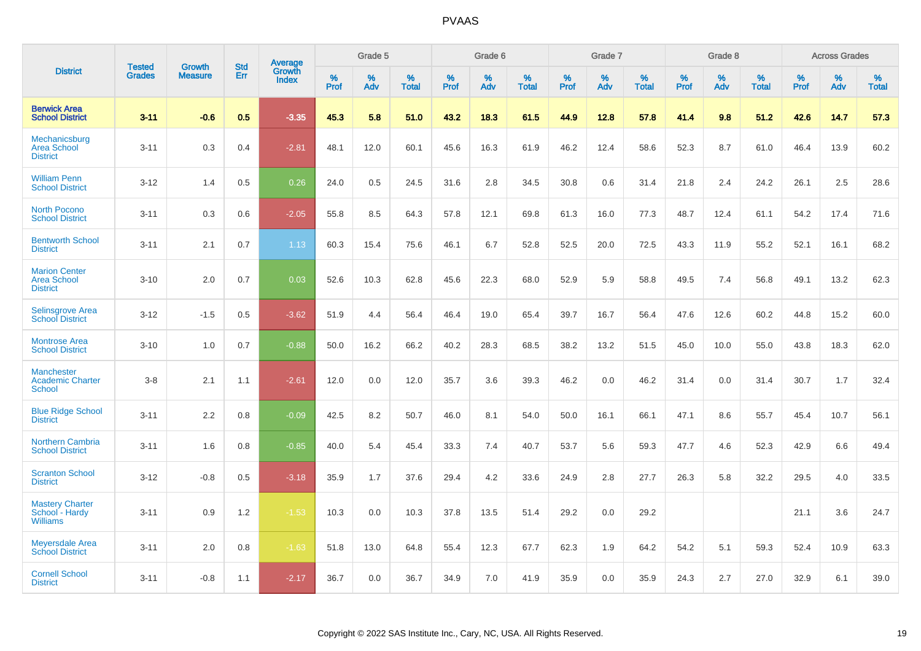# PVAAS

| District | Tested Grades | Growth Measure | Std Err | Average Growth Index | Grade 5 | | | Grade 6 | | | Grade 7 | | | Grade 8 | | | Across Grades | | |
|---|---|---|---|---|---|---|---|---|---|---|---|---|---|---|---|---|---|---|---|
| | | | | | % Prof | % Adv | % Total | % Prof | % Adv | % Total | % Prof | % Adv | % Total | % Prof | % Adv | % Total | % Prof | % Adv | % Total |
| **Berwick Area School District** | **3-11** | **-0.6** | **0.5** | **-3.35** | **45.3** | **5.8** | **51.0** | **43.2** | **18.3** | **61.5** | **44.9** | **12.8** | **57.8** | **41.4** | **9.8** | **51.2** | **42.6** | **14.7** | **57.3** |
| Mechanicsburg Area School District | 3-11 | 0.3 | 0.4 | -2.81 | 48.1 | 12.0 | 60.1 | 45.6 | 16.3 | 61.9 | 46.2 | 12.4 | 58.6 | 52.3 | 8.7 | 61.0 | 46.4 | 13.9 | 60.2 |
| William Penn School District | 3-12 | 1.4 | 0.5 | 0.26 | 24.0 | 0.5 | 24.5 | 31.6 | 2.8 | 34.5 | 30.8 | 0.6 | 31.4 | 21.8 | 2.4 | 24.2 | 26.1 | 2.5 | 28.6 |
| North Pocono School District | 3-11 | 0.3 | 0.6 | -2.05 | 55.8 | 8.5 | 64.3 | 57.8 | 12.1 | 69.8 | 61.3 | 16.0 | 77.3 | 48.7 | 12.4 | 61.1 | 54.2 | 17.4 | 71.6 |
| Bentworth School District | 3-11 | 2.1 | 0.7 | 1.13 | 60.3 | 15.4 | 75.6 | 46.1 | 6.7 | 52.8 | 52.5 | 20.0 | 72.5 | 43.3 | 11.9 | 55.2 | 52.1 | 16.1 | 68.2 |
| Marion Center Area School District | 3-10 | 2.0 | 0.7 | 0.03 | 52.6 | 10.3 | 62.8 | 45.6 | 22.3 | 68.0 | 52.9 | 5.9 | 58.8 | 49.5 | 7.4 | 56.8 | 49.1 | 13.2 | 62.3 |
| Selinsgrove Area School District | 3-12 | -1.5 | 0.5 | -3.62 | 51.9 | 4.4 | 56.4 | 46.4 | 19.0 | 65.4 | 39.7 | 16.7 | 56.4 | 47.6 | 12.6 | 60.2 | 44.8 | 15.2 | 60.0 |
| Montrose Area School District | 3-10 | 1.0 | 0.7 | -0.88 | 50.0 | 16.2 | 66.2 | 40.2 | 28.3 | 68.5 | 38.2 | 13.2 | 51.5 | 45.0 | 10.0 | 55.0 | 43.8 | 18.3 | 62.0 |
| Manchester Academic Charter School | 3-8 | 2.1 | 1.1 | -2.61 | 12.0 | 0.0 | 12.0 | 35.7 | 3.6 | 39.3 | 46.2 | 0.0 | 46.2 | 31.4 | 0.0 | 31.4 | 30.7 | 1.7 | 32.4 |
| Blue Ridge School District | 3-11 | 2.2 | 0.8 | -0.09 | 42.5 | 8.2 | 50.7 | 46.0 | 8.1 | 54.0 | 50.0 | 16.1 | 66.1 | 47.1 | 8.6 | 55.7 | 45.4 | 10.7 | 56.1 |
| Northern Cambria School District | 3-11 | 1.6 | 0.8 | -0.85 | 40.0 | 5.4 | 45.4 | 33.3 | 7.4 | 40.7 | 53.7 | 5.6 | 59.3 | 47.7 | 4.6 | 52.3 | 42.9 | 6.6 | 49.4 |
| Scranton School District | 3-12 | -0.8 | 0.5 | -3.18 | 35.9 | 1.7 | 37.6 | 29.4 | 4.2 | 33.6 | 24.9 | 2.8 | 27.7 | 26.3 | 5.8 | 32.2 | 29.5 | 4.0 | 33.5 |
| Mastery Charter School - Hardy Williams | 3-11 | 0.9 | 1.2 | -1.53 | 10.3 | 0.0 | 10.3 | 37.8 | 13.5 | 51.4 | 29.2 | 0.0 | 29.2 | | | | 21.1 | 3.6 | 24.7 |
| Meyersdale Area School District | 3-11 | 2.0 | 0.8 | -1.63 | 51.8 | 13.0 | 64.8 | 55.4 | 12.3 | 67.7 | 62.3 | 1.9 | 64.2 | 54.2 | 5.1 | 59.3 | 52.4 | 10.9 | 63.3 |
| Cornell School District | 3-11 | -0.8 | 1.1 | -2.17 | 36.7 | 0.0 | 36.7 | 34.9 | 7.0 | 41.9 | 35.9 | 0.0 | 35.9 | 24.3 | 2.7 | 27.0 | 32.9 | 6.1 | 39.0 |

Copyright © 2022 SAS Institute Inc., Cary, NC, USA. All Rights Reserved.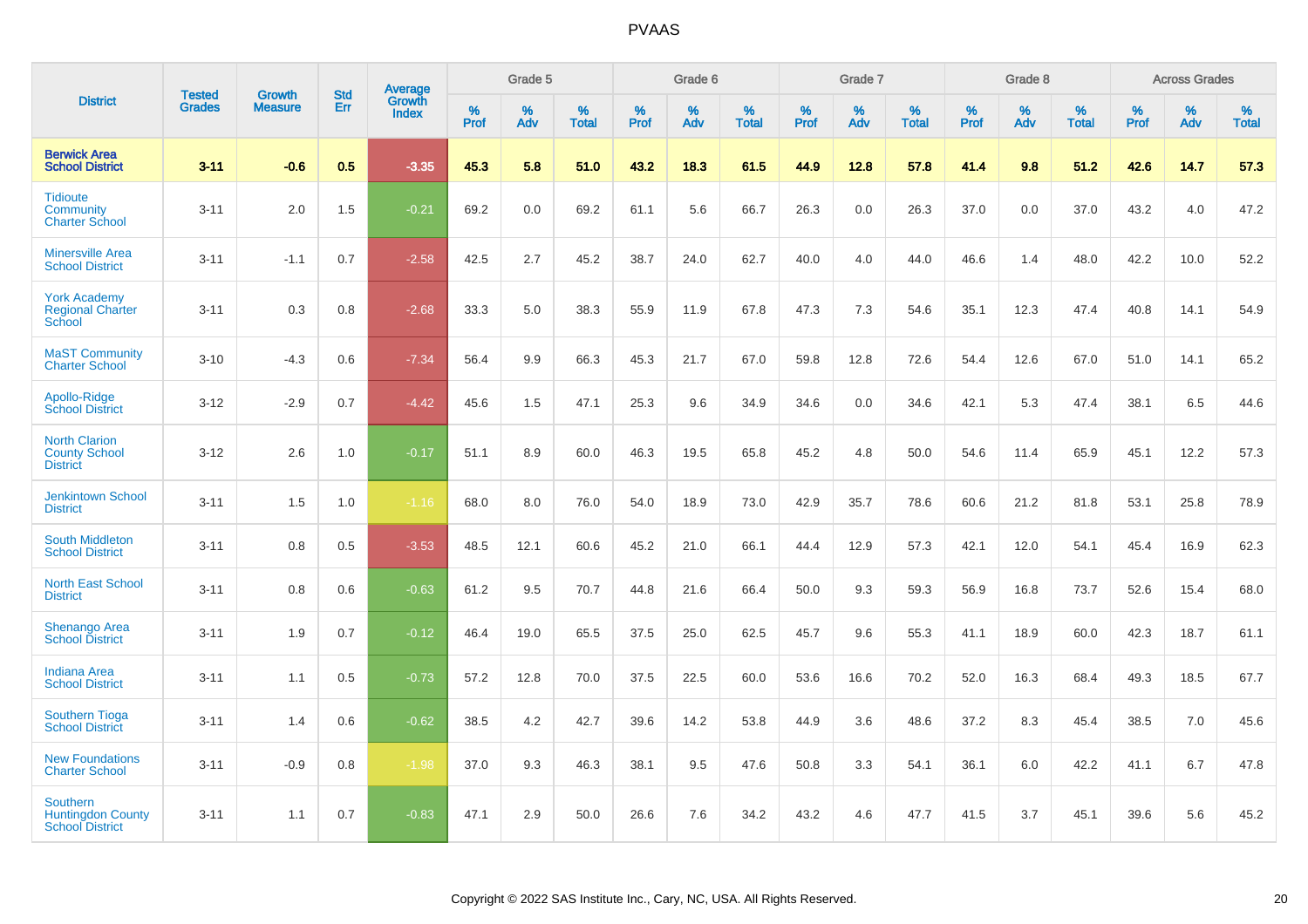# PVAAS

| District | Tested Grades | Growth Measure | Std Err | Average Growth Index | Grade 5 | | | Grade 6 | | | Grade 7 | | | Grade 8 | | | Across Grades | | |
|---|---|---|---|---|---|---|---|---|---|---|---|---|---|---|---|---|---|---|---|
| | | | | | % Prof | % Adv | % Total | % Prof | % Adv | % Total | % Prof | % Adv | % Total | % Prof | % Adv | % Total | % Prof | % Adv | % Total |
| **Berwick Area School District** | **3-11** | **-0.6** | **0.5** | **-3.35** | **45.3** | **5.8** | **51.0** | **43.2** | **18.3** | **61.5** | **44.9** | **12.8** | **57.8** | **41.4** | **9.8** | **51.2** | **42.6** | **14.7** | **57.3** |
| Tidioute Community Charter School | 3-11 | 2.0 | 1.5 | -0.21 | 69.2 | 0.0 | 69.2 | 61.1 | 5.6 | 66.7 | 26.3 | 0.0 | 26.3 | 37.0 | 0.0 | 37.0 | 43.2 | 4.0 | 47.2 |
| Minersville Area School District | 3-11 | -1.1 | 0.7 | -2.58 | 42.5 | 2.7 | 45.2 | 38.7 | 24.0 | 62.7 | 40.0 | 4.0 | 44.0 | 46.6 | 1.4 | 48.0 | 42.2 | 10.0 | 52.2 |
| York Academy Regional Charter School | 3-11 | 0.3 | 0.8 | -2.68 | 33.3 | 5.0 | 38.3 | 55.9 | 11.9 | 67.8 | 47.3 | 7.3 | 54.6 | 35.1 | 12.3 | 47.4 | 40.8 | 14.1 | 54.9 |
| MaST Community Charter School | 3-10 | -4.3 | 0.6 | -7.34 | 56.4 | 9.9 | 66.3 | 45.3 | 21.7 | 67.0 | 59.8 | 12.8 | 72.6 | 54.4 | 12.6 | 67.0 | 51.0 | 14.1 | 65.2 |
| Apollo-Ridge School District | 3-12 | -2.9 | 0.7 | -4.42 | 45.6 | 1.5 | 47.1 | 25.3 | 9.6 | 34.9 | 34.6 | 0.0 | 34.6 | 42.1 | 5.3 | 47.4 | 38.1 | 6.5 | 44.6 |
| North Clarion County School District | 3-12 | 2.6 | 1.0 | -0.17 | 51.1 | 8.9 | 60.0 | 46.3 | 19.5 | 65.8 | 45.2 | 4.8 | 50.0 | 54.6 | 11.4 | 65.9 | 45.1 | 12.2 | 57.3 |
| Jenkintown School District | 3-11 | 1.5 | 1.0 | -1.16 | 68.0 | 8.0 | 76.0 | 54.0 | 18.9 | 73.0 | 42.9 | 35.7 | 78.6 | 60.6 | 21.2 | 81.8 | 53.1 | 25.8 | 78.9 |
| South Middleton School District | 3-11 | 0.8 | 0.5 | -3.53 | 48.5 | 12.1 | 60.6 | 45.2 | 21.0 | 66.1 | 44.4 | 12.9 | 57.3 | 42.1 | 12.0 | 54.1 | 45.4 | 16.9 | 62.3 |
| North East School District | 3-11 | 0.8 | 0.6 | -0.63 | 61.2 | 9.5 | 70.7 | 44.8 | 21.6 | 66.4 | 50.0 | 9.3 | 59.3 | 56.9 | 16.8 | 73.7 | 52.6 | 15.4 | 68.0 |
| Shenango Area School District | 3-11 | 1.9 | 0.7 | -0.12 | 46.4 | 19.0 | 65.5 | 37.5 | 25.0 | 62.5 | 45.7 | 9.6 | 55.3 | 41.1 | 18.9 | 60.0 | 42.3 | 18.7 | 61.1 |
| Indiana Area School District | 3-11 | 1.1 | 0.5 | -0.73 | 57.2 | 12.8 | 70.0 | 37.5 | 22.5 | 60.0 | 53.6 | 16.6 | 70.2 | 52.0 | 16.3 | 68.4 | 49.3 | 18.5 | 67.7 |
| Southern Tioga School District | 3-11 | 1.4 | 0.6 | -0.62 | 38.5 | 4.2 | 42.7 | 39.6 | 14.2 | 53.8 | 44.9 | 3.6 | 48.6 | 37.2 | 8.3 | 45.4 | 38.5 | 7.0 | 45.6 |
| New Foundations Charter School | 3-11 | -0.9 | 0.8 | -1.98 | 37.0 | 9.3 | 46.3 | 38.1 | 9.5 | 47.6 | 50.8 | 3.3 | 54.1 | 36.1 | 6.0 | 42.2 | 41.1 | 6.7 | 47.8 |
| Southern Huntingdon County School District | 3-11 | 1.1 | 0.7 | -0.83 | 47.1 | 2.9 | 50.0 | 26.6 | 7.6 | 34.2 | 43.2 | 4.6 | 47.7 | 41.5 | 3.7 | 45.1 | 39.6 | 5.6 | 45.2 |

Copyright © 2022 SAS Institute Inc., Cary, NC, USA. All Rights Reserved.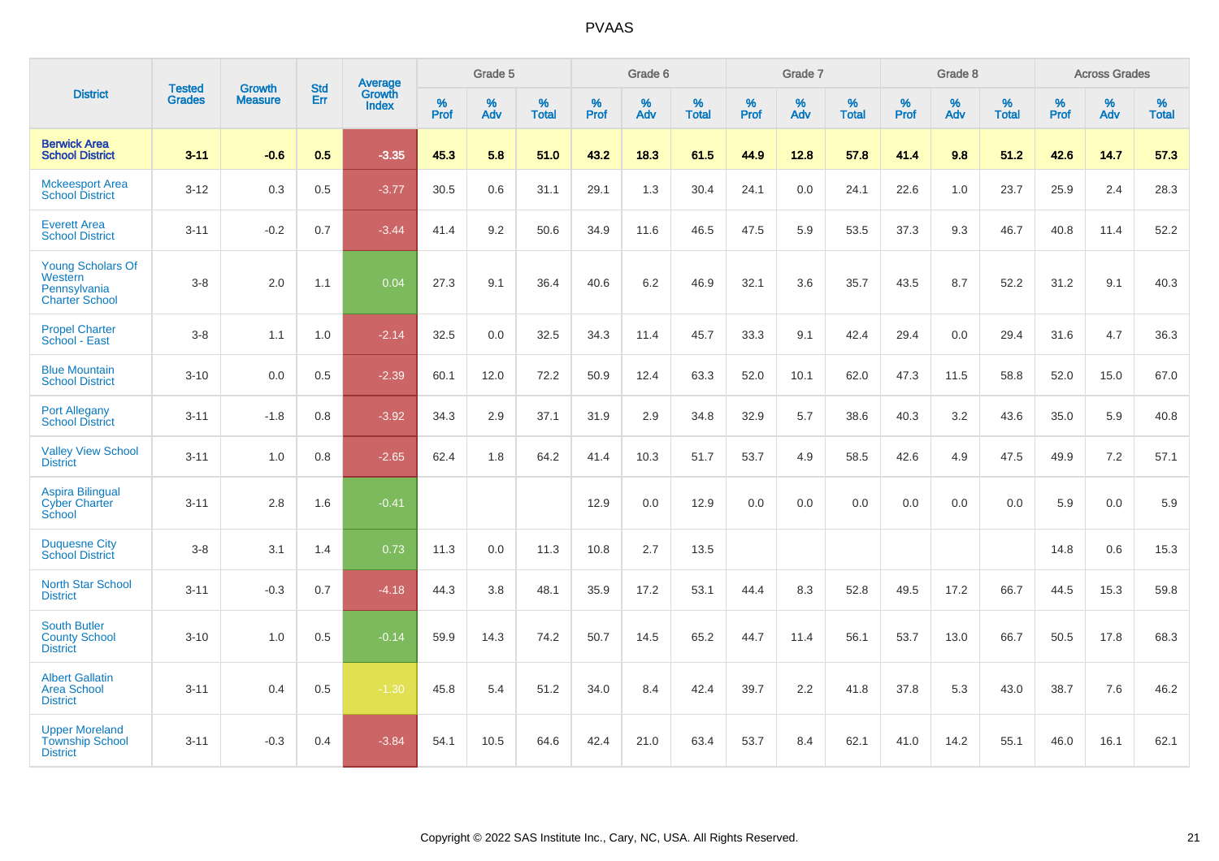# PVAAS

| District | Tested Grades | Growth Measure | Std Err | Average Growth Index | Grade 5 | | | Grade 6 | | | Grade 7 | | | Grade 8 | | | Across Grades | | |
|---|---|---|---|---|---|---|---|---|---|---|---|---|---|---|---|---|---|---|---|
| | | | | | % Prof | % Adv | % Total | % Prof | % Adv | % Total | % Prof | % Adv | % Total | % Prof | % Adv | % Total | % Prof | % Adv | % Total |
| **Berwick Area School District** | **3-11** | **-0.6** | **0.5** | **-3.35** | **45.3** | **5.8** | **51.0** | **43.2** | **18.3** | **61.5** | **44.9** | **12.8** | **57.8** | **41.4** | **9.8** | **51.2** | **42.6** | **14.7** | **57.3** |
| Mckeesport Area School District | 3-12 | 0.3 | 0.5 | -3.77 | 30.5 | 0.6 | 31.1 | 29.1 | 1.3 | 30.4 | 24.1 | 0.0 | 24.1 | 22.6 | 1.0 | 23.7 | 25.9 | 2.4 | 28.3 |
| Everett Area School District | 3-11 | -0.2 | 0.7 | -3.44 | 41.4 | 9.2 | 50.6 | 34.9 | 11.6 | 46.5 | 47.5 | 5.9 | 53.5 | 37.3 | 9.3 | 46.7 | 40.8 | 11.4 | 52.2 |
| Young Scholars Of Western Pennsylvania Charter School | 3-8 | 2.0 | 1.1 | 0.04 | 27.3 | 9.1 | 36.4 | 40.6 | 6.2 | 46.9 | 32.1 | 3.6 | 35.7 | 43.5 | 8.7 | 52.2 | 31.2 | 9.1 | 40.3 |
| Propel Charter School - East | 3-8 | 1.1 | 1.0 | -2.14 | 32.5 | 0.0 | 32.5 | 34.3 | 11.4 | 45.7 | 33.3 | 9.1 | 42.4 | 29.4 | 0.0 | 29.4 | 31.6 | 4.7 | 36.3 |
| Blue Mountain School District | 3-10 | 0.0 | 0.5 | -2.39 | 60.1 | 12.0 | 72.2 | 50.9 | 12.4 | 63.3 | 52.0 | 10.1 | 62.0 | 47.3 | 11.5 | 58.8 | 52.0 | 15.0 | 67.0 |
| Port Allegany School District | 3-11 | -1.8 | 0.8 | -3.92 | 34.3 | 2.9 | 37.1 | 31.9 | 2.9 | 34.8 | 32.9 | 5.7 | 38.6 | 40.3 | 3.2 | 43.6 | 35.0 | 5.9 | 40.8 |
| Valley View School District | 3-11 | 1.0 | 0.8 | -2.65 | 62.4 | 1.8 | 64.2 | 41.4 | 10.3 | 51.7 | 53.7 | 4.9 | 58.5 | 42.6 | 4.9 | 47.5 | 49.9 | 7.2 | 57.1 |
| Aspira Bilingual Cyber Charter School | 3-11 | 2.8 | 1.6 | -0.41 | | | | 12.9 | 0.0 | 12.9 | 0.0 | 0.0 | 0.0 | 0.0 | 0.0 | 0.0 | 5.9 | 0.0 | 5.9 |
| Duquesne City School District | 3-8 | 3.1 | 1.4 | 0.73 | 11.3 | 0.0 | 11.3 | 10.8 | 2.7 | 13.5 | | | | | | | 14.8 | 0.6 | 15.3 |
| North Star School District | 3-11 | -0.3 | 0.7 | -4.18 | 44.3 | 3.8 | 48.1 | 35.9 | 17.2 | 53.1 | 44.4 | 8.3 | 52.8 | 49.5 | 17.2 | 66.7 | 44.5 | 15.3 | 59.8 |
| South Butler County School District | 3-10 | 1.0 | 0.5 | -0.14 | 59.9 | 14.3 | 74.2 | 50.7 | 14.5 | 65.2 | 44.7 | 11.4 | 56.1 | 53.7 | 13.0 | 66.7 | 50.5 | 17.8 | 68.3 |
| Albert Gallatin Area School District | 3-11 | 0.4 | 0.5 | -1.30 | 45.8 | 5.4 | 51.2 | 34.0 | 8.4 | 42.4 | 39.7 | 2.2 | 41.8 | 37.8 | 5.3 | 43.0 | 38.7 | 7.6 | 46.2 |
| Upper Moreland Township School District | 3-11 | -0.3 | 0.4 | -3.84 | 54.1 | 10.5 | 64.6 | 42.4 | 21.0 | 63.4 | 53.7 | 8.4 | 62.1 | 41.0 | 14.2 | 55.1 | 46.0 | 16.1 | 62.1 |

Copyright © 2022 SAS Institute Inc., Cary, NC, USA. All Rights Reserved.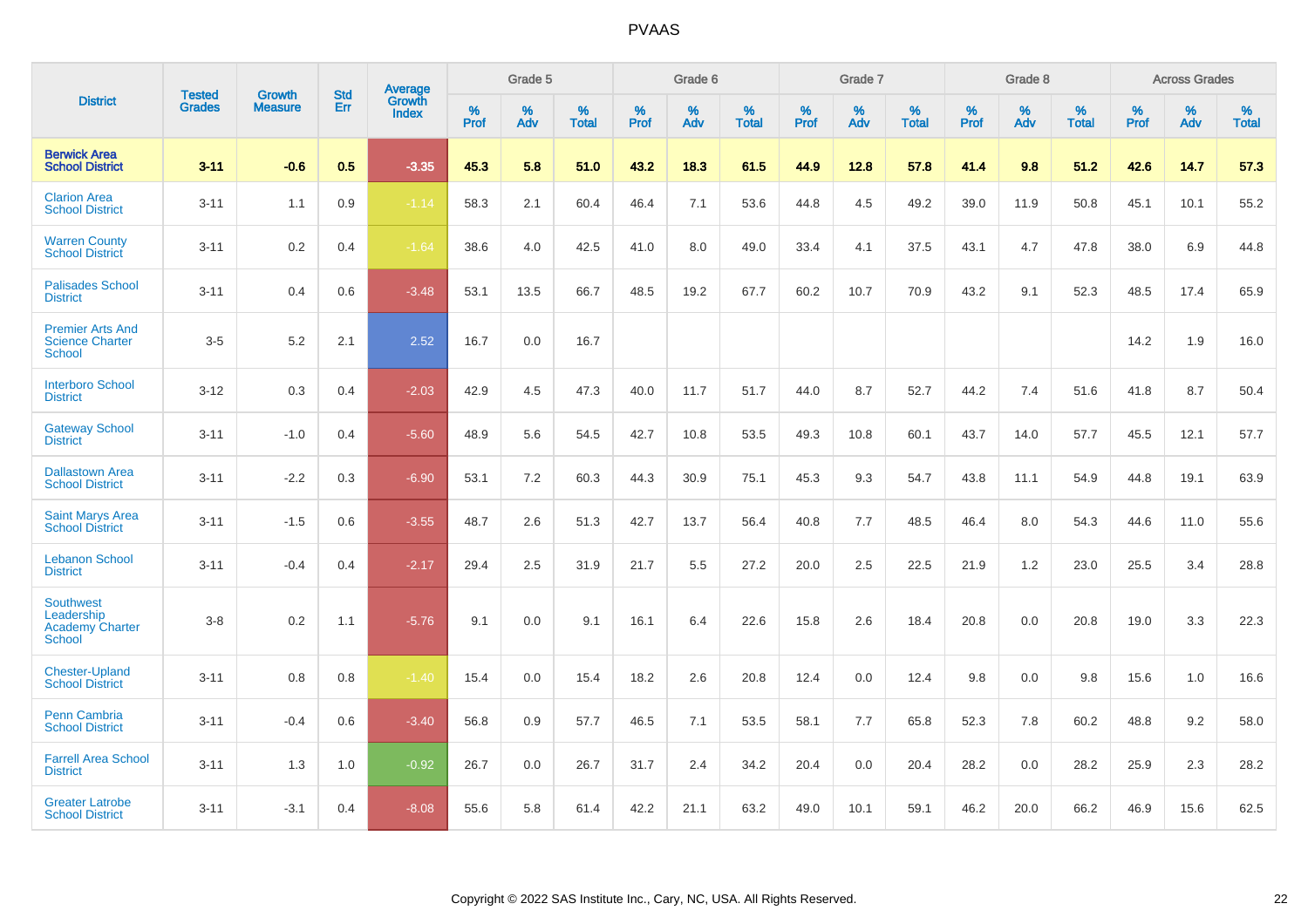# PVAAS

| District | Tested Grades | Growth Measure | Std Err | Average Growth Index | Grade 5 | | | Grade 6 | | | Grade 7 | | | Grade 8 | | | Across Grades | | |
|---|---|---|---|---|---|---|---|---|---|---|---|---|---|---|---|---|---|---|---|
| | | | | | % Prof | % Adv | % Total | % Prof | % Adv | % Total | % Prof | % Adv | % Total | % Prof | % Adv | % Total | % Prof | % Adv | % Total |
| **Berwick Area School District** | **3-11** | **-0.6** | **0.5** | **-3.35** | **45.3** | **5.8** | **51.0** | **43.2** | **18.3** | **61.5** | **44.9** | **12.8** | **57.8** | **41.4** | **9.8** | **51.2** | **42.6** | **14.7** | **57.3** |
| Clarion Area School District | 3-11 | 1.1 | 0.9 | -1.14 | 58.3 | 2.1 | 60.4 | 46.4 | 7.1 | 53.6 | 44.8 | 4.5 | 49.2 | 39.0 | 11.9 | 50.8 | 45.1 | 10.1 | 55.2 |
| Warren County School District | 3-11 | 0.2 | 0.4 | -1.64 | 38.6 | 4.0 | 42.5 | 41.0 | 8.0 | 49.0 | 33.4 | 4.1 | 37.5 | 43.1 | 4.7 | 47.8 | 38.0 | 6.9 | 44.8 |
| Palisades School District | 3-11 | 0.4 | 0.6 | -3.48 | 53.1 | 13.5 | 66.7 | 48.5 | 19.2 | 67.7 | 60.2 | 10.7 | 70.9 | 43.2 | 9.1 | 52.3 | 48.5 | 17.4 | 65.9 |
| Premier Arts And Science Charter School | 3-5 | 5.2 | 2.1 | 2.52 | 16.7 | 0.0 | 16.7 | | | | | | | | | | 14.2 | 1.9 | 16.0 |
| Interboro School District | 3-12 | 0.3 | 0.4 | -2.03 | 42.9 | 4.5 | 47.3 | 40.0 | 11.7 | 51.7 | 44.0 | 8.7 | 52.7 | 44.2 | 7.4 | 51.6 | 41.8 | 8.7 | 50.4 |
| Gateway School District | 3-11 | -1.0 | 0.4 | -5.60 | 48.9 | 5.6 | 54.5 | 42.7 | 10.8 | 53.5 | 49.3 | 10.8 | 60.1 | 43.7 | 14.0 | 57.7 | 45.5 | 12.1 | 57.7 |
| Dallastown Area School District | 3-11 | -2.2 | 0.3 | -6.90 | 53.1 | 7.2 | 60.3 | 44.3 | 30.9 | 75.1 | 45.3 | 9.3 | 54.7 | 43.8 | 11.1 | 54.9 | 44.8 | 19.1 | 63.9 |
| Saint Marys Area School District | 3-11 | -1.5 | 0.6 | -3.55 | 48.7 | 2.6 | 51.3 | 42.7 | 13.7 | 56.4 | 40.8 | 7.7 | 48.5 | 46.4 | 8.0 | 54.3 | 44.6 | 11.0 | 55.6 |
| Lebanon School District | 3-11 | -0.4 | 0.4 | -2.17 | 29.4 | 2.5 | 31.9 | 21.7 | 5.5 | 27.2 | 20.0 | 2.5 | 22.5 | 21.9 | 1.2 | 23.0 | 25.5 | 3.4 | 28.8 |
| Southwest Leadership Academy Charter School | 3-8 | 0.2 | 1.1 | -5.76 | 9.1 | 0.0 | 9.1 | 16.1 | 6.4 | 22.6 | 15.8 | 2.6 | 18.4 | 20.8 | 0.0 | 20.8 | 19.0 | 3.3 | 22.3 |
| Chester-Upland School District | 3-11 | 0.8 | 0.8 | -1.40 | 15.4 | 0.0 | 15.4 | 18.2 | 2.6 | 20.8 | 12.4 | 0.0 | 12.4 | 9.8 | 0.0 | 9.8 | 15.6 | 1.0 | 16.6 |
| Penn Cambria School District | 3-11 | -0.4 | 0.6 | -3.40 | 56.8 | 0.9 | 57.7 | 46.5 | 7.1 | 53.5 | 58.1 | 7.7 | 65.8 | 52.3 | 7.8 | 60.2 | 48.8 | 9.2 | 58.0 |
| Farrell Area School District | 3-11 | 1.3 | 1.0 | -0.92 | 26.7 | 0.0 | 26.7 | 31.7 | 2.4 | 34.2 | 20.4 | 0.0 | 20.4 | 28.2 | 0.0 | 28.2 | 25.9 | 2.3 | 28.2 |
| Greater Latrobe School District | 3-11 | -3.1 | 0.4 | -8.08 | 55.6 | 5.8 | 61.4 | 42.2 | 21.1 | 63.2 | 49.0 | 10.1 | 59.1 | 46.2 | 20.0 | 66.2 | 46.9 | 15.6 | 62.5 |

Copyright © 2022 SAS Institute Inc., Cary, NC, USA. All Rights Reserved.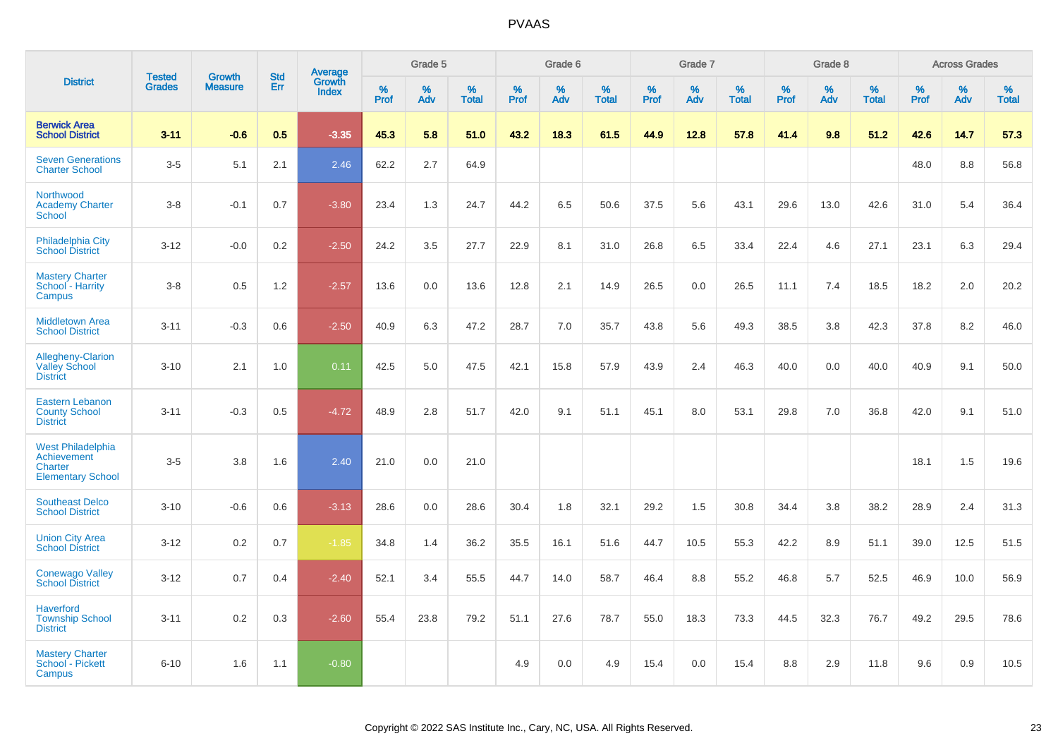# PVAAS

| District | Tested Grades | Growth Measure | Std Err | Average Growth Index | Grade 5 | | | Grade 6 | | | Grade 7 | | | Grade 8 | | | Across Grades | | |
|---|---|---|---|---|---|---|---|---|---|---|---|---|---|---|---|---|---|---|---|
| | | | | | % Prof | % Adv | % Total | % Prof | % Adv | % Total | % Prof | % Adv | % Total | % Prof | % Adv | % Total | % Prof | % Adv | % Total |
| **Berwick Area School District** | **3-11** | **-0.6** | **0.5** | **-3.35** | **45.3** | **5.8** | **51.0** | **43.2** | **18.3** | **61.5** | **44.9** | **12.8** | **57.8** | **41.4** | **9.8** | **51.2** | **42.6** | **14.7** | **57.3** |
| Seven Generations Charter School | 3-5 | 5.1 | 2.1 | 2.46 | 62.2 | 2.7 | 64.9 | | | | | | | | | | 48.0 | 8.8 | 56.8 |
| Northwood Academy Charter School | 3-8 | -0.1 | 0.7 | -3.80 | 23.4 | 1.3 | 24.7 | 44.2 | 6.5 | 50.6 | 37.5 | 5.6 | 43.1 | 29.6 | 13.0 | 42.6 | 31.0 | 5.4 | 36.4 |
| Philadelphia City School District | 3-12 | -0.0 | 0.2 | -2.50 | 24.2 | 3.5 | 27.7 | 22.9 | 8.1 | 31.0 | 26.8 | 6.5 | 33.4 | 22.4 | 4.6 | 27.1 | 23.1 | 6.3 | 29.4 |
| Mastery Charter School - Harrity Campus | 3-8 | 0.5 | 1.2 | -2.57 | 13.6 | 0.0 | 13.6 | 12.8 | 2.1 | 14.9 | 26.5 | 0.0 | 26.5 | 11.1 | 7.4 | 18.5 | 18.2 | 2.0 | 20.2 |
| Middletown Area School District | 3-11 | -0.3 | 0.6 | -2.50 | 40.9 | 6.3 | 47.2 | 28.7 | 7.0 | 35.7 | 43.8 | 5.6 | 49.3 | 38.5 | 3.8 | 42.3 | 37.8 | 8.2 | 46.0 |
| Allegheny-Clarion Valley School District | 3-10 | 2.1 | 1.0 | 0.11 | 42.5 | 5.0 | 47.5 | 42.1 | 15.8 | 57.9 | 43.9 | 2.4 | 46.3 | 40.0 | 0.0 | 40.0 | 40.9 | 9.1 | 50.0 |
| Eastern Lebanon County School District | 3-11 | -0.3 | 0.5 | -4.72 | 48.9 | 2.8 | 51.7 | 42.0 | 9.1 | 51.1 | 45.1 | 8.0 | 53.1 | 29.8 | 7.0 | 36.8 | 42.0 | 9.1 | 51.0 |
| West Philadelphia Achievement Charter Elementary School | 3-5 | 3.8 | 1.6 | 2.40 | 21.0 | 0.0 | 21.0 | | | | | | | | | | 18.1 | 1.5 | 19.6 |
| Southeast Delco School District | 3-10 | -0.6 | 0.6 | -3.13 | 28.6 | 0.0 | 28.6 | 30.4 | 1.8 | 32.1 | 29.2 | 1.5 | 30.8 | 34.4 | 3.8 | 38.2 | 28.9 | 2.4 | 31.3 |
| Union City Area School District | 3-12 | 0.2 | 0.7 | -1.85 | 34.8 | 1.4 | 36.2 | 35.5 | 16.1 | 51.6 | 44.7 | 10.5 | 55.3 | 42.2 | 8.9 | 51.1 | 39.0 | 12.5 | 51.5 |
| Conewago Valley School District | 3-12 | 0.7 | 0.4 | -2.40 | 52.1 | 3.4 | 55.5 | 44.7 | 14.0 | 58.7 | 46.4 | 8.8 | 55.2 | 46.8 | 5.7 | 52.5 | 46.9 | 10.0 | 56.9 |
| Haverford Township School District | 3-11 | 0.2 | 0.3 | -2.60 | 55.4 | 23.8 | 79.2 | 51.1 | 27.6 | 78.7 | 55.0 | 18.3 | 73.3 | 44.5 | 32.3 | 76.7 | 49.2 | 29.5 | 78.6 |
| Mastery Charter School - Pickett Campus | 6-10 | 1.6 | 1.1 | -0.80 | | | | 4.9 | 0.0 | 4.9 | 15.4 | 0.0 | 15.4 | 8.8 | 2.9 | 11.8 | 9.6 | 0.9 | 10.5 |

Copyright © 2022 SAS Institute Inc., Cary, NC, USA. All Rights Reserved.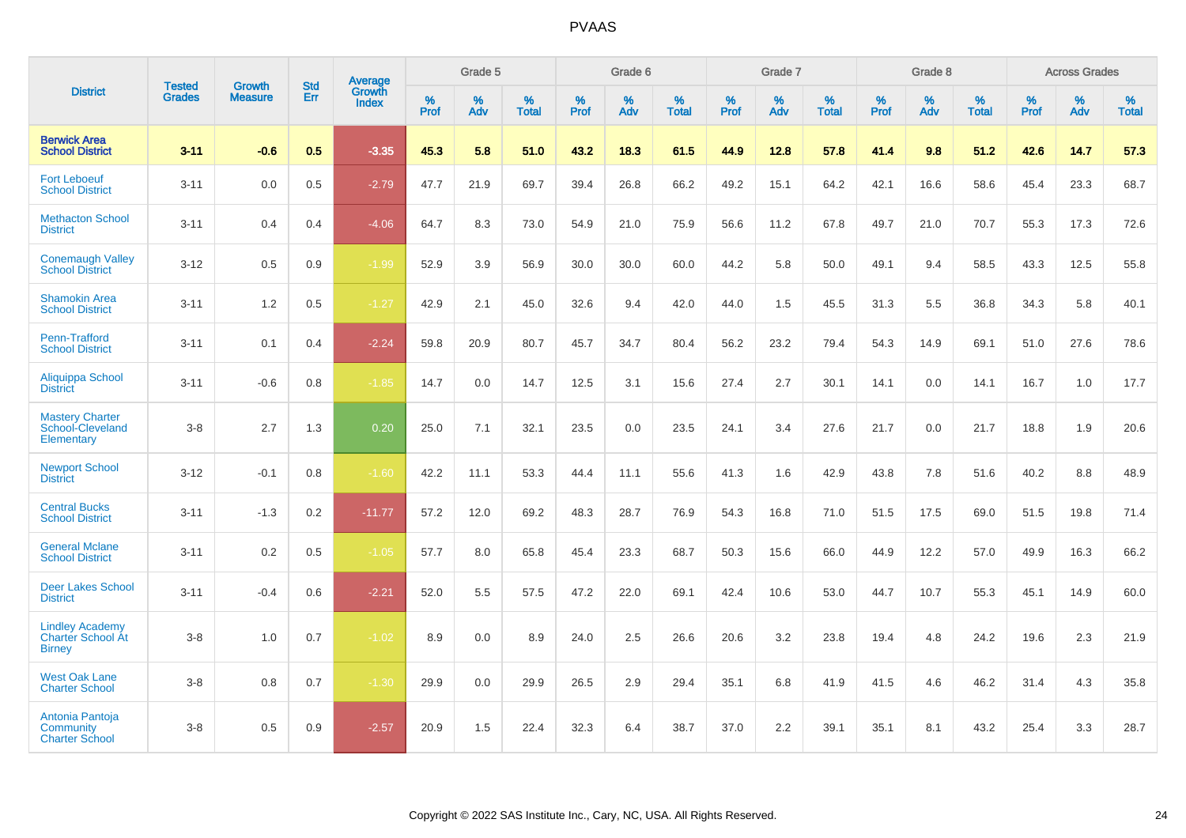# PVAAS

| District | Tested Grades | Growth Measure | Std Err | Average Growth Index | Grade 5 | | | Grade 6 | | | Grade 7 | | | Grade 8 | | | Across Grades | | |
|---|---|---|---|---|---|---|---|---|---|---|---|---|---|---|---|---|---|---|---|
| | | | | | % Prof | % Adv | % Total | % Prof | % Adv | % Total | % Prof | % Adv | % Total | % Prof | % Adv | % Total | % Prof | % Adv | % Total |
| **Berwick Area School District** | **3-11** | **-0.6** | **0.5** | **-3.35** | **45.3** | **5.8** | **51.0** | **43.2** | **18.3** | **61.5** | **44.9** | **12.8** | **57.8** | **41.4** | **9.8** | **51.2** | **42.6** | **14.7** | **57.3** |
| Fort Leboeuf School District | 3-11 | 0.0 | 0.5 | -2.79 | 47.7 | 21.9 | 69.7 | 39.4 | 26.8 | 66.2 | 49.2 | 15.1 | 64.2 | 42.1 | 16.6 | 58.6 | 45.4 | 23.3 | 68.7 |
| Methacton School District | 3-11 | 0.4 | 0.4 | -4.06 | 64.7 | 8.3 | 73.0 | 54.9 | 21.0 | 75.9 | 56.6 | 11.2 | 67.8 | 49.7 | 21.0 | 70.7 | 55.3 | 17.3 | 72.6 |
| Conemaugh Valley School District | 3-12 | 0.5 | 0.9 | -1.99 | 52.9 | 3.9 | 56.9 | 30.0 | 30.0 | 60.0 | 44.2 | 5.8 | 50.0 | 49.1 | 9.4 | 58.5 | 43.3 | 12.5 | 55.8 |
| Shamokin Area School District | 3-11 | 1.2 | 0.5 | -1.27 | 42.9 | 2.1 | 45.0 | 32.6 | 9.4 | 42.0 | 44.0 | 1.5 | 45.5 | 31.3 | 5.5 | 36.8 | 34.3 | 5.8 | 40.1 |
| Penn-Trafford School District | 3-11 | 0.1 | 0.4 | -2.24 | 59.8 | 20.9 | 80.7 | 45.7 | 34.7 | 80.4 | 56.2 | 23.2 | 79.4 | 54.3 | 14.9 | 69.1 | 51.0 | 27.6 | 78.6 |
| Aliquippa School District | 3-11 | -0.6 | 0.8 | -1.85 | 14.7 | 0.0 | 14.7 | 12.5 | 3.1 | 15.6 | 27.4 | 2.7 | 30.1 | 14.1 | 0.0 | 14.1 | 16.7 | 1.0 | 17.7 |
| Mastery Charter School-Cleveland Elementary | 3-8 | 2.7 | 1.3 | 0.20 | 25.0 | 7.1 | 32.1 | 23.5 | 0.0 | 23.5 | 24.1 | 3.4 | 27.6 | 21.7 | 0.0 | 21.7 | 18.8 | 1.9 | 20.6 |
| Newport School District | 3-12 | -0.1 | 0.8 | -1.60 | 42.2 | 11.1 | 53.3 | 44.4 | 11.1 | 55.6 | 41.3 | 1.6 | 42.9 | 43.8 | 7.8 | 51.6 | 40.2 | 8.8 | 48.9 |
| Central Bucks School District | 3-11 | -1.3 | 0.2 | -11.77 | 57.2 | 12.0 | 69.2 | 48.3 | 28.7 | 76.9 | 54.3 | 16.8 | 71.0 | 51.5 | 17.5 | 69.0 | 51.5 | 19.8 | 71.4 |
| General Mclane School District | 3-11 | 0.2 | 0.5 | -1.05 | 57.7 | 8.0 | 65.8 | 45.4 | 23.3 | 68.7 | 50.3 | 15.6 | 66.0 | 44.9 | 12.2 | 57.0 | 49.9 | 16.3 | 66.2 |
| Deer Lakes School District | 3-11 | -0.4 | 0.6 | -2.21 | 52.0 | 5.5 | 57.5 | 47.2 | 22.0 | 69.1 | 42.4 | 10.6 | 53.0 | 44.7 | 10.7 | 55.3 | 45.1 | 14.9 | 60.0 |
| Lindley Academy Charter School At Birney | 3-8 | 1.0 | 0.7 | -1.02 | 8.9 | 0.0 | 8.9 | 24.0 | 2.5 | 26.6 | 20.6 | 3.2 | 23.8 | 19.4 | 4.8 | 24.2 | 19.6 | 2.3 | 21.9 |
| West Oak Lane Charter School | 3-8 | 0.8 | 0.7 | -1.30 | 29.9 | 0.0 | 29.9 | 26.5 | 2.9 | 29.4 | 35.1 | 6.8 | 41.9 | 41.5 | 4.6 | 46.2 | 31.4 | 4.3 | 35.8 |
| Antonia Pantoja Community Charter School | 3-8 | 0.5 | 0.9 | -2.57 | 20.9 | 1.5 | 22.4 | 32.3 | 6.4 | 38.7 | 37.0 | 2.2 | 39.1 | 35.1 | 8.1 | 43.2 | 25.4 | 3.3 | 28.7 |

Copyright © 2022 SAS Institute Inc., Cary, NC, USA. All Rights Reserved.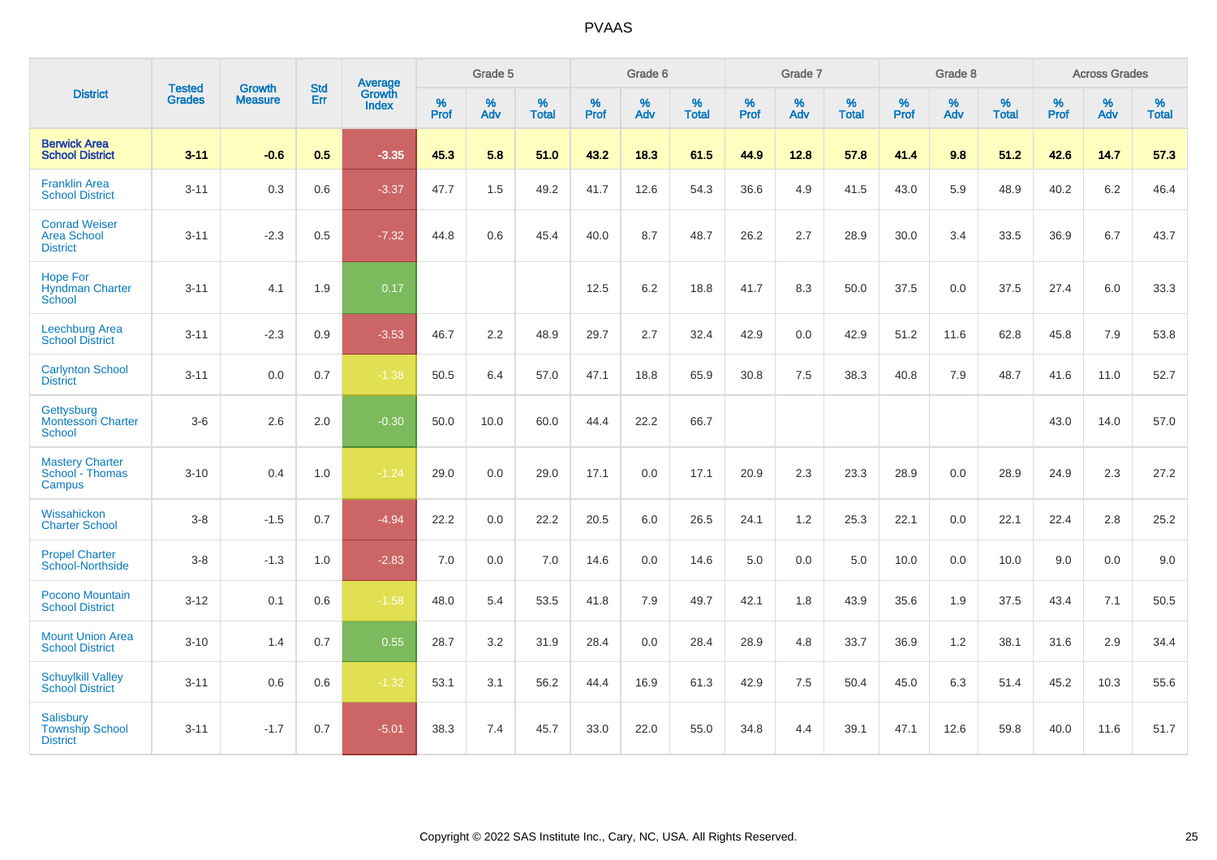# PVAAS

| District | Tested Grades | Growth Measure | Std Err | Average Growth Index | Grade 5 | | | Grade 6 | | | Grade 7 | | | Grade 8 | | | Across Grades | | |
|---|---|---|---|---|---|---|---|---|---|---|---|---|---|---|---|---|---|---|---|
| | | | | | % Prof | % Adv | % Total | % Prof | % Adv | % Total | % Prof | % Adv | % Total | % Prof | % Adv | % Total | % Prof | % Adv | % Total |
| **Berwick Area School District** | **3-11** | **-0.6** | **0.5** | **-3.35** | **45.3** | **5.8** | **51.0** | **43.2** | **18.3** | **61.5** | **44.9** | **12.8** | **57.8** | **41.4** | **9.8** | **51.2** | **42.6** | **14.7** | **57.3** |
| Franklin Area School District | 3-11 | 0.3 | 0.6 | -3.37 | 47.7 | 1.5 | 49.2 | 41.7 | 12.6 | 54.3 | 36.6 | 4.9 | 41.5 | 43.0 | 5.9 | 48.9 | 40.2 | 6.2 | 46.4 |
| Conrad Weiser Area School District | 3-11 | -2.3 | 0.5 | -7.32 | 44.8 | 0.6 | 45.4 | 40.0 | 8.7 | 48.7 | 26.2 | 2.7 | 28.9 | 30.0 | 3.4 | 33.5 | 36.9 | 6.7 | 43.7 |
| Hope For Hyndman Charter School | 3-11 | 4.1 | 1.9 | 0.17 | | | | 12.5 | 6.2 | 18.8 | 41.7 | 8.3 | 50.0 | 37.5 | 0.0 | 37.5 | 27.4 | 6.0 | 33.3 |
| Leechburg Area School District | 3-11 | -2.3 | 0.9 | -3.53 | 46.7 | 2.2 | 48.9 | 29.7 | 2.7 | 32.4 | 42.9 | 0.0 | 42.9 | 51.2 | 11.6 | 62.8 | 45.8 | 7.9 | 53.8 |
| Carlynton School District | 3-11 | 0.0 | 0.7 | -1.38 | 50.5 | 6.4 | 57.0 | 47.1 | 18.8 | 65.9 | 30.8 | 7.5 | 38.3 | 40.8 | 7.9 | 48.7 | 41.6 | 11.0 | 52.7 |
| Gettysburg Montessori Charter School | 3-6 | 2.6 | 2.0 | -0.30 | 50.0 | 10.0 | 60.0 | 44.4 | 22.2 | 66.7 | | | | | | | 43.0 | 14.0 | 57.0 |
| Mastery Charter School - Thomas Campus | 3-10 | 0.4 | 1.0 | -1.24 | 29.0 | 0.0 | 29.0 | 17.1 | 0.0 | 17.1 | 20.9 | 2.3 | 23.3 | 28.9 | 0.0 | 28.9 | 24.9 | 2.3 | 27.2 |
| Wissahickon Charter School | 3-8 | -1.5 | 0.7 | -4.94 | 22.2 | 0.0 | 22.2 | 20.5 | 6.0 | 26.5 | 24.1 | 1.2 | 25.3 | 22.1 | 0.0 | 22.1 | 22.4 | 2.8 | 25.2 |
| Propel Charter School-Northside | 3-8 | -1.3 | 1.0 | -2.83 | 7.0 | 0.0 | 7.0 | 14.6 | 0.0 | 14.6 | 5.0 | 0.0 | 5.0 | 10.0 | 0.0 | 10.0 | 9.0 | 0.0 | 9.0 |
| Pocono Mountain School District | 3-12 | 0.1 | 0.6 | -1.58 | 48.0 | 5.4 | 53.5 | 41.8 | 7.9 | 49.7 | 42.1 | 1.8 | 43.9 | 35.6 | 1.9 | 37.5 | 43.4 | 7.1 | 50.5 |
| Mount Union Area School District | 3-10 | 1.4 | 0.7 | 0.55 | 28.7 | 3.2 | 31.9 | 28.4 | 0.0 | 28.4 | 28.9 | 4.8 | 33.7 | 36.9 | 1.2 | 38.1 | 31.6 | 2.9 | 34.4 |
| Schuylkill Valley School District | 3-11 | 0.6 | 0.6 | -1.32 | 53.1 | 3.1 | 56.2 | 44.4 | 16.9 | 61.3 | 42.9 | 7.5 | 50.4 | 45.0 | 6.3 | 51.4 | 45.2 | 10.3 | 55.6 |
| Salisbury Township School District | 3-11 | -1.7 | 0.7 | -5.01 | 38.3 | 7.4 | 45.7 | 33.0 | 22.0 | 55.0 | 34.8 | 4.4 | 39.1 | 47.1 | 12.6 | 59.8 | 40.0 | 11.6 | 51.7 |

Copyright © 2022 SAS Institute Inc., Cary, NC, USA. All Rights Reserved.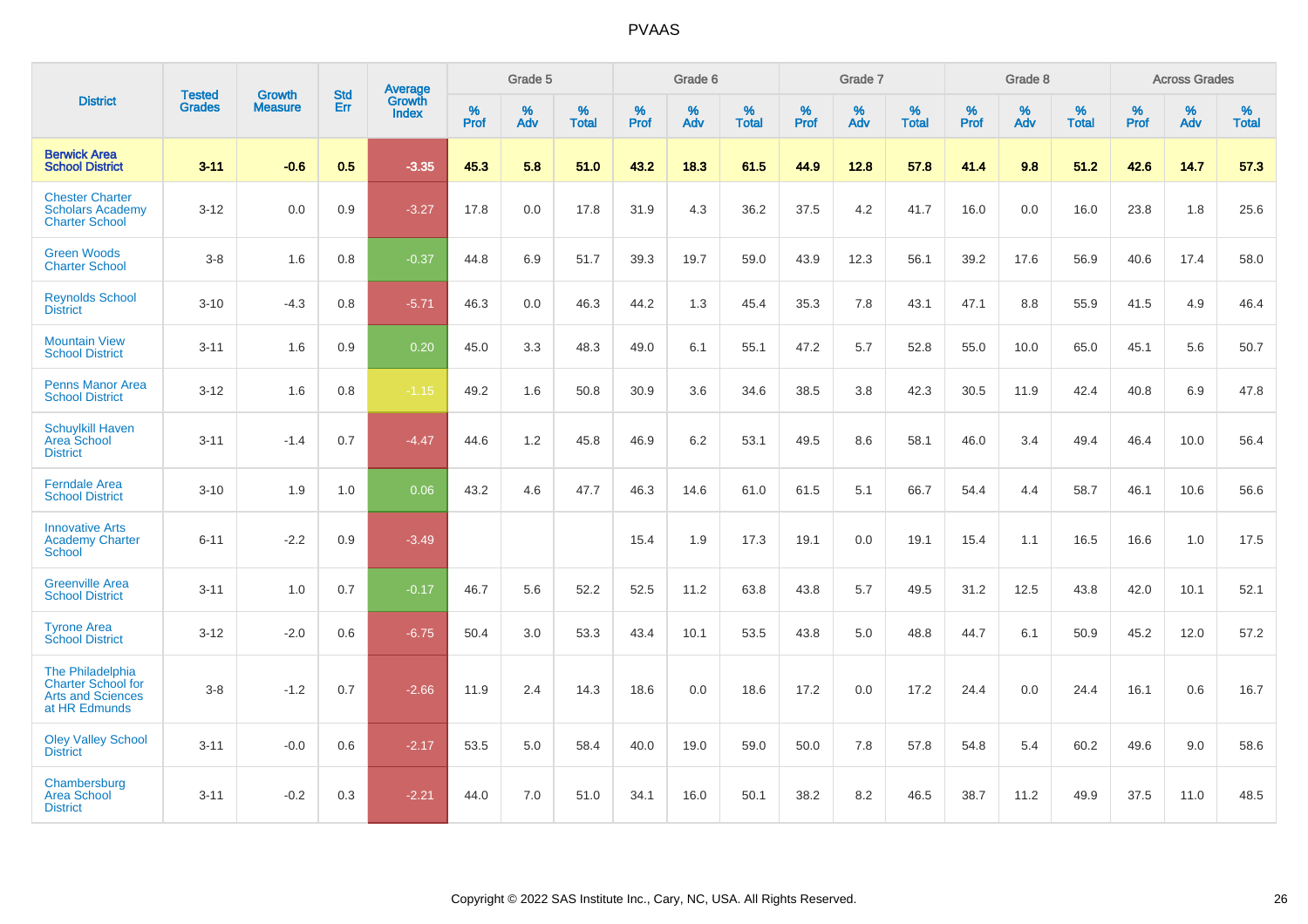# PVAAS

| District | Tested Grades | Growth Measure | Std Err | Average Growth Index | Grade 5 | | | Grade 6 | | | Grade 7 | | | Grade 8 | | | Across Grades | | |
|---|---|---|---|---|---|---|---|---|---|---|---|---|---|---|---|---|---|---|---|
| | | | | | % Prof | % Adv | % Total | % Prof | % Adv | % Total | % Prof | % Adv | % Total | % Prof | % Adv | % Total | % Prof | % Adv | % Total |
| **Berwick Area School District** | **3-11** | **-0.6** | **0.5** | **-3.35** | **45.3** | **5.8** | **51.0** | **43.2** | **18.3** | **61.5** | **44.9** | **12.8** | **57.8** | **41.4** | **9.8** | **51.2** | **42.6** | **14.7** | **57.3** |
| Chester Charter Scholars Academy Charter School | 3-12 | 0.0 | 0.9 | -3.27 | 17.8 | 0.0 | 17.8 | 31.9 | 4.3 | 36.2 | 37.5 | 4.2 | 41.7 | 16.0 | 0.0 | 16.0 | 23.8 | 1.8 | 25.6 |
| Green Woods Charter School | 3-8 | 1.6 | 0.8 | -0.37 | 44.8 | 6.9 | 51.7 | 39.3 | 19.7 | 59.0 | 43.9 | 12.3 | 56.1 | 39.2 | 17.6 | 56.9 | 40.6 | 17.4 | 58.0 |
| Reynolds School District | 3-10 | -4.3 | 0.8 | -5.71 | 46.3 | 0.0 | 46.3 | 44.2 | 1.3 | 45.4 | 35.3 | 7.8 | 43.1 | 47.1 | 8.8 | 55.9 | 41.5 | 4.9 | 46.4 |
| Mountain View School District | 3-11 | 1.6 | 0.9 | 0.20 | 45.0 | 3.3 | 48.3 | 49.0 | 6.1 | 55.1 | 47.2 | 5.7 | 52.8 | 55.0 | 10.0 | 65.0 | 45.1 | 5.6 | 50.7 |
| Penns Manor Area School District | 3-12 | 1.6 | 0.8 | -1.15 | 49.2 | 1.6 | 50.8 | 30.9 | 3.6 | 34.6 | 38.5 | 3.8 | 42.3 | 30.5 | 11.9 | 42.4 | 40.8 | 6.9 | 47.8 |
| Schuylkill Haven Area School District | 3-11 | -1.4 | 0.7 | -4.47 | 44.6 | 1.2 | 45.8 | 46.9 | 6.2 | 53.1 | 49.5 | 8.6 | 58.1 | 46.0 | 3.4 | 49.4 | 46.4 | 10.0 | 56.4 |
| Ferndale Area School District | 3-10 | 1.9 | 1.0 | 0.06 | 43.2 | 4.6 | 47.7 | 46.3 | 14.6 | 61.0 | 61.5 | 5.1 | 66.7 | 54.4 | 4.4 | 58.7 | 46.1 | 10.6 | 56.6 |
| Innovative Arts Academy Charter School | 6-11 | -2.2 | 0.9 | -3.49 | | | | 15.4 | 1.9 | 17.3 | 19.1 | 0.0 | 19.1 | 15.4 | 1.1 | 16.5 | 16.6 | 1.0 | 17.5 |
| Greenville Area School District | 3-11 | 1.0 | 0.7 | -0.17 | 46.7 | 5.6 | 52.2 | 52.5 | 11.2 | 63.8 | 43.8 | 5.7 | 49.5 | 31.2 | 12.5 | 43.8 | 42.0 | 10.1 | 52.1 |
| Tyrone Area School District | 3-12 | -2.0 | 0.6 | -6.75 | 50.4 | 3.0 | 53.3 | 43.4 | 10.1 | 53.5 | 43.8 | 5.0 | 48.8 | 44.7 | 6.1 | 50.9 | 45.2 | 12.0 | 57.2 |
| The Philadelphia Charter School for Arts and Sciences at HR Edmunds | 3-8 | -1.2 | 0.7 | -2.66 | 11.9 | 2.4 | 14.3 | 18.6 | 0.0 | 18.6 | 17.2 | 0.0 | 17.2 | 24.4 | 0.0 | 24.4 | 16.1 | 0.6 | 16.7 |
| Oley Valley School District | 3-11 | -0.0 | 0.6 | -2.17 | 53.5 | 5.0 | 58.4 | 40.0 | 19.0 | 59.0 | 50.0 | 7.8 | 57.8 | 54.8 | 5.4 | 60.2 | 49.6 | 9.0 | 58.6 |
| Chambersburg Area School District | 3-11 | -0.2 | 0.3 | -2.21 | 44.0 | 7.0 | 51.0 | 34.1 | 16.0 | 50.1 | 38.2 | 8.2 | 46.5 | 38.7 | 11.2 | 49.9 | 37.5 | 11.0 | 48.5 |

Copyright © 2022 SAS Institute Inc., Cary, NC, USA. All Rights Reserved.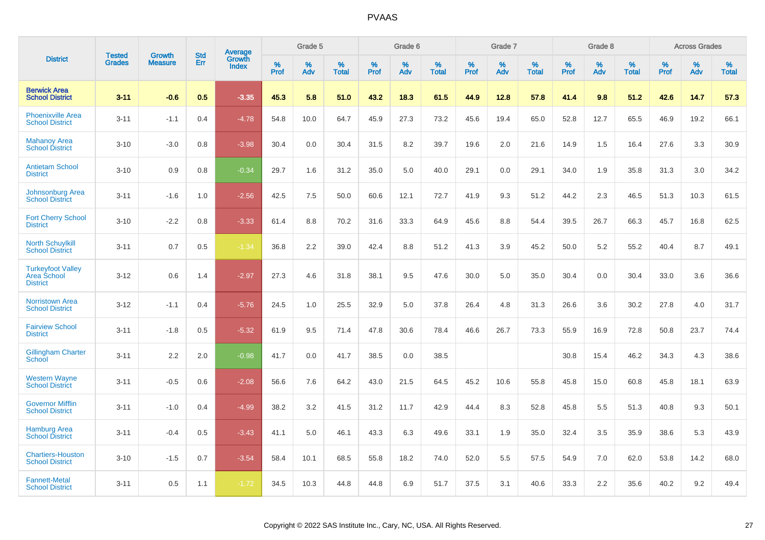# PVAAS

| District | Tested Grades | Growth Measure | Std Err | Average Growth Index | Grade 5 | | | Grade 6 | | | Grade 7 | | | Grade 8 | | | Across Grades | | |
|---|---|---|---|---|---|---|---|---|---|---|---|---|---|---|---|---|---|---|---|
| | | | | | % Prof | % Adv | % Total | % Prof | % Adv | % Total | % Prof | % Adv | % Total | % Prof | % Adv | % Total | % Prof | % Adv | % Total |
| **Berwick Area School District** | **3-11** | **-0.6** | **0.5** | **-3.35** | **45.3** | **5.8** | **51.0** | **43.2** | **18.3** | **61.5** | **44.9** | **12.8** | **57.8** | **41.4** | **9.8** | **51.2** | **42.6** | **14.7** | **57.3** |
| Phoenixville Area School District | 3-11 | -1.1 | 0.4 | -4.78 | 54.8 | 10.0 | 64.7 | 45.9 | 27.3 | 73.2 | 45.6 | 19.4 | 65.0 | 52.8 | 12.7 | 65.5 | 46.9 | 19.2 | 66.1 |
| Mahanoy Area School District | 3-10 | -3.0 | 0.8 | -3.98 | 30.4 | 0.0 | 30.4 | 31.5 | 8.2 | 39.7 | 19.6 | 2.0 | 21.6 | 14.9 | 1.5 | 16.4 | 27.6 | 3.3 | 30.9 |
| Antietam School District | 3-10 | 0.9 | 0.8 | -0.34 | 29.7 | 1.6 | 31.2 | 35.0 | 5.0 | 40.0 | 29.1 | 0.0 | 29.1 | 34.0 | 1.9 | 35.8 | 31.3 | 3.0 | 34.2 |
| Johnsonburg Area School District | 3-11 | -1.6 | 1.0 | -2.56 | 42.5 | 7.5 | 50.0 | 60.6 | 12.1 | 72.7 | 41.9 | 9.3 | 51.2 | 44.2 | 2.3 | 46.5 | 51.3 | 10.3 | 61.5 |
| Fort Cherry School District | 3-10 | -2.2 | 0.8 | -3.33 | 61.4 | 8.8 | 70.2 | 31.6 | 33.3 | 64.9 | 45.6 | 8.8 | 54.4 | 39.5 | 26.7 | 66.3 | 45.7 | 16.8 | 62.5 |
| North Schuylkill School District | 3-11 | 0.7 | 0.5 | -1.34 | 36.8 | 2.2 | 39.0 | 42.4 | 8.8 | 51.2 | 41.3 | 3.9 | 45.2 | 50.0 | 5.2 | 55.2 | 40.4 | 8.7 | 49.1 |
| Turkeyfoot Valley Area School District | 3-12 | 0.6 | 1.4 | -2.97 | 27.3 | 4.6 | 31.8 | 38.1 | 9.5 | 47.6 | 30.0 | 5.0 | 35.0 | 30.4 | 0.0 | 30.4 | 33.0 | 3.6 | 36.6 |
| Norristown Area School District | 3-12 | -1.1 | 0.4 | -5.76 | 24.5 | 1.0 | 25.5 | 32.9 | 5.0 | 37.8 | 26.4 | 4.8 | 31.3 | 26.6 | 3.6 | 30.2 | 27.8 | 4.0 | 31.7 |
| Fairview School District | 3-11 | -1.8 | 0.5 | -5.32 | 61.9 | 9.5 | 71.4 | 47.8 | 30.6 | 78.4 | 46.6 | 26.7 | 73.3 | 55.9 | 16.9 | 72.8 | 50.8 | 23.7 | 74.4 |
| Gillingham Charter School | 3-11 | 2.2 | 2.0 | -0.98 | 41.7 | 0.0 | 41.7 | 38.5 | 0.0 | 38.5 | | | | 30.8 | 15.4 | 46.2 | 34.3 | 4.3 | 38.6 |
| Western Wayne School District | 3-11 | -0.5 | 0.6 | -2.08 | 56.6 | 7.6 | 64.2 | 43.0 | 21.5 | 64.5 | 45.2 | 10.6 | 55.8 | 45.8 | 15.0 | 60.8 | 45.8 | 18.1 | 63.9 |
| Governor Mifflin School District | 3-11 | -1.0 | 0.4 | -4.99 | 38.2 | 3.2 | 41.5 | 31.2 | 11.7 | 42.9 | 44.4 | 8.3 | 52.8 | 45.8 | 5.5 | 51.3 | 40.8 | 9.3 | 50.1 |
| Hamburg Area School District | 3-11 | -0.4 | 0.5 | -3.43 | 41.1 | 5.0 | 46.1 | 43.3 | 6.3 | 49.6 | 33.1 | 1.9 | 35.0 | 32.4 | 3.5 | 35.9 | 38.6 | 5.3 | 43.9 |
| Chartiers-Houston School District | 3-10 | -1.5 | 0.7 | -3.54 | 58.4 | 10.1 | 68.5 | 55.8 | 18.2 | 74.0 | 52.0 | 5.5 | 57.5 | 54.9 | 7.0 | 62.0 | 53.8 | 14.2 | 68.0 |
| Fannett-Metal School District | 3-11 | 0.5 | 1.1 | -1.72 | 34.5 | 10.3 | 44.8 | 44.8 | 6.9 | 51.7 | 37.5 | 3.1 | 40.6 | 33.3 | 2.2 | 35.6 | 40.2 | 9.2 | 49.4 |

Copyright © 2022 SAS Institute Inc., Cary, NC, USA. All Rights Reserved.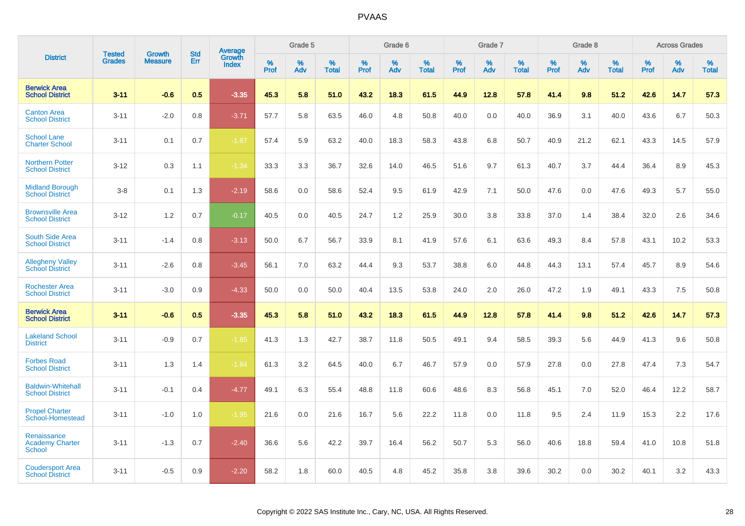# PVAAS

| District | Tested Grades | Growth Measure | Std Err | Average Growth Index | Grade 5 | | | Grade 6 | | | Grade 7 | | | Grade 8 | | | Across Grades | | |
|---|---|---|---|---|---|---|---|---|---|---|---|---|---|---|---|---|---|---|---|
| | | | | | % Prof | % Adv | % Total | % Prof | % Adv | % Total | % Prof | % Adv | % Total | % Prof | % Adv | % Total | % Prof | % Adv | % Total |
| **Berwick Area School District** | **3-11** | **-0.6** | **0.5** | **-3.35** | **45.3** | **5.8** | **51.0** | **43.2** | **18.3** | **61.5** | **44.9** | **12.8** | **57.8** | **41.4** | **9.8** | **51.2** | **42.6** | **14.7** | **57.3** |
| Canton Area School District | 3-11 | -2.0 | 0.8 | -3.71 | 57.7 | 5.8 | 63.5 | 46.0 | 4.8 | 50.8 | 40.0 | 0.0 | 40.0 | 36.9 | 3.1 | 40.0 | 43.6 | 6.7 | 50.3 |
| School Lane Charter School | 3-11 | 0.1 | 0.7 | -1.87 | 57.4 | 5.9 | 63.2 | 40.0 | 18.3 | 58.3 | 43.8 | 6.8 | 50.7 | 40.9 | 21.2 | 62.1 | 43.3 | 14.5 | 57.9 |
| Northern Potter School District | 3-12 | 0.3 | 1.1 | -1.34 | 33.3 | 3.3 | 36.7 | 32.6 | 14.0 | 46.5 | 51.6 | 9.7 | 61.3 | 40.7 | 3.7 | 44.4 | 36.4 | 8.9 | 45.3 |
| Midland Borough School District | 3-8 | 0.1 | 1.3 | -2.19 | 58.6 | 0.0 | 58.6 | 52.4 | 9.5 | 61.9 | 42.9 | 7.1 | 50.0 | 47.6 | 0.0 | 47.6 | 49.3 | 5.7 | 55.0 |
| Brownsville Area School District | 3-12 | 1.2 | 0.7 | -0.17 | 40.5 | 0.0 | 40.5 | 24.7 | 1.2 | 25.9 | 30.0 | 3.8 | 33.8 | 37.0 | 1.4 | 38.4 | 32.0 | 2.6 | 34.6 |
| South Side Area School District | 3-11 | -1.4 | 0.8 | -3.13 | 50.0 | 6.7 | 56.7 | 33.9 | 8.1 | 41.9 | 57.6 | 6.1 | 63.6 | 49.3 | 8.4 | 57.8 | 43.1 | 10.2 | 53.3 |
| Allegheny Valley School District | 3-11 | -2.6 | 0.8 | -3.45 | 56.1 | 7.0 | 63.2 | 44.4 | 9.3 | 53.7 | 38.8 | 6.0 | 44.8 | 44.3 | 13.1 | 57.4 | 45.7 | 8.9 | 54.6 |
| Rochester Area School District | 3-11 | -3.0 | 0.9 | -4.33 | 50.0 | 0.0 | 50.0 | 40.4 | 13.5 | 53.8 | 24.0 | 2.0 | 26.0 | 47.2 | 1.9 | 49.1 | 43.3 | 7.5 | 50.8 |
| **Berwick Area School District** | **3-11** | **-0.6** | **0.5** | **-3.35** | **45.3** | **5.8** | **51.0** | **43.2** | **18.3** | **61.5** | **44.9** | **12.8** | **57.8** | **41.4** | **9.8** | **51.2** | **42.6** | **14.7** | **57.3** |
| Lakeland School District | 3-11 | -0.9 | 0.7 | -1.85 | 41.3 | 1.3 | 42.7 | 38.7 | 11.8 | 50.5 | 49.1 | 9.4 | 58.5 | 39.3 | 5.6 | 44.9 | 41.3 | 9.6 | 50.8 |
| Forbes Road School District | 3-11 | 1.3 | 1.4 | -1.84 | 61.3 | 3.2 | 64.5 | 40.0 | 6.7 | 46.7 | 57.9 | 0.0 | 57.9 | 27.8 | 0.0 | 27.8 | 47.4 | 7.3 | 54.7 |
| Baldwin-Whitehall School District | 3-11 | -0.1 | 0.4 | -4.77 | 49.1 | 6.3 | 55.4 | 48.8 | 11.8 | 60.6 | 48.6 | 8.3 | 56.8 | 45.1 | 7.0 | 52.0 | 46.4 | 12.2 | 58.7 |
| Propel Charter School-Homestead | 3-11 | -1.0 | 1.0 | -1.95 | 21.6 | 0.0 | 21.6 | 16.7 | 5.6 | 22.2 | 11.8 | 0.0 | 11.8 | 9.5 | 2.4 | 11.9 | 15.3 | 2.2 | 17.6 |
| Renaissance Academy Charter School | 3-11 | -1.3 | 0.7 | -2.40 | 36.6 | 5.6 | 42.2 | 39.7 | 16.4 | 56.2 | 50.7 | 5.3 | 56.0 | 40.6 | 18.8 | 59.4 | 41.0 | 10.8 | 51.8 |
| Coudersport Area School District | 3-11 | -0.5 | 0.9 | -2.20 | 58.2 | 1.8 | 60.0 | 40.5 | 4.8 | 45.2 | 35.8 | 3.8 | 39.6 | 30.2 | 0.0 | 30.2 | 40.1 | 3.2 | 43.3 |

Copyright © 2022 SAS Institute Inc., Cary, NC, USA. All Rights Reserved.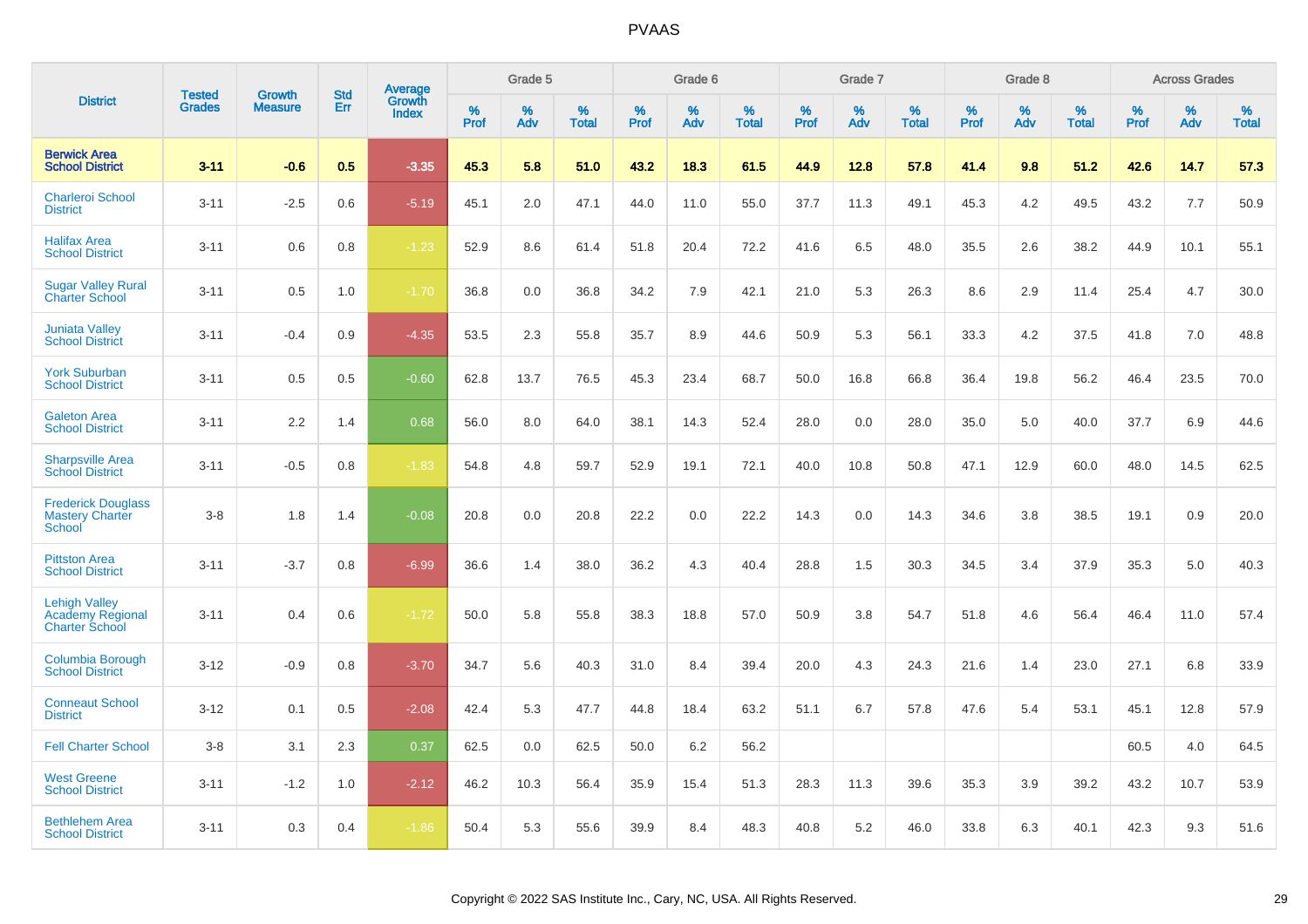# PVAAS

| District | Tested Grades | Growth Measure | Std Err | Average Growth Index | Grade 5 | | | Grade 6 | | | Grade 7 | | | Grade 8 | | | Across Grades | | |
|---|---|---|---|---|---|---|---|---|---|---|---|---|---|---|---|---|---|---|---|
| | | | | | % Prof | % Adv | % Total | % Prof | % Adv | % Total | % Prof | % Adv | % Total | % Prof | % Adv | % Total | % Prof | % Adv | % Total |
| **Berwick Area School District** | **3-11** | **-0.6** | **0.5** | **-3.35** | **45.3** | **5.8** | **51.0** | **43.2** | **18.3** | **61.5** | **44.9** | **12.8** | **57.8** | **41.4** | **9.8** | **51.2** | **42.6** | **14.7** | **57.3** |
| Charleroi School District | 3-11 | -2.5 | 0.6 | -5.19 | 45.1 | 2.0 | 47.1 | 44.0 | 11.0 | 55.0 | 37.7 | 11.3 | 49.1 | 45.3 | 4.2 | 49.5 | 43.2 | 7.7 | 50.9 |
| Halifax Area School District | 3-11 | 0.6 | 0.8 | -1.23 | 52.9 | 8.6 | 61.4 | 51.8 | 20.4 | 72.2 | 41.6 | 6.5 | 48.0 | 35.5 | 2.6 | 38.2 | 44.9 | 10.1 | 55.1 |
| Sugar Valley Rural Charter School | 3-11 | 0.5 | 1.0 | -1.70 | 36.8 | 0.0 | 36.8 | 34.2 | 7.9 | 42.1 | 21.0 | 5.3 | 26.3 | 8.6 | 2.9 | 11.4 | 25.4 | 4.7 | 30.0 |
| Juniata Valley School District | 3-11 | -0.4 | 0.9 | -4.35 | 53.5 | 2.3 | 55.8 | 35.7 | 8.9 | 44.6 | 50.9 | 5.3 | 56.1 | 33.3 | 4.2 | 37.5 | 41.8 | 7.0 | 48.8 |
| York Suburban School District | 3-11 | 0.5 | 0.5 | -0.60 | 62.8 | 13.7 | 76.5 | 45.3 | 23.4 | 68.7 | 50.0 | 16.8 | 66.8 | 36.4 | 19.8 | 56.2 | 46.4 | 23.5 | 70.0 |
| Galeton Area School District | 3-11 | 2.2 | 1.4 | 0.68 | 56.0 | 8.0 | 64.0 | 38.1 | 14.3 | 52.4 | 28.0 | 0.0 | 28.0 | 35.0 | 5.0 | 40.0 | 37.7 | 6.9 | 44.6 |
| Sharpsville Area School District | 3-11 | -0.5 | 0.8 | -1.83 | 54.8 | 4.8 | 59.7 | 52.9 | 19.1 | 72.1 | 40.0 | 10.8 | 50.8 | 47.1 | 12.9 | 60.0 | 48.0 | 14.5 | 62.5 |
| Frederick Douglass Mastery Charter School | 3-8 | 1.8 | 1.4 | -0.08 | 20.8 | 0.0 | 20.8 | 22.2 | 0.0 | 22.2 | 14.3 | 0.0 | 14.3 | 34.6 | 3.8 | 38.5 | 19.1 | 0.9 | 20.0 |
| Pittston Area School District | 3-11 | -3.7 | 0.8 | -6.99 | 36.6 | 1.4 | 38.0 | 36.2 | 4.3 | 40.4 | 28.8 | 1.5 | 30.3 | 34.5 | 3.4 | 37.9 | 35.3 | 5.0 | 40.3 |
| Lehigh Valley Academy Regional Charter School | 3-11 | 0.4 | 0.6 | -1.72 | 50.0 | 5.8 | 55.8 | 38.3 | 18.8 | 57.0 | 50.9 | 3.8 | 54.7 | 51.8 | 4.6 | 56.4 | 46.4 | 11.0 | 57.4 |
| Columbia Borough School District | 3-12 | -0.9 | 0.8 | -3.70 | 34.7 | 5.6 | 40.3 | 31.0 | 8.4 | 39.4 | 20.0 | 4.3 | 24.3 | 21.6 | 1.4 | 23.0 | 27.1 | 6.8 | 33.9 |
| Conneaut School District | 3-12 | 0.1 | 0.5 | -2.08 | 42.4 | 5.3 | 47.7 | 44.8 | 18.4 | 63.2 | 51.1 | 6.7 | 57.8 | 47.6 | 5.4 | 53.1 | 45.1 | 12.8 | 57.9 |
| Fell Charter School | 3-8 | 3.1 | 2.3 | 0.37 | 62.5 | 0.0 | 62.5 | 50.0 | 6.2 | 56.2 | | | | | | | 60.5 | 4.0 | 64.5 |
| West Greene School District | 3-11 | -1.2 | 1.0 | -2.12 | 46.2 | 10.3 | 56.4 | 35.9 | 15.4 | 51.3 | 28.3 | 11.3 | 39.6 | 35.3 | 3.9 | 39.2 | 43.2 | 10.7 | 53.9 |
| Bethlehem Area School District | 3-11 | 0.3 | 0.4 | -1.86 | 50.4 | 5.3 | 55.6 | 39.9 | 8.4 | 48.3 | 40.8 | 5.2 | 46.0 | 33.8 | 6.3 | 40.1 | 42.3 | 9.3 | 51.6 |

Copyright © 2022 SAS Institute Inc., Cary, NC, USA. All Rights Reserved.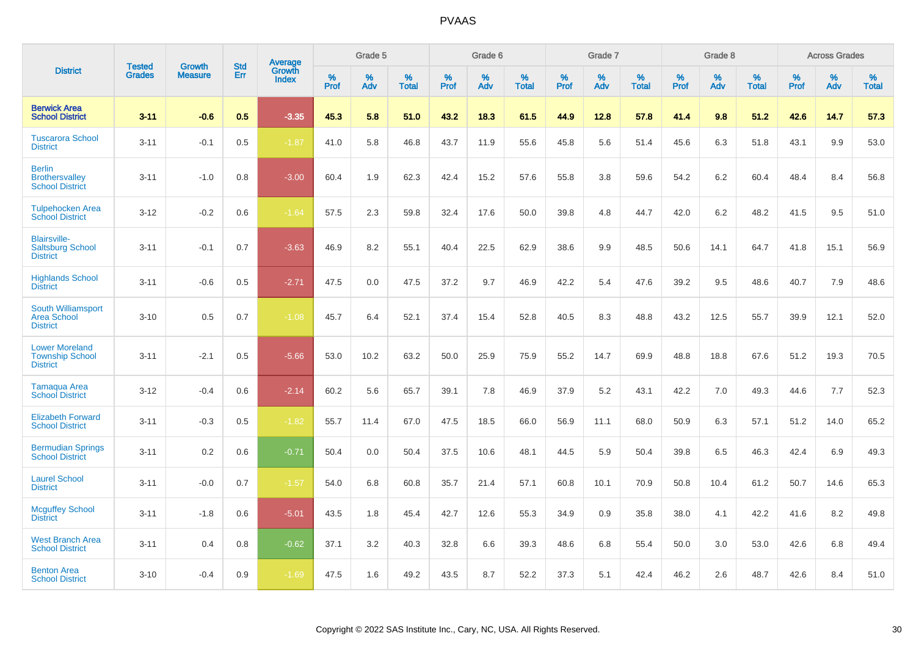PVAAS

| District | Tested Grades | Growth Measure | Std Err | Average Growth Index | Grade 5 | | | Grade 6 | | | Grade 7 | | | Grade 8 | | | Across Grades | | |
|---|---|---|---|---|---|---|---|---|---|---|---|---|---|---|---|---|---|---|---|
| | | | | | % Prof | % Adv | % Total | % Prof | % Adv | % Total | % Prof | % Adv | % Total | % Prof | % Adv | % Total | % Prof | % Adv | % Total |
| **Berwick Area School District** | **3-11** | **-0.6** | **0.5** | **-3.35** | **45.3** | **5.8** | **51.0** | **43.2** | **18.3** | **61.5** | **44.9** | **12.8** | **57.8** | **41.4** | **9.8** | **51.2** | **42.6** | **14.7** | **57.3** |
| Tuscarora School District | 3-11 | -0.1 | 0.5 | -1.87 | 41.0 | 5.8 | 46.8 | 43.7 | 11.9 | 55.6 | 45.8 | 5.6 | 51.4 | 45.6 | 6.3 | 51.8 | 43.1 | 9.9 | 53.0 |
| Berlin Brothersvalley School District | 3-11 | -1.0 | 0.8 | -3.00 | 60.4 | 1.9 | 62.3 | 42.4 | 15.2 | 57.6 | 55.8 | 3.8 | 59.6 | 54.2 | 6.2 | 60.4 | 48.4 | 8.4 | 56.8 |
| Tulpehocken Area School District | 3-12 | -0.2 | 0.6 | -1.64 | 57.5 | 2.3 | 59.8 | 32.4 | 17.6 | 50.0 | 39.8 | 4.8 | 44.7 | 42.0 | 6.2 | 48.2 | 41.5 | 9.5 | 51.0 |
| Blairsville-Saltsburg School District | 3-11 | -0.1 | 0.7 | -3.63 | 46.9 | 8.2 | 55.1 | 40.4 | 22.5 | 62.9 | 38.6 | 9.9 | 48.5 | 50.6 | 14.1 | 64.7 | 41.8 | 15.1 | 56.9 |
| Highlands School District | 3-11 | -0.6 | 0.5 | -2.71 | 47.5 | 0.0 | 47.5 | 37.2 | 9.7 | 46.9 | 42.2 | 5.4 | 47.6 | 39.2 | 9.5 | 48.6 | 40.7 | 7.9 | 48.6 |
| South Williamsport Area School District | 3-10 | 0.5 | 0.7 | -1.08 | 45.7 | 6.4 | 52.1 | 37.4 | 15.4 | 52.8 | 40.5 | 8.3 | 48.8 | 43.2 | 12.5 | 55.7 | 39.9 | 12.1 | 52.0 |
| Lower Moreland Township School District | 3-11 | -2.1 | 0.5 | -5.66 | 53.0 | 10.2 | 63.2 | 50.0 | 25.9 | 75.9 | 55.2 | 14.7 | 69.9 | 48.8 | 18.8 | 67.6 | 51.2 | 19.3 | 70.5 |
| Tamaqua Area School District | 3-12 | -0.4 | 0.6 | -2.14 | 60.2 | 5.6 | 65.7 | 39.1 | 7.8 | 46.9 | 37.9 | 5.2 | 43.1 | 42.2 | 7.0 | 49.3 | 44.6 | 7.7 | 52.3 |
| Elizabeth Forward School District | 3-11 | -0.3 | 0.5 | -1.82 | 55.7 | 11.4 | 67.0 | 47.5 | 18.5 | 66.0 | 56.9 | 11.1 | 68.0 | 50.9 | 6.3 | 57.1 | 51.2 | 14.0 | 65.2 |
| Bermudian Springs School District | 3-11 | 0.2 | 0.6 | -0.71 | 50.4 | 0.0 | 50.4 | 37.5 | 10.6 | 48.1 | 44.5 | 5.9 | 50.4 | 39.8 | 6.5 | 46.3 | 42.4 | 6.9 | 49.3 |
| Laurel School District | 3-11 | -0.0 | 0.7 | -1.57 | 54.0 | 6.8 | 60.8 | 35.7 | 21.4 | 57.1 | 60.8 | 10.1 | 70.9 | 50.8 | 10.4 | 61.2 | 50.7 | 14.6 | 65.3 |
| Mcguffey School District | 3-11 | -1.8 | 0.6 | -5.01 | 43.5 | 1.8 | 45.4 | 42.7 | 12.6 | 55.3 | 34.9 | 0.9 | 35.8 | 38.0 | 4.1 | 42.2 | 41.6 | 8.2 | 49.8 |
| West Branch Area School District | 3-11 | 0.4 | 0.8 | -0.62 | 37.1 | 3.2 | 40.3 | 32.8 | 6.6 | 39.3 | 48.6 | 6.8 | 55.4 | 50.0 | 3.0 | 53.0 | 42.6 | 6.8 | 49.4 |
| Benton Area School District | 3-10 | -0.4 | 0.9 | -1.69 | 47.5 | 1.6 | 49.2 | 43.5 | 8.7 | 52.2 | 37.3 | 5.1 | 42.4 | 46.2 | 2.6 | 48.7 | 42.6 | 8.4 | 51.0 |

Copyright © 2022 SAS Institute Inc., Cary, NC, USA. All Rights Reserved.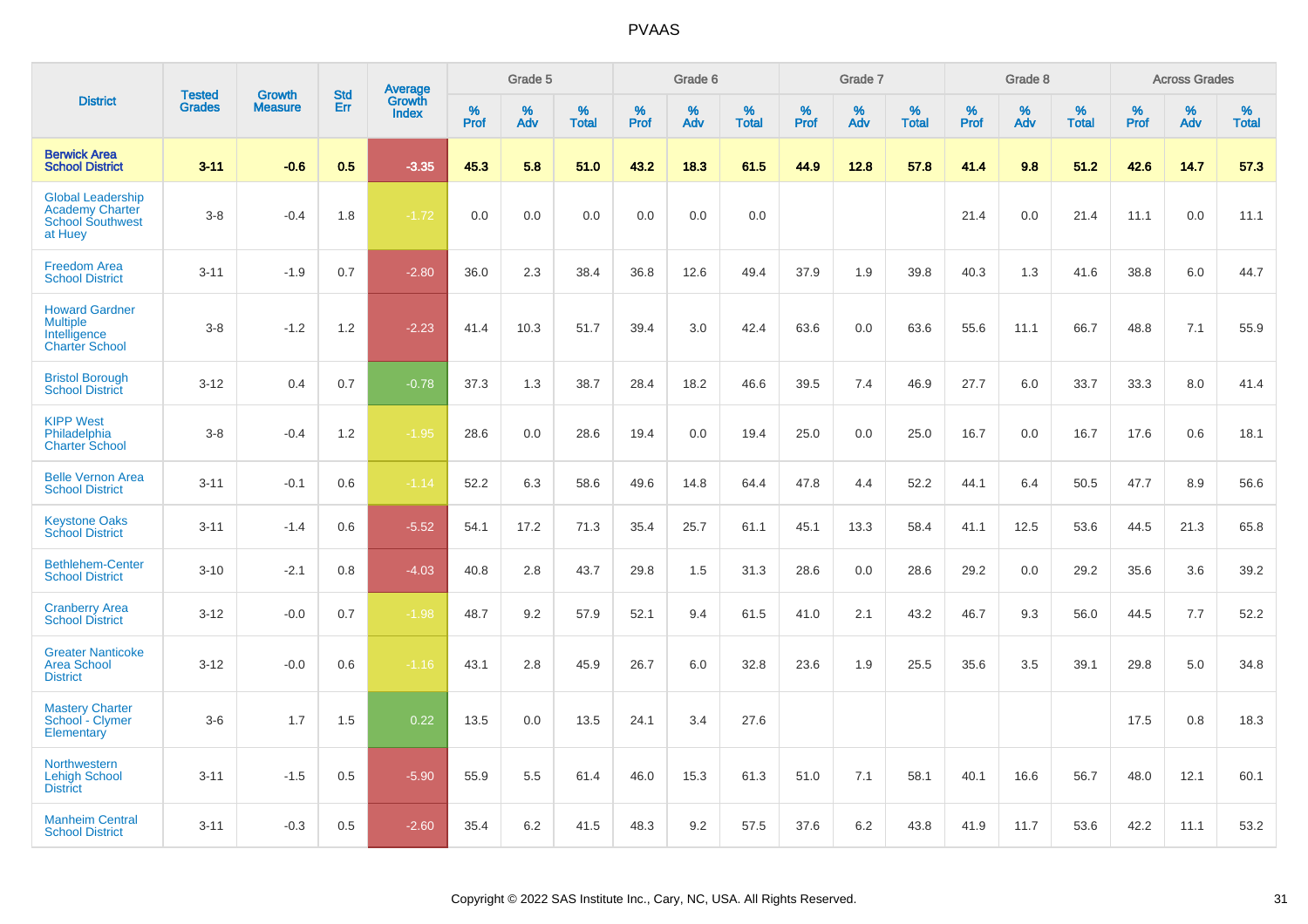# PVAAS

| District | Tested Grades | Growth Measure | Std Err | Average Growth Index | Grade 5 | | | Grade 6 | | | Grade 7 | | | Grade 8 | | | Across Grades | | |
|---|---|---|---|---|---|---|---|---|---|---|---|---|---|---|---|---|---|---|---|
| | | | | | % Prof | % Adv | % Total | % Prof | % Adv | % Total | % Prof | % Adv | % Total | % Prof | % Adv | % Total | % Prof | % Adv | % Total |
| **Berwick Area School District** | **3-11** | **-0.6** | **0.5** | **-3.35** | **45.3** | **5.8** | **51.0** | **43.2** | **18.3** | **61.5** | **44.9** | **12.8** | **57.8** | **41.4** | **9.8** | **51.2** | **42.6** | **14.7** | **57.3** |
| Global Leadership Academy Charter School Southwest at Huey | 3-8 | -0.4 | 1.8 | -1.72 | 0.0 | 0.0 | 0.0 | 0.0 | 0.0 | 0.0 | | | | 21.4 | 0.0 | 21.4 | 11.1 | 0.0 | 11.1 |
| Freedom Area School District | 3-11 | -1.9 | 0.7 | -2.80 | 36.0 | 2.3 | 38.4 | 36.8 | 12.6 | 49.4 | 37.9 | 1.9 | 39.8 | 40.3 | 1.3 | 41.6 | 38.8 | 6.0 | 44.7 |
| Howard Gardner Multiple Intelligence Charter School | 3-8 | -1.2 | 1.2 | -2.23 | 41.4 | 10.3 | 51.7 | 39.4 | 3.0 | 42.4 | 63.6 | 0.0 | 63.6 | 55.6 | 11.1 | 66.7 | 48.8 | 7.1 | 55.9 |
| Bristol Borough School District | 3-12 | 0.4 | 0.7 | -0.78 | 37.3 | 1.3 | 38.7 | 28.4 | 18.2 | 46.6 | 39.5 | 7.4 | 46.9 | 27.7 | 6.0 | 33.7 | 33.3 | 8.0 | 41.4 |
| KIPP West Philadelphia Charter School | 3-8 | -0.4 | 1.2 | -1.95 | 28.6 | 0.0 | 28.6 | 19.4 | 0.0 | 19.4 | 25.0 | 0.0 | 25.0 | 16.7 | 0.0 | 16.7 | 17.6 | 0.6 | 18.1 |
| Belle Vernon Area School District | 3-11 | -0.1 | 0.6 | -1.14 | 52.2 | 6.3 | 58.6 | 49.6 | 14.8 | 64.4 | 47.8 | 4.4 | 52.2 | 44.1 | 6.4 | 50.5 | 47.7 | 8.9 | 56.6 |
| Keystone Oaks School District | 3-11 | -1.4 | 0.6 | -5.52 | 54.1 | 17.2 | 71.3 | 35.4 | 25.7 | 61.1 | 45.1 | 13.3 | 58.4 | 41.1 | 12.5 | 53.6 | 44.5 | 21.3 | 65.8 |
| Bethlehem-Center School District | 3-10 | -2.1 | 0.8 | -4.03 | 40.8 | 2.8 | 43.7 | 29.8 | 1.5 | 31.3 | 28.6 | 0.0 | 28.6 | 29.2 | 0.0 | 29.2 | 35.6 | 3.6 | 39.2 |
| Cranberry Area School District | 3-12 | -0.0 | 0.7 | -1.98 | 48.7 | 9.2 | 57.9 | 52.1 | 9.4 | 61.5 | 41.0 | 2.1 | 43.2 | 46.7 | 9.3 | 56.0 | 44.5 | 7.7 | 52.2 |
| Greater Nanticoke Area School District | 3-12 | -0.0 | 0.6 | -1.16 | 43.1 | 2.8 | 45.9 | 26.7 | 6.0 | 32.8 | 23.6 | 1.9 | 25.5 | 35.6 | 3.5 | 39.1 | 29.8 | 5.0 | 34.8 |
| Mastery Charter School - Clymer Elementary | 3-6 | 1.7 | 1.5 | 0.22 | 13.5 | 0.0 | 13.5 | 24.1 | 3.4 | 27.6 | | | | | | | 17.5 | 0.8 | 18.3 |
| Northwestern Lehigh School District | 3-11 | -1.5 | 0.5 | -5.90 | 55.9 | 5.5 | 61.4 | 46.0 | 15.3 | 61.3 | 51.0 | 7.1 | 58.1 | 40.1 | 16.6 | 56.7 | 48.0 | 12.1 | 60.1 |
| Manheim Central School District | 3-11 | -0.3 | 0.5 | -2.60 | 35.4 | 6.2 | 41.5 | 48.3 | 9.2 | 57.5 | 37.6 | 6.2 | 43.8 | 41.9 | 11.7 | 53.6 | 42.2 | 11.1 | 53.2 |

Copyright © 2022 SAS Institute Inc., Cary, NC, USA. All Rights Reserved.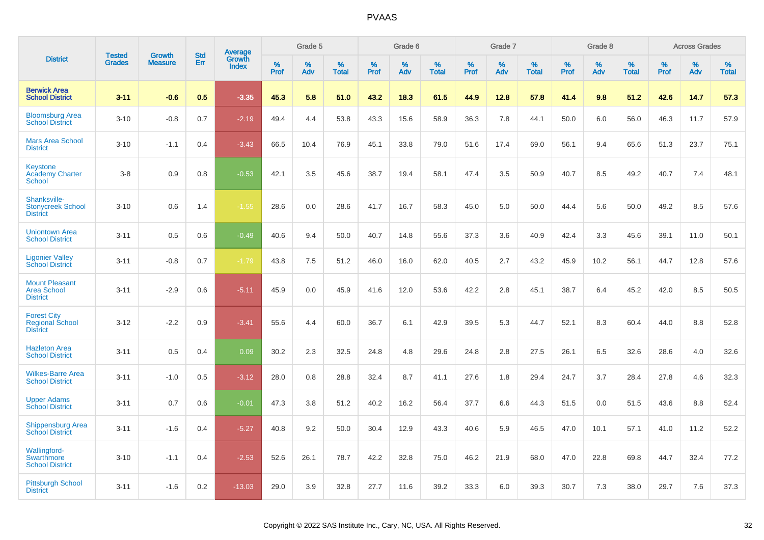# PVAAS

| District | Tested Grades | Growth Measure | Std Err | Average Growth Index | Grade 5 | | | Grade 6 | | | Grade 7 | | | Grade 8 | | | Across Grades | | |
|---|---|---|---|---|---|---|---|---|---|---|---|---|---|---|---|---|---|---|---|
| | | | | | % Prof | % Adv | % Total | % Prof | % Adv | % Total | % Prof | % Adv | % Total | % Prof | % Adv | % Total | % Prof | % Adv | % Total |
| **Berwick Area School District** | **3-11** | **-0.6** | **0.5** | **-3.35** | **45.3** | **5.8** | **51.0** | **43.2** | **18.3** | **61.5** | **44.9** | **12.8** | **57.8** | **41.4** | **9.8** | **51.2** | **42.6** | **14.7** | **57.3** |
| Bloomsburg Area School District | 3-10 | -0.8 | 0.7 | -2.19 | 49.4 | 4.4 | 53.8 | 43.3 | 15.6 | 58.9 | 36.3 | 7.8 | 44.1 | 50.0 | 6.0 | 56.0 | 46.3 | 11.7 | 57.9 |
| Mars Area School District | 3-10 | -1.1 | 0.4 | -3.43 | 66.5 | 10.4 | 76.9 | 45.1 | 33.8 | 79.0 | 51.6 | 17.4 | 69.0 | 56.1 | 9.4 | 65.6 | 51.3 | 23.7 | 75.1 |
| Keystone Academy Charter School | 3-8 | 0.9 | 0.8 | -0.53 | 42.1 | 3.5 | 45.6 | 38.7 | 19.4 | 58.1 | 47.4 | 3.5 | 50.9 | 40.7 | 8.5 | 49.2 | 40.7 | 7.4 | 48.1 |
| Shanksville-Stonycreek School District | 3-10 | 0.6 | 1.4 | -1.55 | 28.6 | 0.0 | 28.6 | 41.7 | 16.7 | 58.3 | 45.0 | 5.0 | 50.0 | 44.4 | 5.6 | 50.0 | 49.2 | 8.5 | 57.6 |
| Uniontown Area School District | 3-11 | 0.5 | 0.6 | -0.49 | 40.6 | 9.4 | 50.0 | 40.7 | 14.8 | 55.6 | 37.3 | 3.6 | 40.9 | 42.4 | 3.3 | 45.6 | 39.1 | 11.0 | 50.1 |
| Ligonier Valley School District | 3-11 | -0.8 | 0.7 | -1.79 | 43.8 | 7.5 | 51.2 | 46.0 | 16.0 | 62.0 | 40.5 | 2.7 | 43.2 | 45.9 | 10.2 | 56.1 | 44.7 | 12.8 | 57.6 |
| Mount Pleasant Area School District | 3-11 | -2.9 | 0.6 | -5.11 | 45.9 | 0.0 | 45.9 | 41.6 | 12.0 | 53.6 | 42.2 | 2.8 | 45.1 | 38.7 | 6.4 | 45.2 | 42.0 | 8.5 | 50.5 |
| Forest City Regional School District | 3-12 | -2.2 | 0.9 | -3.41 | 55.6 | 4.4 | 60.0 | 36.7 | 6.1 | 42.9 | 39.5 | 5.3 | 44.7 | 52.1 | 8.3 | 60.4 | 44.0 | 8.8 | 52.8 |
| Hazleton Area School District | 3-11 | 0.5 | 0.4 | 0.09 | 30.2 | 2.3 | 32.5 | 24.8 | 4.8 | 29.6 | 24.8 | 2.8 | 27.5 | 26.1 | 6.5 | 32.6 | 28.6 | 4.0 | 32.6 |
| Wilkes-Barre Area School District | 3-11 | -1.0 | 0.5 | -3.12 | 28.0 | 0.8 | 28.8 | 32.4 | 8.7 | 41.1 | 27.6 | 1.8 | 29.4 | 24.7 | 3.7 | 28.4 | 27.8 | 4.6 | 32.3 |
| Upper Adams School District | 3-11 | 0.7 | 0.6 | -0.01 | 47.3 | 3.8 | 51.2 | 40.2 | 16.2 | 56.4 | 37.7 | 6.6 | 44.3 | 51.5 | 0.0 | 51.5 | 43.6 | 8.8 | 52.4 |
| Shippensburg Area School District | 3-11 | -1.6 | 0.4 | -5.27 | 40.8 | 9.2 | 50.0 | 30.4 | 12.9 | 43.3 | 40.6 | 5.9 | 46.5 | 47.0 | 10.1 | 57.1 | 41.0 | 11.2 | 52.2 |
| Wallingford-Swarthmore School District | 3-10 | -1.1 | 0.4 | -2.53 | 52.6 | 26.1 | 78.7 | 42.2 | 32.8 | 75.0 | 46.2 | 21.9 | 68.0 | 47.0 | 22.8 | 69.8 | 44.7 | 32.4 | 77.2 |
| Pittsburgh School District | 3-11 | -1.6 | 0.2 | -13.03 | 29.0 | 3.9 | 32.8 | 27.7 | 11.6 | 39.2 | 33.3 | 6.0 | 39.3 | 30.7 | 7.3 | 38.0 | 29.7 | 7.6 | 37.3 |

Copyright © 2022 SAS Institute Inc., Cary, NC, USA. All Rights Reserved.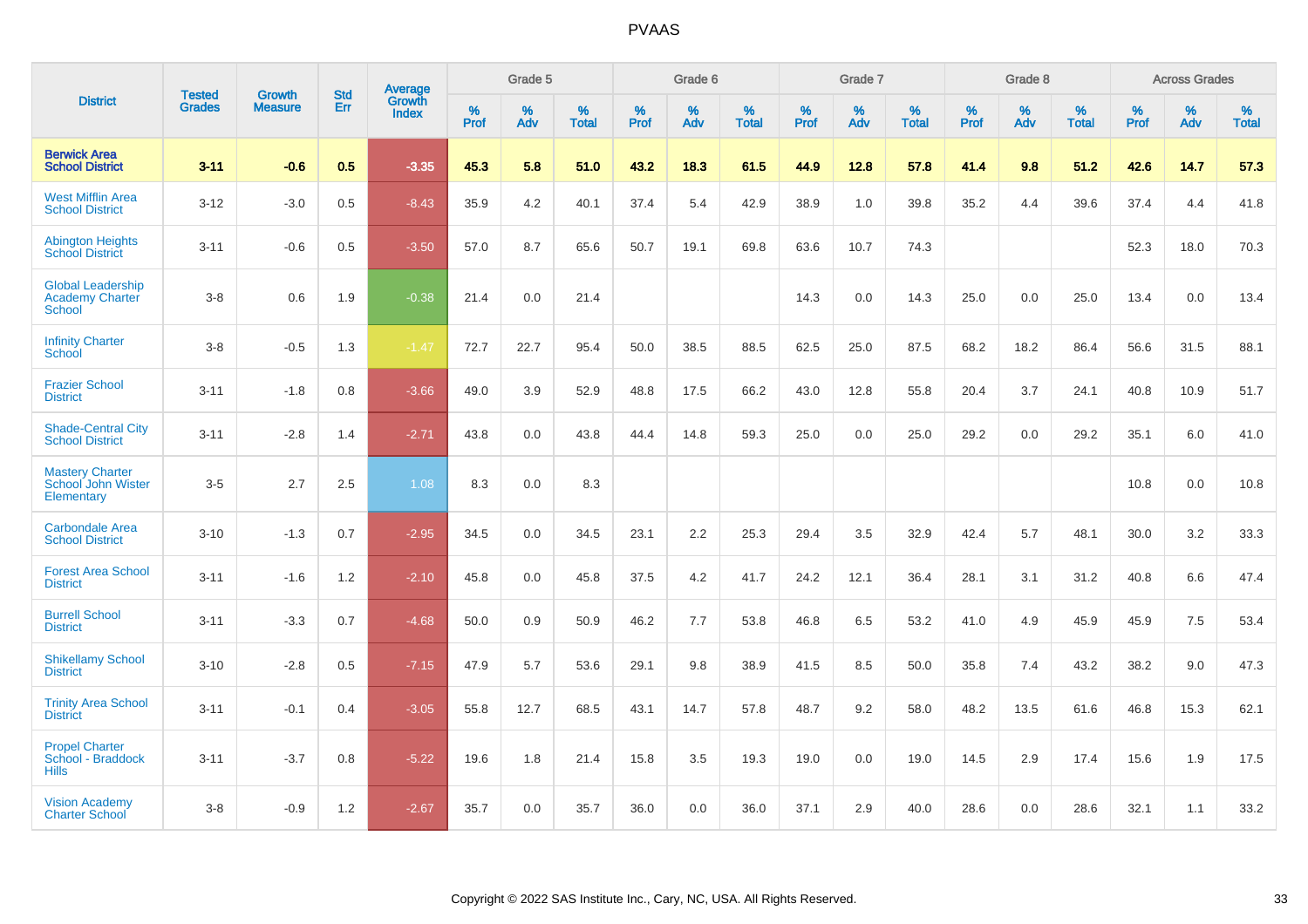# PVAAS

| District | Tested Grades | Growth Measure | Std Err | Average Growth Index | Grade 5 | | | Grade 6 | | | Grade 7 | | | Grade 8 | | | Across Grades | | |
|---|---|---|---|---|---|---|---|---|---|---|---|---|---|---|---|---|---|---|---|
| | | | | | % Prof | % Adv | % Total | % Prof | % Adv | % Total | % Prof | % Adv | % Total | % Prof | % Adv | % Total | % Prof | % Adv | % Total |
| **Berwick Area School District** | **3-11** | **-0.6** | **0.5** | **-3.35** | **45.3** | **5.8** | **51.0** | **43.2** | **18.3** | **61.5** | **44.9** | **12.8** | **57.8** | **41.4** | **9.8** | **51.2** | **42.6** | **14.7** | **57.3** |
| West Mifflin Area School District | 3-12 | -3.0 | 0.5 | -8.43 | 35.9 | 4.2 | 40.1 | 37.4 | 5.4 | 42.9 | 38.9 | 1.0 | 39.8 | 35.2 | 4.4 | 39.6 | 37.4 | 4.4 | 41.8 |
| Abington Heights School District | 3-11 | -0.6 | 0.5 | -3.50 | 57.0 | 8.7 | 65.6 | 50.7 | 19.1 | 69.8 | 63.6 | 10.7 | 74.3 | | | | 52.3 | 18.0 | 70.3 |
| Global Leadership Academy Charter School | 3-8 | 0.6 | 1.9 | -0.38 | 21.4 | 0.0 | 21.4 | | | | 14.3 | 0.0 | 14.3 | 25.0 | 0.0 | 25.0 | 13.4 | 0.0 | 13.4 |
| Infinity Charter School | 3-8 | -0.5 | 1.3 | -1.47 | 72.7 | 22.7 | 95.4 | 50.0 | 38.5 | 88.5 | 62.5 | 25.0 | 87.5 | 68.2 | 18.2 | 86.4 | 56.6 | 31.5 | 88.1 |
| Frazier School District | 3-11 | -1.8 | 0.8 | -3.66 | 49.0 | 3.9 | 52.9 | 48.8 | 17.5 | 66.2 | 43.0 | 12.8 | 55.8 | 20.4 | 3.7 | 24.1 | 40.8 | 10.9 | 51.7 |
| Shade-Central City School District | 3-11 | -2.8 | 1.4 | -2.71 | 43.8 | 0.0 | 43.8 | 44.4 | 14.8 | 59.3 | 25.0 | 0.0 | 25.0 | 29.2 | 0.0 | 29.2 | 35.1 | 6.0 | 41.0 |
| Mastery Charter School John Wister Elementary | 3-5 | 2.7 | 2.5 | 1.08 | 8.3 | 0.0 | 8.3 | | | | | | | | | | 10.8 | 0.0 | 10.8 |
| Carbondale Area School District | 3-10 | -1.3 | 0.7 | -2.95 | 34.5 | 0.0 | 34.5 | 23.1 | 2.2 | 25.3 | 29.4 | 3.5 | 32.9 | 42.4 | 5.7 | 48.1 | 30.0 | 3.2 | 33.3 |
| Forest Area School District | 3-11 | -1.6 | 1.2 | -2.10 | 45.8 | 0.0 | 45.8 | 37.5 | 4.2 | 41.7 | 24.2 | 12.1 | 36.4 | 28.1 | 3.1 | 31.2 | 40.8 | 6.6 | 47.4 |
| Burrell School District | 3-11 | -3.3 | 0.7 | -4.68 | 50.0 | 0.9 | 50.9 | 46.2 | 7.7 | 53.8 | 46.8 | 6.5 | 53.2 | 41.0 | 4.9 | 45.9 | 45.9 | 7.5 | 53.4 |
| Shikellamy School District | 3-10 | -2.8 | 0.5 | -7.15 | 47.9 | 5.7 | 53.6 | 29.1 | 9.8 | 38.9 | 41.5 | 8.5 | 50.0 | 35.8 | 7.4 | 43.2 | 38.2 | 9.0 | 47.3 |
| Trinity Area School District | 3-11 | -0.1 | 0.4 | -3.05 | 55.8 | 12.7 | 68.5 | 43.1 | 14.7 | 57.8 | 48.7 | 9.2 | 58.0 | 48.2 | 13.5 | 61.6 | 46.8 | 15.3 | 62.1 |
| Propel Charter School - Braddock Hills | 3-11 | -3.7 | 0.8 | -5.22 | 19.6 | 1.8 | 21.4 | 15.8 | 3.5 | 19.3 | 19.0 | 0.0 | 19.0 | 14.5 | 2.9 | 17.4 | 15.6 | 1.9 | 17.5 |
| Vision Academy Charter School | 3-8 | -0.9 | 1.2 | -2.67 | 35.7 | 0.0 | 35.7 | 36.0 | 0.0 | 36.0 | 37.1 | 2.9 | 40.0 | 28.6 | 0.0 | 28.6 | 32.1 | 1.1 | 33.2 |

Copyright © 2022 SAS Institute Inc., Cary, NC, USA. All Rights Reserved.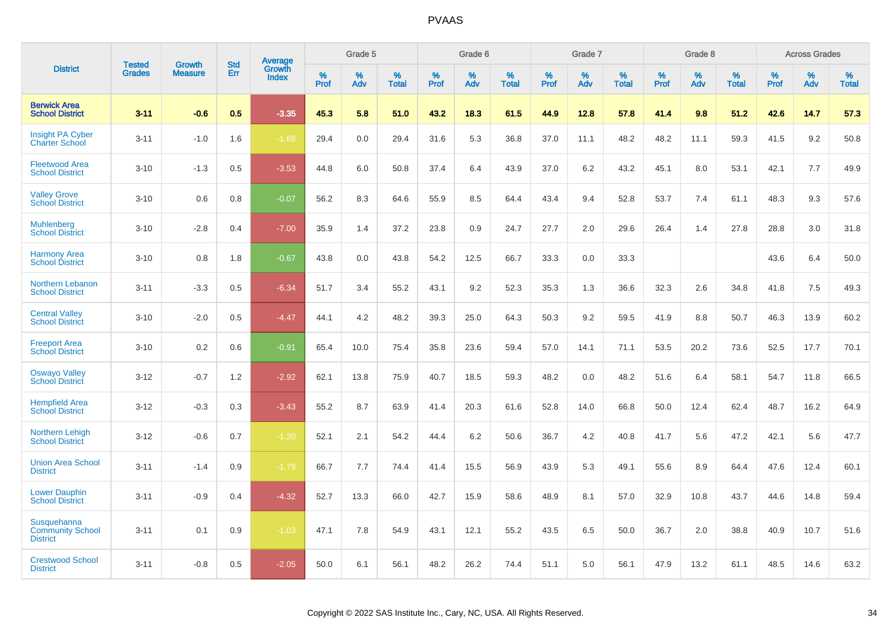# PVAAS

| District | Tested Grades | Growth Measure | Std Err | Average Growth Index | Grade 5 | | | Grade 6 | | | Grade 7 | | | Grade 8 | | | Across Grades | | |
|---|---|---|---|---|---|---|---|---|---|---|---|---|---|---|---|---|---|---|---|
| | | | | | % Prof | % Adv | % Total | % Prof | % Adv | % Total | % Prof | % Adv | % Total | % Prof | % Adv | % Total | % Prof | % Adv | % Total |
| **Berwick Area School District** | **3-11** | **-0.6** | **0.5** | **-3.35** | **45.3** | **5.8** | **51.0** | **43.2** | **18.3** | **61.5** | **44.9** | **12.8** | **57.8** | **41.4** | **9.8** | **51.2** | **42.6** | **14.7** | **57.3** |
| Insight PA Cyber Charter School | 3-11 | -1.0 | 1.6 | -1.68 | 29.4 | 0.0 | 29.4 | 31.6 | 5.3 | 36.8 | 37.0 | 11.1 | 48.2 | 48.2 | 11.1 | 59.3 | 41.5 | 9.2 | 50.8 |
| Fleetwood Area School District | 3-10 | -1.3 | 0.5 | -3.53 | 44.8 | 6.0 | 50.8 | 37.4 | 6.4 | 43.9 | 37.0 | 6.2 | 43.2 | 45.1 | 8.0 | 53.1 | 42.1 | 7.7 | 49.9 |
| Valley Grove School District | 3-10 | 0.6 | 0.8 | -0.07 | 56.2 | 8.3 | 64.6 | 55.9 | 8.5 | 64.4 | 43.4 | 9.4 | 52.8 | 53.7 | 7.4 | 61.1 | 48.3 | 9.3 | 57.6 |
| Muhlenberg School District | 3-10 | -2.8 | 0.4 | -7.00 | 35.9 | 1.4 | 37.2 | 23.8 | 0.9 | 24.7 | 27.7 | 2.0 | 29.6 | 26.4 | 1.4 | 27.8 | 28.8 | 3.0 | 31.8 |
| Harmony Area School District | 3-10 | 0.8 | 1.8 | -0.67 | 43.8 | 0.0 | 43.8 | 54.2 | 12.5 | 66.7 | 33.3 | 0.0 | 33.3 | | | | 43.6 | 6.4 | 50.0 |
| Northern Lebanon School District | 3-11 | -3.3 | 0.5 | -6.34 | 51.7 | 3.4 | 55.2 | 43.1 | 9.2 | 52.3 | 35.3 | 1.3 | 36.6 | 32.3 | 2.6 | 34.8 | 41.8 | 7.5 | 49.3 |
| Central Valley School District | 3-10 | -2.0 | 0.5 | -4.47 | 44.1 | 4.2 | 48.2 | 39.3 | 25.0 | 64.3 | 50.3 | 9.2 | 59.5 | 41.9 | 8.8 | 50.7 | 46.3 | 13.9 | 60.2 |
| Freeport Area School District | 3-10 | 0.2 | 0.6 | -0.91 | 65.4 | 10.0 | 75.4 | 35.8 | 23.6 | 59.4 | 57.0 | 14.1 | 71.1 | 53.5 | 20.2 | 73.6 | 52.5 | 17.7 | 70.1 |
| Oswayo Valley School District | 3-12 | -0.7 | 1.2 | -2.92 | 62.1 | 13.8 | 75.9 | 40.7 | 18.5 | 59.3 | 48.2 | 0.0 | 48.2 | 51.6 | 6.4 | 58.1 | 54.7 | 11.8 | 66.5 |
| Hempfield Area School District | 3-12 | -0.3 | 0.3 | -3.43 | 55.2 | 8.7 | 63.9 | 41.4 | 20.3 | 61.6 | 52.8 | 14.0 | 66.8 | 50.0 | 12.4 | 62.4 | 48.7 | 16.2 | 64.9 |
| Northern Lehigh School District | 3-12 | -0.6 | 0.7 | -1.20 | 52.1 | 2.1 | 54.2 | 44.4 | 6.2 | 50.6 | 36.7 | 4.2 | 40.8 | 41.7 | 5.6 | 47.2 | 42.1 | 5.6 | 47.7 |
| Union Area School District | 3-11 | -1.4 | 0.9 | -1.79 | 66.7 | 7.7 | 74.4 | 41.4 | 15.5 | 56.9 | 43.9 | 5.3 | 49.1 | 55.6 | 8.9 | 64.4 | 47.6 | 12.4 | 60.1 |
| Lower Dauphin School District | 3-11 | -0.9 | 0.4 | -4.32 | 52.7 | 13.3 | 66.0 | 42.7 | 15.9 | 58.6 | 48.9 | 8.1 | 57.0 | 32.9 | 10.8 | 43.7 | 44.6 | 14.8 | 59.4 |
| Susquehanna Community School District | 3-11 | 0.1 | 0.9 | -1.03 | 47.1 | 7.8 | 54.9 | 43.1 | 12.1 | 55.2 | 43.5 | 6.5 | 50.0 | 36.7 | 2.0 | 38.8 | 40.9 | 10.7 | 51.6 |
| Crestwood School District | 3-11 | -0.8 | 0.5 | -2.05 | 50.0 | 6.1 | 56.1 | 48.2 | 26.2 | 74.4 | 51.1 | 5.0 | 56.1 | 47.9 | 13.2 | 61.1 | 48.5 | 14.6 | 63.2 |

Copyright © 2022 SAS Institute Inc., Cary, NC, USA. All Rights Reserved.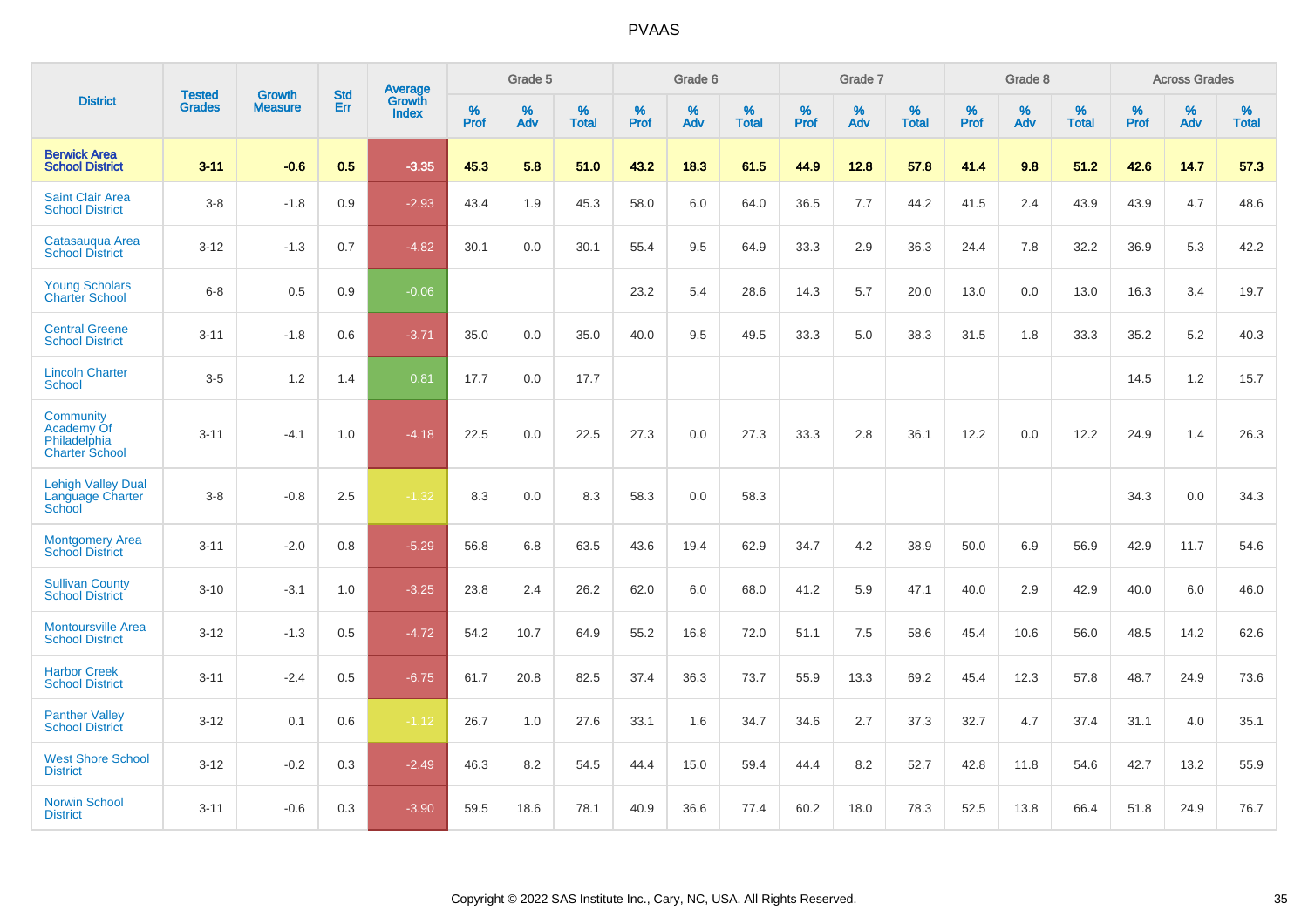# PVAAS

| District | Tested Grades | Growth Measure | Std Err | Average Growth Index | Grade 5 | | | Grade 6 | | | Grade 7 | | | Grade 8 | | | Across Grades | | |
|---|---|---|---|---|---|---|---|---|---|---|---|---|---|---|---|---|---|---|---|
| | | | | | % Prof | % Adv | % Total | % Prof | % Adv | % Total | % Prof | % Adv | % Total | % Prof | % Adv | % Total | % Prof | % Adv | % Total |
| **Berwick Area School District** | **3-11** | **-0.6** | **0.5** | **-3.35** | **45.3** | **5.8** | **51.0** | **43.2** | **18.3** | **61.5** | **44.9** | **12.8** | **57.8** | **41.4** | **9.8** | **51.2** | **42.6** | **14.7** | **57.3** |
| Saint Clair Area School District | 3-8 | -1.8 | 0.9 | -2.93 | 43.4 | 1.9 | 45.3 | 58.0 | 6.0 | 64.0 | 36.5 | 7.7 | 44.2 | 41.5 | 2.4 | 43.9 | 43.9 | 4.7 | 48.6 |
| Catasauqua Area School District | 3-12 | -1.3 | 0.7 | -4.82 | 30.1 | 0.0 | 30.1 | 55.4 | 9.5 | 64.9 | 33.3 | 2.9 | 36.3 | 24.4 | 7.8 | 32.2 | 36.9 | 5.3 | 42.2 |
| Young Scholars Charter School | 6-8 | 0.5 | 0.9 | -0.06 | | | | 23.2 | 5.4 | 28.6 | 14.3 | 5.7 | 20.0 | 13.0 | 0.0 | 13.0 | 16.3 | 3.4 | 19.7 |
| Central Greene School District | 3-11 | -1.8 | 0.6 | -3.71 | 35.0 | 0.0 | 35.0 | 40.0 | 9.5 | 49.5 | 33.3 | 5.0 | 38.3 | 31.5 | 1.8 | 33.3 | 35.2 | 5.2 | 40.3 |
| Lincoln Charter School | 3-5 | 1.2 | 1.4 | 0.81 | 17.7 | 0.0 | 17.7 | | | | | | | | | | 14.5 | 1.2 | 15.7 |
| Community Academy Of Philadelphia Charter School | 3-11 | -4.1 | 1.0 | -4.18 | 22.5 | 0.0 | 22.5 | 27.3 | 0.0 | 27.3 | 33.3 | 2.8 | 36.1 | 12.2 | 0.0 | 12.2 | 24.9 | 1.4 | 26.3 |
| Lehigh Valley Dual Language Charter School | 3-8 | -0.8 | 2.5 | -1.32 | 8.3 | 0.0 | 8.3 | 58.3 | 0.0 | 58.3 | | | | | | | 34.3 | 0.0 | 34.3 |
| Montgomery Area School District | 3-11 | -2.0 | 0.8 | -5.29 | 56.8 | 6.8 | 63.5 | 43.6 | 19.4 | 62.9 | 34.7 | 4.2 | 38.9 | 50.0 | 6.9 | 56.9 | 42.9 | 11.7 | 54.6 |
| Sullivan County School District | 3-10 | -3.1 | 1.0 | -3.25 | 23.8 | 2.4 | 26.2 | 62.0 | 6.0 | 68.0 | 41.2 | 5.9 | 47.1 | 40.0 | 2.9 | 42.9 | 40.0 | 6.0 | 46.0 |
| Montoursville Area School District | 3-12 | -1.3 | 0.5 | -4.72 | 54.2 | 10.7 | 64.9 | 55.2 | 16.8 | 72.0 | 51.1 | 7.5 | 58.6 | 45.4 | 10.6 | 56.0 | 48.5 | 14.2 | 62.6 |
| Harbor Creek School District | 3-11 | -2.4 | 0.5 | -6.75 | 61.7 | 20.8 | 82.5 | 37.4 | 36.3 | 73.7 | 55.9 | 13.3 | 69.2 | 45.4 | 12.3 | 57.8 | 48.7 | 24.9 | 73.6 |
| Panther Valley School District | 3-12 | 0.1 | 0.6 | -1.12 | 26.7 | 1.0 | 27.6 | 33.1 | 1.6 | 34.7 | 34.6 | 2.7 | 37.3 | 32.7 | 4.7 | 37.4 | 31.1 | 4.0 | 35.1 |
| West Shore School District | 3-12 | -0.2 | 0.3 | -2.49 | 46.3 | 8.2 | 54.5 | 44.4 | 15.0 | 59.4 | 44.4 | 8.2 | 52.7 | 42.8 | 11.8 | 54.6 | 42.7 | 13.2 | 55.9 |
| Norwin School District | 3-11 | -0.6 | 0.3 | -3.90 | 59.5 | 18.6 | 78.1 | 40.9 | 36.6 | 77.4 | 60.2 | 18.0 | 78.3 | 52.5 | 13.8 | 66.4 | 51.8 | 24.9 | 76.7 |

Copyright © 2022 SAS Institute Inc., Cary, NC, USA. All Rights Reserved.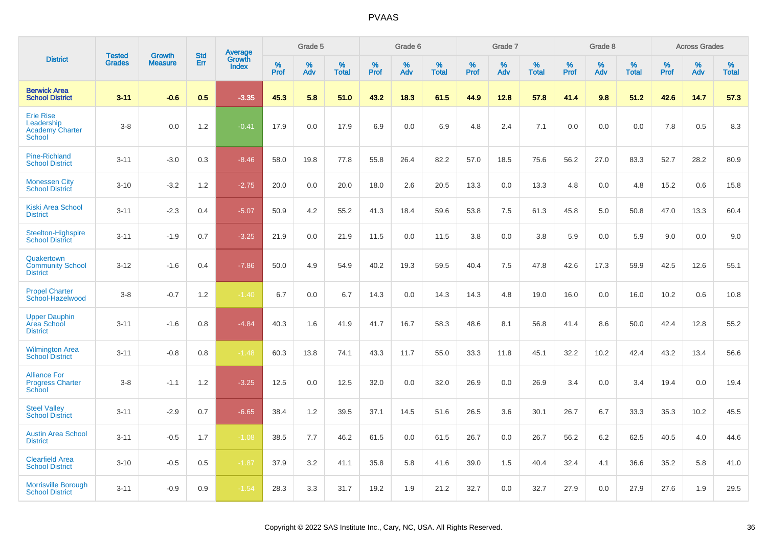# PVAAS

| District | Tested Grades | Growth Measure | Std Err | Average Growth Index | Grade 5 | | | Grade 6 | | | Grade 7 | | | Grade 8 | | | Across Grades | | |
|---|---|---|---|---|---|---|---|---|---|---|---|---|---|---|---|---|---|---|---|
| | | | | | % Prof | % Adv | % Total | % Prof | % Adv | % Total | % Prof | % Adv | % Total | % Prof | % Adv | % Total | % Prof | % Adv | % Total |
| **Berwick Area School District** | **3-11** | **-0.6** | **0.5** | **-3.35** | **45.3** | **5.8** | **51.0** | **43.2** | **18.3** | **61.5** | **44.9** | **12.8** | **57.8** | **41.4** | **9.8** | **51.2** | **42.6** | **14.7** | **57.3** |
| Erie Rise Leadership Academy Charter School | 3-8 | 0.0 | 1.2 | -0.41 | 17.9 | 0.0 | 17.9 | 6.9 | 0.0 | 6.9 | 4.8 | 2.4 | 7.1 | 0.0 | 0.0 | 0.0 | 7.8 | 0.5 | 8.3 |
| Pine-Richland School District | 3-11 | -3.0 | 0.3 | -8.46 | 58.0 | 19.8 | 77.8 | 55.8 | 26.4 | 82.2 | 57.0 | 18.5 | 75.6 | 56.2 | 27.0 | 83.3 | 52.7 | 28.2 | 80.9 |
| Monessen City School District | 3-10 | -3.2 | 1.2 | -2.75 | 20.0 | 0.0 | 20.0 | 18.0 | 2.6 | 20.5 | 13.3 | 0.0 | 13.3 | 4.8 | 0.0 | 4.8 | 15.2 | 0.6 | 15.8 |
| Kiski Area School District | 3-11 | -2.3 | 0.4 | -5.07 | 50.9 | 4.2 | 55.2 | 41.3 | 18.4 | 59.6 | 53.8 | 7.5 | 61.3 | 45.8 | 5.0 | 50.8 | 47.0 | 13.3 | 60.4 |
| Steelton-Highspire School District | 3-11 | -1.9 | 0.7 | -3.25 | 21.9 | 0.0 | 21.9 | 11.5 | 0.0 | 11.5 | 3.8 | 0.0 | 3.8 | 5.9 | 0.0 | 5.9 | 9.0 | 0.0 | 9.0 |
| Quakertown Community School District | 3-12 | -1.6 | 0.4 | -7.86 | 50.0 | 4.9 | 54.9 | 40.2 | 19.3 | 59.5 | 40.4 | 7.5 | 47.8 | 42.6 | 17.3 | 59.9 | 42.5 | 12.6 | 55.1 |
| Propel Charter School-Hazelwood | 3-8 | -0.7 | 1.2 | -1.40 | 6.7 | 0.0 | 6.7 | 14.3 | 0.0 | 14.3 | 14.3 | 4.8 | 19.0 | 16.0 | 0.0 | 16.0 | 10.2 | 0.6 | 10.8 |
| Upper Dauphin Area School District | 3-11 | -1.6 | 0.8 | -4.84 | 40.3 | 1.6 | 41.9 | 41.7 | 16.7 | 58.3 | 48.6 | 8.1 | 56.8 | 41.4 | 8.6 | 50.0 | 42.4 | 12.8 | 55.2 |
| Wilmington Area School District | 3-11 | -0.8 | 0.8 | -1.48 | 60.3 | 13.8 | 74.1 | 43.3 | 11.7 | 55.0 | 33.3 | 11.8 | 45.1 | 32.2 | 10.2 | 42.4 | 43.2 | 13.4 | 56.6 |
| Alliance For Progress Charter School | 3-8 | -1.1 | 1.2 | -3.25 | 12.5 | 0.0 | 12.5 | 32.0 | 0.0 | 32.0 | 26.9 | 0.0 | 26.9 | 3.4 | 0.0 | 3.4 | 19.4 | 0.0 | 19.4 |
| Steel Valley School District | 3-11 | -2.9 | 0.7 | -6.65 | 38.4 | 1.2 | 39.5 | 37.1 | 14.5 | 51.6 | 26.5 | 3.6 | 30.1 | 26.7 | 6.7 | 33.3 | 35.3 | 10.2 | 45.5 |
| Austin Area School District | 3-11 | -0.5 | 1.7 | -1.08 | 38.5 | 7.7 | 46.2 | 61.5 | 0.0 | 61.5 | 26.7 | 0.0 | 26.7 | 56.2 | 6.2 | 62.5 | 40.5 | 4.0 | 44.6 |
| Clearfield Area School District | 3-10 | -0.5 | 0.5 | -1.87 | 37.9 | 3.2 | 41.1 | 35.8 | 5.8 | 41.6 | 39.0 | 1.5 | 40.4 | 32.4 | 4.1 | 36.6 | 35.2 | 5.8 | 41.0 |
| Morrisville Borough School District | 3-11 | -0.9 | 0.9 | -1.54 | 28.3 | 3.3 | 31.7 | 19.2 | 1.9 | 21.2 | 32.7 | 0.0 | 32.7 | 27.9 | 0.0 | 27.9 | 27.6 | 1.9 | 29.5 |

Copyright © 2022 SAS Institute Inc., Cary, NC, USA. All Rights Reserved.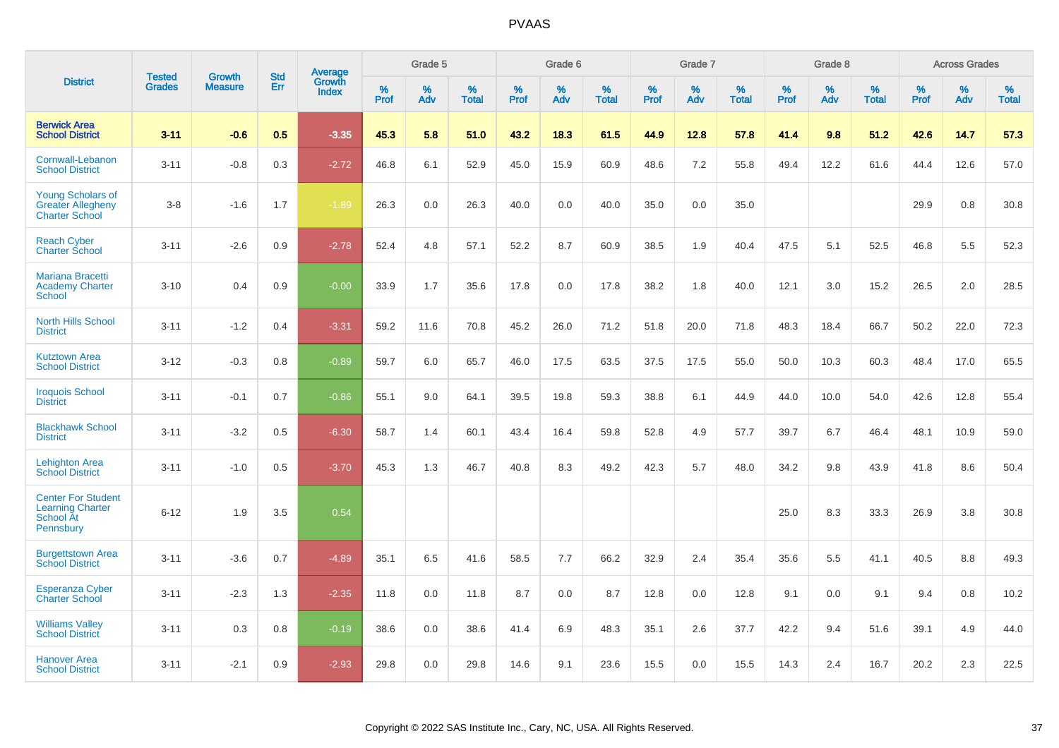# PVAAS

| District | Tested Grades | Growth Measure | Std Err | Average Growth Index | Grade 5 | | | Grade 6 | | | Grade 7 | | | Grade 8 | | | Across Grades | | |
|---|---|---|---|---|---|---|---|---|---|---|---|---|---|---|---|---|---|---|---|
| | | | | | % Prof | % Adv | % Total | % Prof | % Adv | % Total | % Prof | % Adv | % Total | % Prof | % Adv | % Total | % Prof | % Adv | % Total |
| **Berwick Area School District** | **3-11** | **-0.6** | **0.5** | **-3.35** | **45.3** | **5.8** | **51.0** | **43.2** | **18.3** | **61.5** | **44.9** | **12.8** | **57.8** | **41.4** | **9.8** | **51.2** | **42.6** | **14.7** | **57.3** |
| Cornwall-Lebanon School District | 3-11 | -0.8 | 0.3 | -2.72 | 46.8 | 6.1 | 52.9 | 45.0 | 15.9 | 60.9 | 48.6 | 7.2 | 55.8 | 49.4 | 12.2 | 61.6 | 44.4 | 12.6 | 57.0 |
| Young Scholars of Greater Allegheny Charter School | 3-8 | -1.6 | 1.7 | -1.89 | 26.3 | 0.0 | 26.3 | 40.0 | 0.0 | 40.0 | 35.0 | 0.0 | 35.0 | | | | 29.9 | 0.8 | 30.8 |
| Reach Cyber Charter School | 3-11 | -2.6 | 0.9 | -2.78 | 52.4 | 4.8 | 57.1 | 52.2 | 8.7 | 60.9 | 38.5 | 1.9 | 40.4 | 47.5 | 5.1 | 52.5 | 46.8 | 5.5 | 52.3 |
| Mariana Bracetti Academy Charter School | 3-10 | 0.4 | 0.9 | -0.00 | 33.9 | 1.7 | 35.6 | 17.8 | 0.0 | 17.8 | 38.2 | 1.8 | 40.0 | 12.1 | 3.0 | 15.2 | 26.5 | 2.0 | 28.5 |
| North Hills School District | 3-11 | -1.2 | 0.4 | -3.31 | 59.2 | 11.6 | 70.8 | 45.2 | 26.0 | 71.2 | 51.8 | 20.0 | 71.8 | 48.3 | 18.4 | 66.7 | 50.2 | 22.0 | 72.3 |
| Kutztown Area School District | 3-12 | -0.3 | 0.8 | -0.89 | 59.7 | 6.0 | 65.7 | 46.0 | 17.5 | 63.5 | 37.5 | 17.5 | 55.0 | 50.0 | 10.3 | 60.3 | 48.4 | 17.0 | 65.5 |
| Iroquois School District | 3-11 | -0.1 | 0.7 | -0.86 | 55.1 | 9.0 | 64.1 | 39.5 | 19.8 | 59.3 | 38.8 | 6.1 | 44.9 | 44.0 | 10.0 | 54.0 | 42.6 | 12.8 | 55.4 |
| Blackhawk School District | 3-11 | -3.2 | 0.5 | -6.30 | 58.7 | 1.4 | 60.1 | 43.4 | 16.4 | 59.8 | 52.8 | 4.9 | 57.7 | 39.7 | 6.7 | 46.4 | 48.1 | 10.9 | 59.0 |
| Lehighton Area School District | 3-11 | -1.0 | 0.5 | -3.70 | 45.3 | 1.3 | 46.7 | 40.8 | 8.3 | 49.2 | 42.3 | 5.7 | 48.0 | 34.2 | 9.8 | 43.9 | 41.8 | 8.6 | 50.4 |
| Center For Student Learning Charter School At Pennsbury | 6-12 | 1.9 | 3.5 | 0.54 | | | | | | | | | | 25.0 | 8.3 | 33.3 | 26.9 | 3.8 | 30.8 |
| Burgettstown Area School District | 3-11 | -3.6 | 0.7 | -4.89 | 35.1 | 6.5 | 41.6 | 58.5 | 7.7 | 66.2 | 32.9 | 2.4 | 35.4 | 35.6 | 5.5 | 41.1 | 40.5 | 8.8 | 49.3 |
| Esperanza Cyber Charter School | 3-11 | -2.3 | 1.3 | -2.35 | 11.8 | 0.0 | 11.8 | 8.7 | 0.0 | 8.7 | 12.8 | 0.0 | 12.8 | 9.1 | 0.0 | 9.1 | 9.4 | 0.8 | 10.2 |
| Williams Valley School District | 3-11 | 0.3 | 0.8 | -0.19 | 38.6 | 0.0 | 38.6 | 41.4 | 6.9 | 48.3 | 35.1 | 2.6 | 37.7 | 42.2 | 9.4 | 51.6 | 39.1 | 4.9 | 44.0 |
| Hanover Area School District | 3-11 | -2.1 | 0.9 | -2.93 | 29.8 | 0.0 | 29.8 | 14.6 | 9.1 | 23.6 | 15.5 | 0.0 | 15.5 | 14.3 | 2.4 | 16.7 | 20.2 | 2.3 | 22.5 |

Copyright © 2022 SAS Institute Inc., Cary, NC, USA. All Rights Reserved.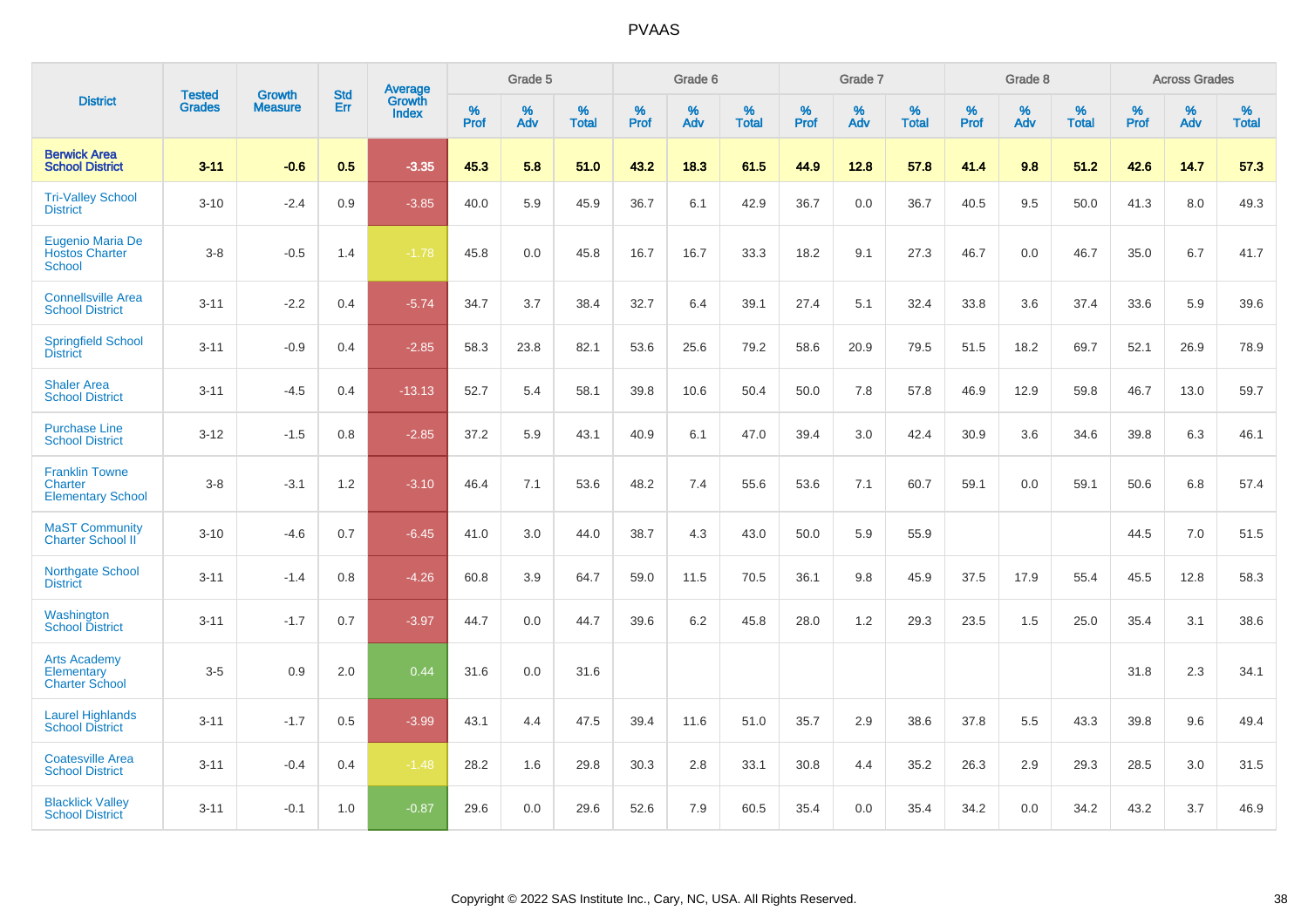# PVAAS

| District | Tested Grades | Growth Measure | Std Err | Average Growth Index | Grade 5 | | | Grade 6 | | | Grade 7 | | | Grade 8 | | | Across Grades | | |
|---|---|---|---|---|---|---|---|---|---|---|---|---|---|---|---|---|---|---|---|
| | | | | | % Prof | % Adv | % Total | % Prof | % Adv | % Total | % Prof | % Adv | % Total | % Prof | % Adv | % Total | % Prof | % Adv | % Total |
| **Berwick Area School District** | **3-11** | **-0.6** | **0.5** | **-3.35** | **45.3** | **5.8** | **51.0** | **43.2** | **18.3** | **61.5** | **44.9** | **12.8** | **57.8** | **41.4** | **9.8** | **51.2** | **42.6** | **14.7** | **57.3** |
| Tri-Valley School District | 3-10 | -2.4 | 0.9 | -3.85 | 40.0 | 5.9 | 45.9 | 36.7 | 6.1 | 42.9 | 36.7 | 0.0 | 36.7 | 40.5 | 9.5 | 50.0 | 41.3 | 8.0 | 49.3 |
| Eugenio Maria De Hostos Charter School | 3-8 | -0.5 | 1.4 | -1.78 | 45.8 | 0.0 | 45.8 | 16.7 | 16.7 | 33.3 | 18.2 | 9.1 | 27.3 | 46.7 | 0.0 | 46.7 | 35.0 | 6.7 | 41.7 |
| Connellsville Area School District | 3-11 | -2.2 | 0.4 | -5.74 | 34.7 | 3.7 | 38.4 | 32.7 | 6.4 | 39.1 | 27.4 | 5.1 | 32.4 | 33.8 | 3.6 | 37.4 | 33.6 | 5.9 | 39.6 |
| Springfield School District | 3-11 | -0.9 | 0.4 | -2.85 | 58.3 | 23.8 | 82.1 | 53.6 | 25.6 | 79.2 | 58.6 | 20.9 | 79.5 | 51.5 | 18.2 | 69.7 | 52.1 | 26.9 | 78.9 |
| Shaler Area School District | 3-11 | -4.5 | 0.4 | -13.13 | 52.7 | 5.4 | 58.1 | 39.8 | 10.6 | 50.4 | 50.0 | 7.8 | 57.8 | 46.9 | 12.9 | 59.8 | 46.7 | 13.0 | 59.7 |
| Purchase Line School District | 3-12 | -1.5 | 0.8 | -2.85 | 37.2 | 5.9 | 43.1 | 40.9 | 6.1 | 47.0 | 39.4 | 3.0 | 42.4 | 30.9 | 3.6 | 34.6 | 39.8 | 6.3 | 46.1 |
| Franklin Towne Charter Elementary School | 3-8 | -3.1 | 1.2 | -3.10 | 46.4 | 7.1 | 53.6 | 48.2 | 7.4 | 55.6 | 53.6 | 7.1 | 60.7 | 59.1 | 0.0 | 59.1 | 50.6 | 6.8 | 57.4 |
| MaST Community Charter School II | 3-10 | -4.6 | 0.7 | -6.45 | 41.0 | 3.0 | 44.0 | 38.7 | 4.3 | 43.0 | 50.0 | 5.9 | 55.9 | | | | 44.5 | 7.0 | 51.5 |
| Northgate School District | 3-11 | -1.4 | 0.8 | -4.26 | 60.8 | 3.9 | 64.7 | 59.0 | 11.5 | 70.5 | 36.1 | 9.8 | 45.9 | 37.5 | 17.9 | 55.4 | 45.5 | 12.8 | 58.3 |
| Washington School District | 3-11 | -1.7 | 0.7 | -3.97 | 44.7 | 0.0 | 44.7 | 39.6 | 6.2 | 45.8 | 28.0 | 1.2 | 29.3 | 23.5 | 1.5 | 25.0 | 35.4 | 3.1 | 38.6 |
| Arts Academy Elementary Charter School | 3-5 | 0.9 | 2.0 | 0.44 | 31.6 | 0.0 | 31.6 | | | | | | | | | | 31.8 | 2.3 | 34.1 |
| Laurel Highlands School District | 3-11 | -1.7 | 0.5 | -3.99 | 43.1 | 4.4 | 47.5 | 39.4 | 11.6 | 51.0 | 35.7 | 2.9 | 38.6 | 37.8 | 5.5 | 43.3 | 39.8 | 9.6 | 49.4 |
| Coatesville Area School District | 3-11 | -0.4 | 0.4 | -1.48 | 28.2 | 1.6 | 29.8 | 30.3 | 2.8 | 33.1 | 30.8 | 4.4 | 35.2 | 26.3 | 2.9 | 29.3 | 28.5 | 3.0 | 31.5 |
| Blacklick Valley School District | 3-11 | -0.1 | 1.0 | -0.87 | 29.6 | 0.0 | 29.6 | 52.6 | 7.9 | 60.5 | 35.4 | 0.0 | 35.4 | 34.2 | 0.0 | 34.2 | 43.2 | 3.7 | 46.9 |

Copyright © 2022 SAS Institute Inc., Cary, NC, USA. All Rights Reserved.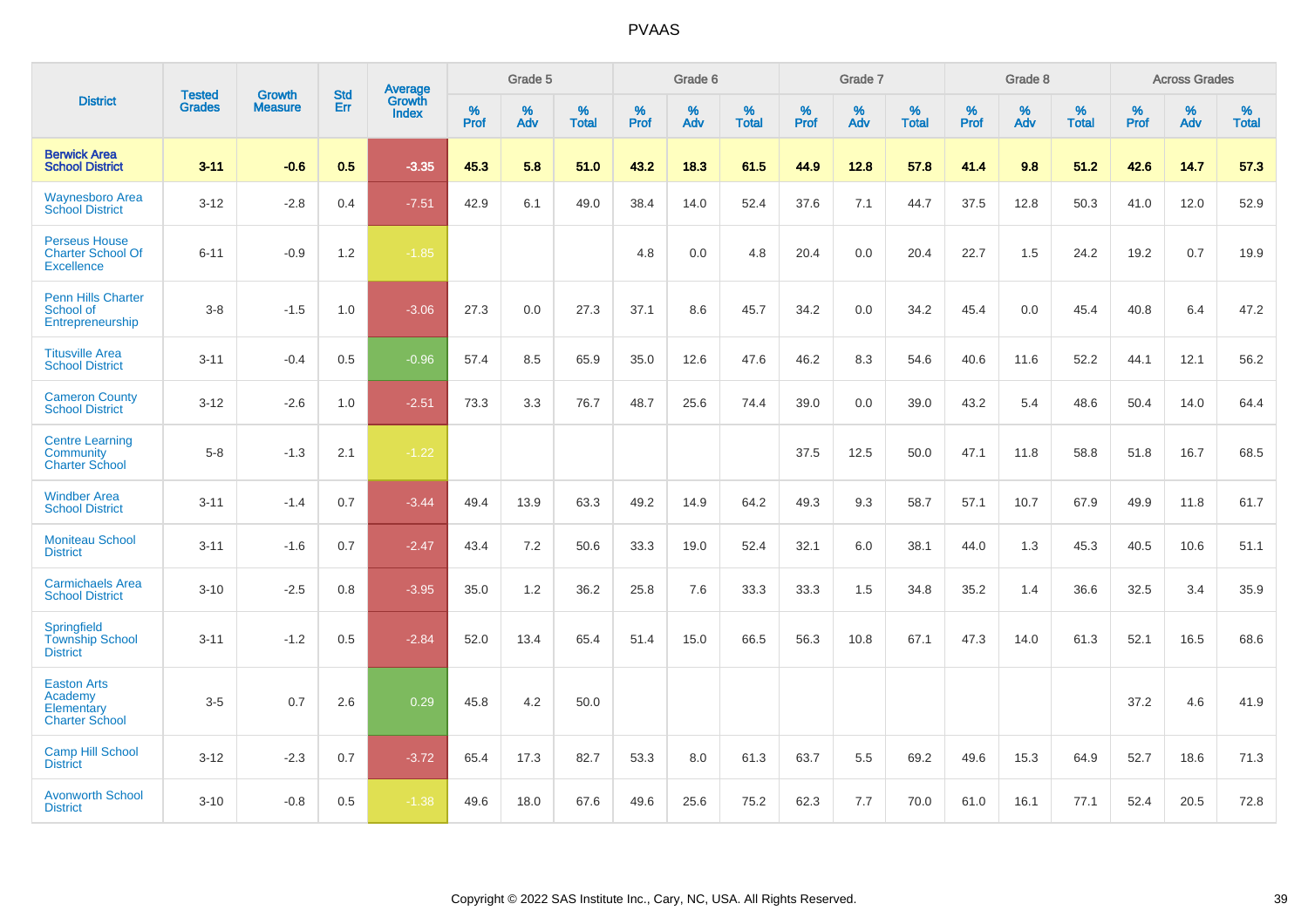# PVAAS

| District | Tested Grades | Growth Measure | Std Err | Average Growth Index | Grade 5 | | | Grade 6 | | | Grade 7 | | | Grade 8 | | | Across Grades | | |
|---|---|---|---|---|---|---|---|---|---|---|---|---|---|---|---|---|---|---|---|
| | | | | | % Prof | % Adv | % Total | % Prof | % Adv | % Total | % Prof | % Adv | % Total | % Prof | % Adv | % Total | % Prof | % Adv | % Total |
| **Berwick Area School District** | **3-11** | **-0.6** | **0.5** | **-3.35** | **45.3** | **5.8** | **51.0** | **43.2** | **18.3** | **61.5** | **44.9** | **12.8** | **57.8** | **41.4** | **9.8** | **51.2** | **42.6** | **14.7** | **57.3** |
| Waynesboro Area School District | 3-12 | -2.8 | 0.4 | -7.51 | 42.9 | 6.1 | 49.0 | 38.4 | 14.0 | 52.4 | 37.6 | 7.1 | 44.7 | 37.5 | 12.8 | 50.3 | 41.0 | 12.0 | 52.9 |
| Perseus House Charter School Of Excellence | 6-11 | -0.9 | 1.2 | -1.85 | | | | 4.8 | 0.0 | 4.8 | 20.4 | 0.0 | 20.4 | 22.7 | 1.5 | 24.2 | 19.2 | 0.7 | 19.9 |
| Penn Hills Charter School of Entrepreneurship | 3-8 | -1.5 | 1.0 | -3.06 | 27.3 | 0.0 | 27.3 | 37.1 | 8.6 | 45.7 | 34.2 | 0.0 | 34.2 | 45.4 | 0.0 | 45.4 | 40.8 | 6.4 | 47.2 |
| Titusville Area School District | 3-11 | -0.4 | 0.5 | -0.96 | 57.4 | 8.5 | 65.9 | 35.0 | 12.6 | 47.6 | 46.2 | 8.3 | 54.6 | 40.6 | 11.6 | 52.2 | 44.1 | 12.1 | 56.2 |
| Cameron County School District | 3-12 | -2.6 | 1.0 | -2.51 | 73.3 | 3.3 | 76.7 | 48.7 | 25.6 | 74.4 | 39.0 | 0.0 | 39.0 | 43.2 | 5.4 | 48.6 | 50.4 | 14.0 | 64.4 |
| Centre Learning Community Charter School | 5-8 | -1.3 | 2.1 | -1.22 | | | | | | | 37.5 | 12.5 | 50.0 | 47.1 | 11.8 | 58.8 | 51.8 | 16.7 | 68.5 |
| Windber Area School District | 3-11 | -1.4 | 0.7 | -3.44 | 49.4 | 13.9 | 63.3 | 49.2 | 14.9 | 64.2 | 49.3 | 9.3 | 58.7 | 57.1 | 10.7 | 67.9 | 49.9 | 11.8 | 61.7 |
| Moniteau School District | 3-11 | -1.6 | 0.7 | -2.47 | 43.4 | 7.2 | 50.6 | 33.3 | 19.0 | 52.4 | 32.1 | 6.0 | 38.1 | 44.0 | 1.3 | 45.3 | 40.5 | 10.6 | 51.1 |
| Carmichaels Area School District | 3-10 | -2.5 | 0.8 | -3.95 | 35.0 | 1.2 | 36.2 | 25.8 | 7.6 | 33.3 | 33.3 | 1.5 | 34.8 | 35.2 | 1.4 | 36.6 | 32.5 | 3.4 | 35.9 |
| Springfield Township School District | 3-11 | -1.2 | 0.5 | -2.84 | 52.0 | 13.4 | 65.4 | 51.4 | 15.0 | 66.5 | 56.3 | 10.8 | 67.1 | 47.3 | 14.0 | 61.3 | 52.1 | 16.5 | 68.6 |
| Easton Arts Academy Elementary Charter School | 3-5 | 0.7 | 2.6 | 0.29 | 45.8 | 4.2 | 50.0 | | | | | | | | | | 37.2 | 4.6 | 41.9 |
| Camp Hill School District | 3-12 | -2.3 | 0.7 | -3.72 | 65.4 | 17.3 | 82.7 | 53.3 | 8.0 | 61.3 | 63.7 | 5.5 | 69.2 | 49.6 | 15.3 | 64.9 | 52.7 | 18.6 | 71.3 |
| Avonworth School District | 3-10 | -0.8 | 0.5 | -1.38 | 49.6 | 18.0 | 67.6 | 49.6 | 25.6 | 75.2 | 62.3 | 7.7 | 70.0 | 61.0 | 16.1 | 77.1 | 52.4 | 20.5 | 72.8 |

Copyright © 2022 SAS Institute Inc., Cary, NC, USA. All Rights Reserved.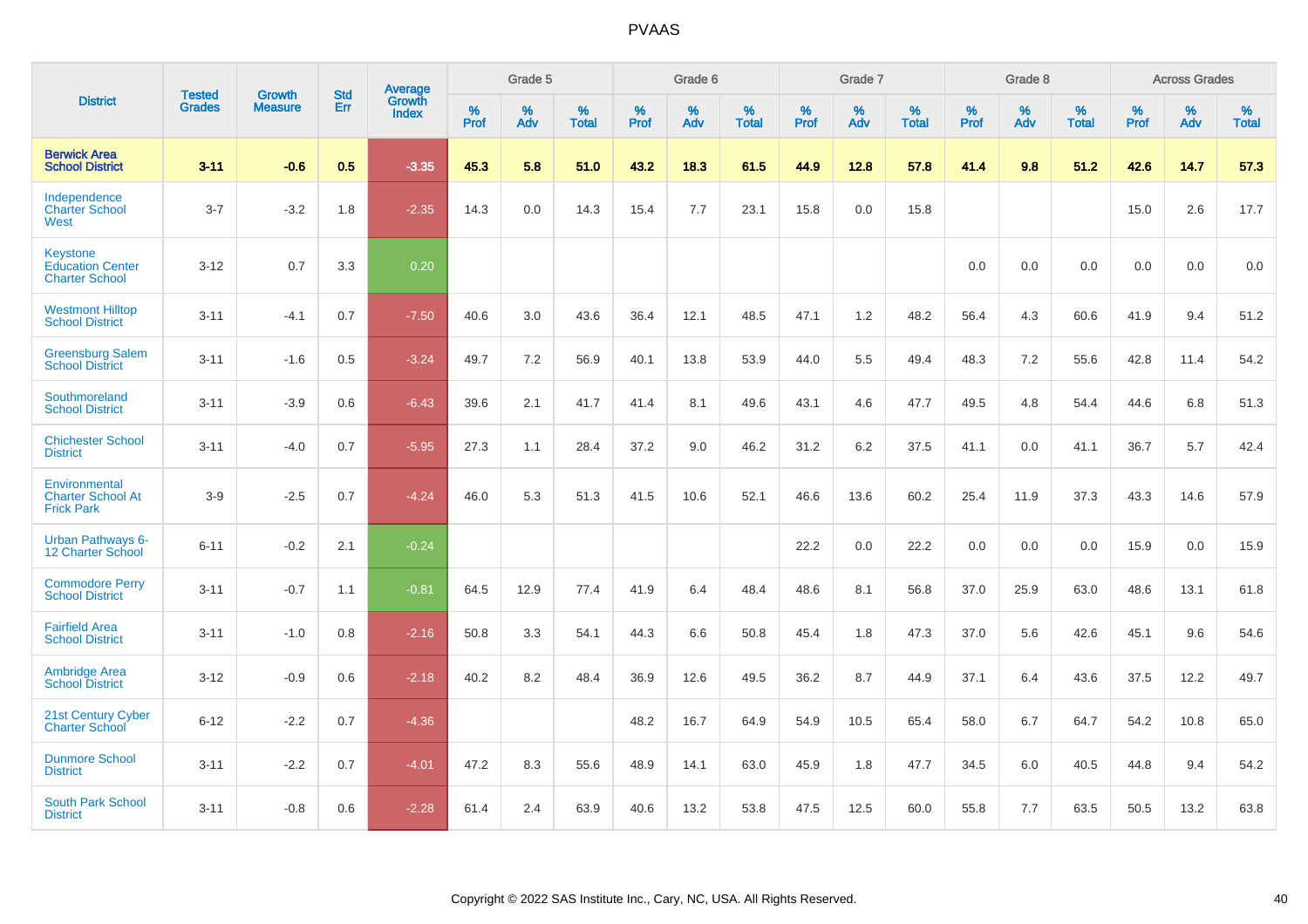# PVAAS

| District | Tested Grades | Growth Measure | Std Err | Average Growth Index | Grade 5 | | | Grade 6 | | | Grade 7 | | | Grade 8 | | | Across Grades | | |
|---|---|---|---|---|---|---|---|---|---|---|---|---|---|---|---|---|---|---|---|
| | | | | | % Prof | % Adv | % Total | % Prof | % Adv | % Total | % Prof | % Adv | % Total | % Prof | % Adv | % Total | % Prof | % Adv | % Total |
| **Berwick Area School District** | **3-11** | **-0.6** | **0.5** | **-3.35** | **45.3** | **5.8** | **51.0** | **43.2** | **18.3** | **61.5** | **44.9** | **12.8** | **57.8** | **41.4** | **9.8** | **51.2** | **42.6** | **14.7** | **57.3** |
| Independence Charter School West | 3-7 | -3.2 | 1.8 | -2.35 | 14.3 | 0.0 | 14.3 | 15.4 | 7.7 | 23.1 | 15.8 | 0.0 | 15.8 | | | | 15.0 | 2.6 | 17.7 |
| Keystone Education Center Charter School | 3-12 | 0.7 | 3.3 | 0.20 | | | | | | | | | | 0.0 | 0.0 | 0.0 | 0.0 | 0.0 | 0.0 |
| Westmont Hilltop School District | 3-11 | -4.1 | 0.7 | -7.50 | 40.6 | 3.0 | 43.6 | 36.4 | 12.1 | 48.5 | 47.1 | 1.2 | 48.2 | 56.4 | 4.3 | 60.6 | 41.9 | 9.4 | 51.2 |
| Greensburg Salem School District | 3-11 | -1.6 | 0.5 | -3.24 | 49.7 | 7.2 | 56.9 | 40.1 | 13.8 | 53.9 | 44.0 | 5.5 | 49.4 | 48.3 | 7.2 | 55.6 | 42.8 | 11.4 | 54.2 |
| Southmoreland School District | 3-11 | -3.9 | 0.6 | -6.43 | 39.6 | 2.1 | 41.7 | 41.4 | 8.1 | 49.6 | 43.1 | 4.6 | 47.7 | 49.5 | 4.8 | 54.4 | 44.6 | 6.8 | 51.3 |
| Chichester School District | 3-11 | -4.0 | 0.7 | -5.95 | 27.3 | 1.1 | 28.4 | 37.2 | 9.0 | 46.2 | 31.2 | 6.2 | 37.5 | 41.1 | 0.0 | 41.1 | 36.7 | 5.7 | 42.4 |
| Environmental Charter School At Frick Park | 3-9 | -2.5 | 0.7 | -4.24 | 46.0 | 5.3 | 51.3 | 41.5 | 10.6 | 52.1 | 46.6 | 13.6 | 60.2 | 25.4 | 11.9 | 37.3 | 43.3 | 14.6 | 57.9 |
| Urban Pathways 6-12 Charter School | 6-11 | -0.2 | 2.1 | -0.24 | | | | | | | 22.2 | 0.0 | 22.2 | 0.0 | 0.0 | 0.0 | 15.9 | 0.0 | 15.9 |
| Commodore Perry School District | 3-11 | -0.7 | 1.1 | -0.81 | 64.5 | 12.9 | 77.4 | 41.9 | 6.4 | 48.4 | 48.6 | 8.1 | 56.8 | 37.0 | 25.9 | 63.0 | 48.6 | 13.1 | 61.8 |
| Fairfield Area School District | 3-11 | -1.0 | 0.8 | -2.16 | 50.8 | 3.3 | 54.1 | 44.3 | 6.6 | 50.8 | 45.4 | 1.8 | 47.3 | 37.0 | 5.6 | 42.6 | 45.1 | 9.6 | 54.6 |
| Ambridge Area School District | 3-12 | -0.9 | 0.6 | -2.18 | 40.2 | 8.2 | 48.4 | 36.9 | 12.6 | 49.5 | 36.2 | 8.7 | 44.9 | 37.1 | 6.4 | 43.6 | 37.5 | 12.2 | 49.7 |
| 21st Century Cyber Charter School | 6-12 | -2.2 | 0.7 | -4.36 | | | | 48.2 | 16.7 | 64.9 | 54.9 | 10.5 | 65.4 | 58.0 | 6.7 | 64.7 | 54.2 | 10.8 | 65.0 |
| Dunmore School District | 3-11 | -2.2 | 0.7 | -4.01 | 47.2 | 8.3 | 55.6 | 48.9 | 14.1 | 63.0 | 45.9 | 1.8 | 47.7 | 34.5 | 6.0 | 40.5 | 44.8 | 9.4 | 54.2 |
| South Park School District | 3-11 | -0.8 | 0.6 | -2.28 | 61.4 | 2.4 | 63.9 | 40.6 | 13.2 | 53.8 | 47.5 | 12.5 | 60.0 | 55.8 | 7.7 | 63.5 | 50.5 | 13.2 | 63.8 |

Copyright © 2022 SAS Institute Inc., Cary, NC, USA. All Rights Reserved.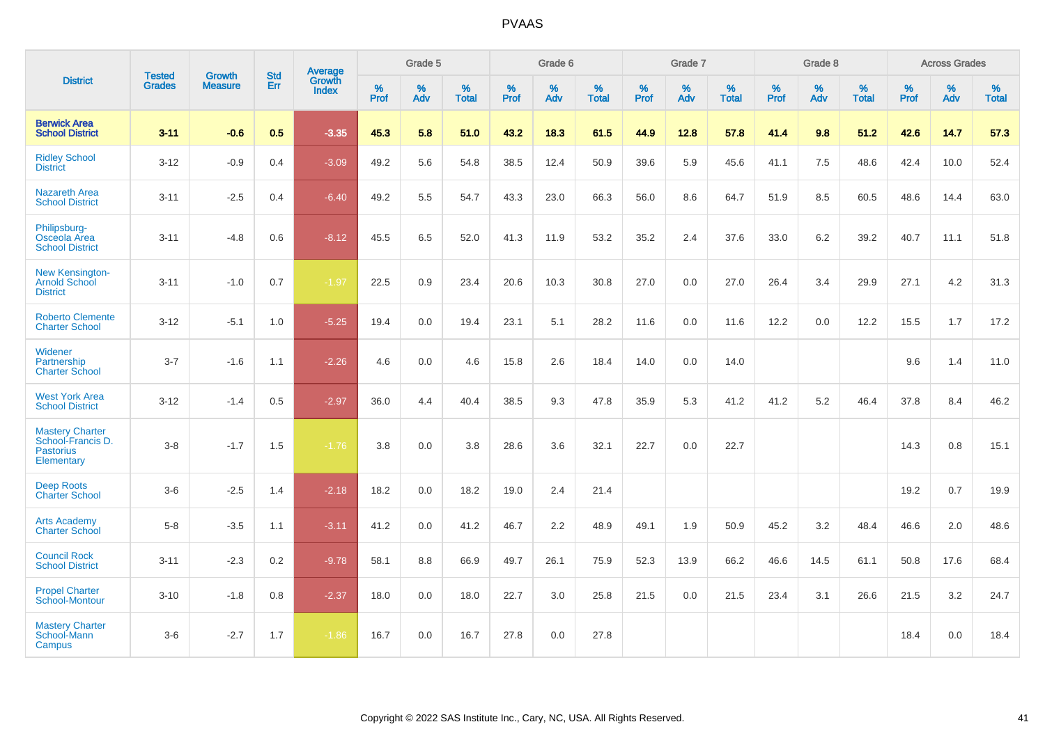# PVAAS

| District | Tested Grades | Growth Measure | Std Err | Average Growth Index | Grade 5 | | | Grade 6 | | | Grade 7 | | | Grade 8 | | | Across Grades | | |
|---|---|---|---|---|---|---|---|---|---|---|---|---|---|---|---|---|---|---|---|
| | | | | | % Prof | % Adv | % Total | % Prof | % Adv | % Total | % Prof | % Adv | % Total | % Prof | % Adv | % Total | % Prof | % Adv | % Total |
| **Berwick Area School District** | **3-11** | **-0.6** | **0.5** | **-3.35** | **45.3** | **5.8** | **51.0** | **43.2** | **18.3** | **61.5** | **44.9** | **12.8** | **57.8** | **41.4** | **9.8** | **51.2** | **42.6** | **14.7** | **57.3** |
| Ridley School District | 3-12 | -0.9 | 0.4 | -3.09 | 49.2 | 5.6 | 54.8 | 38.5 | 12.4 | 50.9 | 39.6 | 5.9 | 45.6 | 41.1 | 7.5 | 48.6 | 42.4 | 10.0 | 52.4 |
| Nazareth Area School District | 3-11 | -2.5 | 0.4 | -6.40 | 49.2 | 5.5 | 54.7 | 43.3 | 23.0 | 66.3 | 56.0 | 8.6 | 64.7 | 51.9 | 8.5 | 60.5 | 48.6 | 14.4 | 63.0 |
| Philipsburg-Osceola Area School District | 3-11 | -4.8 | 0.6 | -8.12 | 45.5 | 6.5 | 52.0 | 41.3 | 11.9 | 53.2 | 35.2 | 2.4 | 37.6 | 33.0 | 6.2 | 39.2 | 40.7 | 11.1 | 51.8 |
| New Kensington-Arnold School District | 3-11 | -1.0 | 0.7 | -1.97 | 22.5 | 0.9 | 23.4 | 20.6 | 10.3 | 30.8 | 27.0 | 0.0 | 27.0 | 26.4 | 3.4 | 29.9 | 27.1 | 4.2 | 31.3 |
| Roberto Clemente Charter School | 3-12 | -5.1 | 1.0 | -5.25 | 19.4 | 0.0 | 19.4 | 23.1 | 5.1 | 28.2 | 11.6 | 0.0 | 11.6 | 12.2 | 0.0 | 12.2 | 15.5 | 1.7 | 17.2 |
| Widener Partnership Charter School | 3-7 | -1.6 | 1.1 | -2.26 | 4.6 | 0.0 | 4.6 | 15.8 | 2.6 | 18.4 | 14.0 | 0.0 | 14.0 | | | | 9.6 | 1.4 | 11.0 |
| West York Area School District | 3-12 | -1.4 | 0.5 | -2.97 | 36.0 | 4.4 | 40.4 | 38.5 | 9.3 | 47.8 | 35.9 | 5.3 | 41.2 | 41.2 | 5.2 | 46.4 | 37.8 | 8.4 | 46.2 |
| Mastery Charter School-Francis D. Pastorius Elementary | 3-8 | -1.7 | 1.5 | -1.76 | 3.8 | 0.0 | 3.8 | 28.6 | 3.6 | 32.1 | 22.7 | 0.0 | 22.7 | | | | 14.3 | 0.8 | 15.1 |
| Deep Roots Charter School | 3-6 | -2.5 | 1.4 | -2.18 | 18.2 | 0.0 | 18.2 | 19.0 | 2.4 | 21.4 | | | | | | | 19.2 | 0.7 | 19.9 |
| Arts Academy Charter School | 5-8 | -3.5 | 1.1 | -3.11 | 41.2 | 0.0 | 41.2 | 46.7 | 2.2 | 48.9 | 49.1 | 1.9 | 50.9 | 45.2 | 3.2 | 48.4 | 46.6 | 2.0 | 48.6 |
| Council Rock School District | 3-11 | -2.3 | 0.2 | -9.78 | 58.1 | 8.8 | 66.9 | 49.7 | 26.1 | 75.9 | 52.3 | 13.9 | 66.2 | 46.6 | 14.5 | 61.1 | 50.8 | 17.6 | 68.4 |
| Propel Charter School-Montour | 3-10 | -1.8 | 0.8 | -2.37 | 18.0 | 0.0 | 18.0 | 22.7 | 3.0 | 25.8 | 21.5 | 0.0 | 21.5 | 23.4 | 3.1 | 26.6 | 21.5 | 3.2 | 24.7 |
| Mastery Charter School-Mann Campus | 3-6 | -2.7 | 1.7 | -1.86 | 16.7 | 0.0 | 16.7 | 27.8 | 0.0 | 27.8 | | | | | | | 18.4 | 0.0 | 18.4 |

Copyright © 2022 SAS Institute Inc., Cary, NC, USA. All Rights Reserved.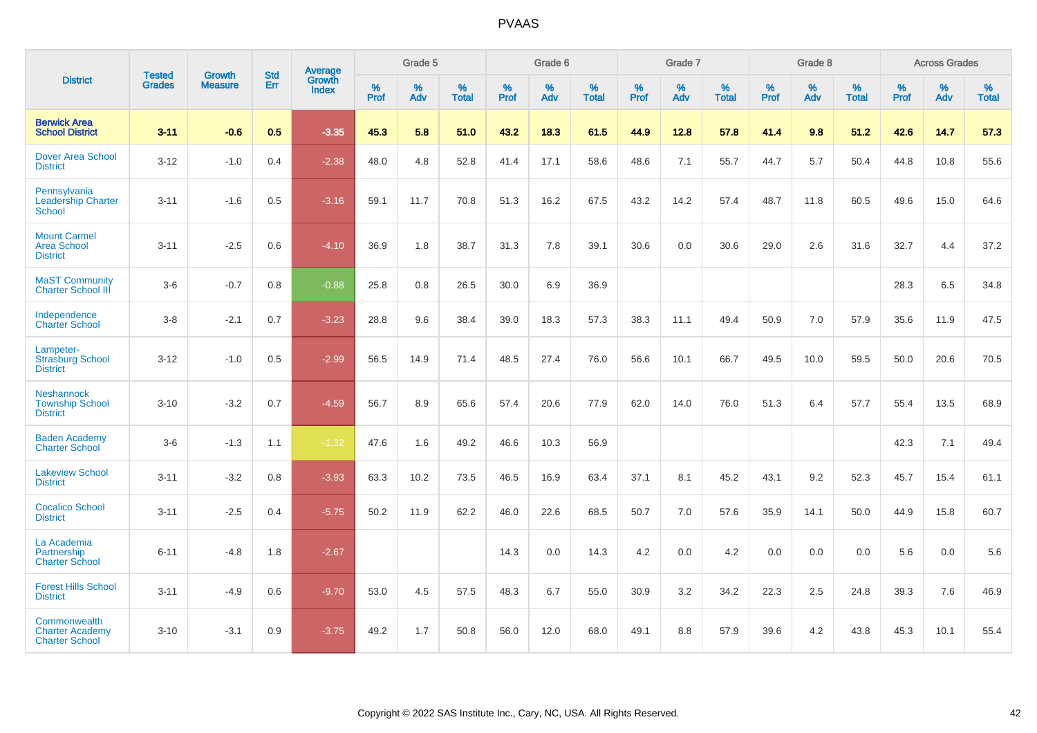# PVAAS

| District | Tested Grades | Growth Measure | Std Err | Average Growth Index | Grade 5 | | | Grade 6 | | | Grade 7 | | | Grade 8 | | | Across Grades | | |
|---|---|---|---|---|---|---|---|---|---|---|---|---|---|---|---|---|---|---|---|
| | | | | | % Prof | % Adv | % Total | % Prof | % Adv | % Total | % Prof | % Adv | % Total | % Prof | % Adv | % Total | % Prof | % Adv | % Total |
| **Berwick Area School District** | **3-11** | **-0.6** | **0.5** | **-3.35** | **45.3** | **5.8** | **51.0** | **43.2** | **18.3** | **61.5** | **44.9** | **12.8** | **57.8** | **41.4** | **9.8** | **51.2** | **42.6** | **14.7** | **57.3** |
| Dover Area School District | 3-12 | -1.0 | 0.4 | -2.38 | 48.0 | 4.8 | 52.8 | 41.4 | 17.1 | 58.6 | 48.6 | 7.1 | 55.7 | 44.7 | 5.7 | 50.4 | 44.8 | 10.8 | 55.6 |
| Pennsylvania Leadership Charter School | 3-11 | -1.6 | 0.5 | -3.16 | 59.1 | 11.7 | 70.8 | 51.3 | 16.2 | 67.5 | 43.2 | 14.2 | 57.4 | 48.7 | 11.8 | 60.5 | 49.6 | 15.0 | 64.6 |
| Mount Carmel Area School District | 3-11 | -2.5 | 0.6 | -4.10 | 36.9 | 1.8 | 38.7 | 31.3 | 7.8 | 39.1 | 30.6 | 0.0 | 30.6 | 29.0 | 2.6 | 31.6 | 32.7 | 4.4 | 37.2 |
| MaST Community Charter School III | 3-6 | -0.7 | 0.8 | -0.88 | 25.8 | 0.8 | 26.5 | 30.0 | 6.9 | 36.9 | | | | | | | 28.3 | 6.5 | 34.8 |
| Independence Charter School | 3-8 | -2.1 | 0.7 | -3.23 | 28.8 | 9.6 | 38.4 | 39.0 | 18.3 | 57.3 | 38.3 | 11.1 | 49.4 | 50.9 | 7.0 | 57.9 | 35.6 | 11.9 | 47.5 |
| Lampeter-Strasburg School District | 3-12 | -1.0 | 0.5 | -2.99 | 56.5 | 14.9 | 71.4 | 48.5 | 27.4 | 76.0 | 56.6 | 10.1 | 66.7 | 49.5 | 10.0 | 59.5 | 50.0 | 20.6 | 70.5 |
| Neshannock Township School District | 3-10 | -3.2 | 0.7 | -4.59 | 56.7 | 8.9 | 65.6 | 57.4 | 20.6 | 77.9 | 62.0 | 14.0 | 76.0 | 51.3 | 6.4 | 57.7 | 55.4 | 13.5 | 68.9 |
| Baden Academy Charter School | 3-6 | -1.3 | 1.1 | -1.32 | 47.6 | 1.6 | 49.2 | 46.6 | 10.3 | 56.9 | | | | | | | 42.3 | 7.1 | 49.4 |
| Lakeview School District | 3-11 | -3.2 | 0.8 | -3.93 | 63.3 | 10.2 | 73.5 | 46.5 | 16.9 | 63.4 | 37.1 | 8.1 | 45.2 | 43.1 | 9.2 | 52.3 | 45.7 | 15.4 | 61.1 |
| Cocalico School District | 3-11 | -2.5 | 0.4 | -5.75 | 50.2 | 11.9 | 62.2 | 46.0 | 22.6 | 68.5 | 50.7 | 7.0 | 57.6 | 35.9 | 14.1 | 50.0 | 44.9 | 15.8 | 60.7 |
| La Academia Partnership Charter School | 6-11 | -4.8 | 1.8 | -2.67 | | | | 14.3 | 0.0 | 14.3 | 4.2 | 0.0 | 4.2 | 0.0 | 0.0 | 0.0 | 5.6 | 0.0 | 5.6 |
| Forest Hills School District | 3-11 | -4.9 | 0.6 | -9.70 | 53.0 | 4.5 | 57.5 | 48.3 | 6.7 | 55.0 | 30.9 | 3.2 | 34.2 | 22.3 | 2.5 | 24.8 | 39.3 | 7.6 | 46.9 |
| Commonwealth Charter Academy Charter School | 3-10 | -3.1 | 0.9 | -3.75 | 49.2 | 1.7 | 50.8 | 56.0 | 12.0 | 68.0 | 49.1 | 8.8 | 57.9 | 39.6 | 4.2 | 43.8 | 45.3 | 10.1 | 55.4 |

Copyright © 2022 SAS Institute Inc., Cary, NC, USA. All Rights Reserved.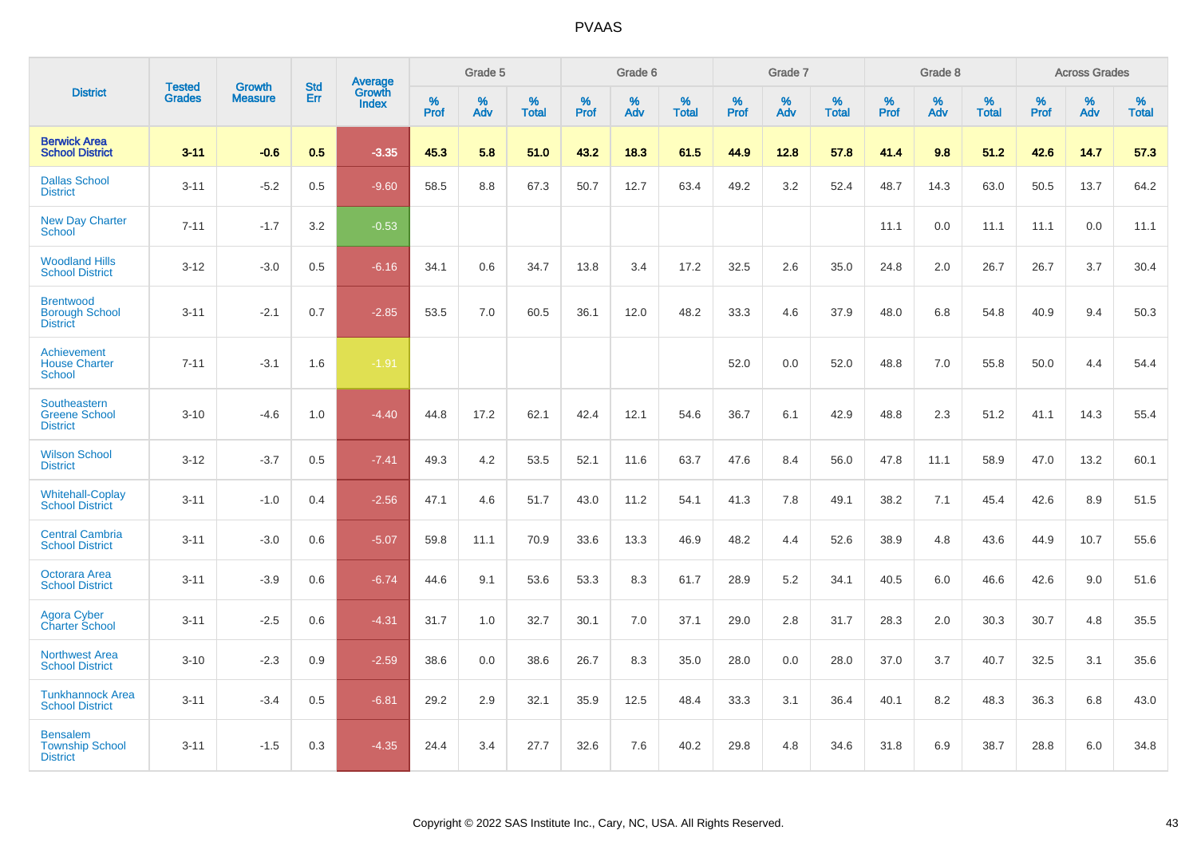# PVAAS

| District | Tested Grades | Growth Measure | Std Err | Average Growth Index | Grade 5 | | | Grade 6 | | | Grade 7 | | | Grade 8 | | | Across Grades | | |
|---|---|---|---|---|---|---|---|---|---|---|---|---|---|---|---|---|---|---|---|
| | | | | | % Prof | % Adv | % Total | % Prof | % Adv | % Total | % Prof | % Adv | % Total | % Prof | % Adv | % Total | % Prof | % Adv | % Total |
| **Berwick Area School District** | **3-11** | **-0.6** | **0.5** | **-3.35** | **45.3** | **5.8** | **51.0** | **43.2** | **18.3** | **61.5** | **44.9** | **12.8** | **57.8** | **41.4** | **9.8** | **51.2** | **42.6** | **14.7** | **57.3** |
| Dallas School District | 3-11 | -5.2 | 0.5 | -9.60 | 58.5 | 8.8 | 67.3 | 50.7 | 12.7 | 63.4 | 49.2 | 3.2 | 52.4 | 48.7 | 14.3 | 63.0 | 50.5 | 13.7 | 64.2 |
| New Day Charter School | 7-11 | -1.7 | 3.2 | -0.53 | | | | | | | | | | 11.1 | 0.0 | 11.1 | 11.1 | 0.0 | 11.1 |
| Woodland Hills School District | 3-12 | -3.0 | 0.5 | -6.16 | 34.1 | 0.6 | 34.7 | 13.8 | 3.4 | 17.2 | 32.5 | 2.6 | 35.0 | 24.8 | 2.0 | 26.7 | 26.7 | 3.7 | 30.4 |
| Brentwood Borough School District | 3-11 | -2.1 | 0.7 | -2.85 | 53.5 | 7.0 | 60.5 | 36.1 | 12.0 | 48.2 | 33.3 | 4.6 | 37.9 | 48.0 | 6.8 | 54.8 | 40.9 | 9.4 | 50.3 |
| Achievement House Charter School | 7-11 | -3.1 | 1.6 | -1.91 | | | | | | | 52.0 | 0.0 | 52.0 | 48.8 | 7.0 | 55.8 | 50.0 | 4.4 | 54.4 |
| Southeastern Greene School District | 3-10 | -4.6 | 1.0 | -4.40 | 44.8 | 17.2 | 62.1 | 42.4 | 12.1 | 54.6 | 36.7 | 6.1 | 42.9 | 48.8 | 2.3 | 51.2 | 41.1 | 14.3 | 55.4 |
| Wilson School District | 3-12 | -3.7 | 0.5 | -7.41 | 49.3 | 4.2 | 53.5 | 52.1 | 11.6 | 63.7 | 47.6 | 8.4 | 56.0 | 47.8 | 11.1 | 58.9 | 47.0 | 13.2 | 60.1 |
| Whitehall-Coplay School District | 3-11 | -1.0 | 0.4 | -2.56 | 47.1 | 4.6 | 51.7 | 43.0 | 11.2 | 54.1 | 41.3 | 7.8 | 49.1 | 38.2 | 7.1 | 45.4 | 42.6 | 8.9 | 51.5 |
| Central Cambria School District | 3-11 | -3.0 | 0.6 | -5.07 | 59.8 | 11.1 | 70.9 | 33.6 | 13.3 | 46.9 | 48.2 | 4.4 | 52.6 | 38.9 | 4.8 | 43.6 | 44.9 | 10.7 | 55.6 |
| Octorara Area School District | 3-11 | -3.9 | 0.6 | -6.74 | 44.6 | 9.1 | 53.6 | 53.3 | 8.3 | 61.7 | 28.9 | 5.2 | 34.1 | 40.5 | 6.0 | 46.6 | 42.6 | 9.0 | 51.6 |
| Agora Cyber Charter School | 3-11 | -2.5 | 0.6 | -4.31 | 31.7 | 1.0 | 32.7 | 30.1 | 7.0 | 37.1 | 29.0 | 2.8 | 31.7 | 28.3 | 2.0 | 30.3 | 30.7 | 4.8 | 35.5 |
| Northwest Area School District | 3-10 | -2.3 | 0.9 | -2.59 | 38.6 | 0.0 | 38.6 | 26.7 | 8.3 | 35.0 | 28.0 | 0.0 | 28.0 | 37.0 | 3.7 | 40.7 | 32.5 | 3.1 | 35.6 |
| Tunkhannock Area School District | 3-11 | -3.4 | 0.5 | -6.81 | 29.2 | 2.9 | 32.1 | 35.9 | 12.5 | 48.4 | 33.3 | 3.1 | 36.4 | 40.1 | 8.2 | 48.3 | 36.3 | 6.8 | 43.0 |
| Bensalem Township School District | 3-11 | -1.5 | 0.3 | -4.35 | 24.4 | 3.4 | 27.7 | 32.6 | 7.6 | 40.2 | 29.8 | 4.8 | 34.6 | 31.8 | 6.9 | 38.7 | 28.8 | 6.0 | 34.8 |

Copyright © 2022 SAS Institute Inc., Cary, NC, USA. All Rights Reserved.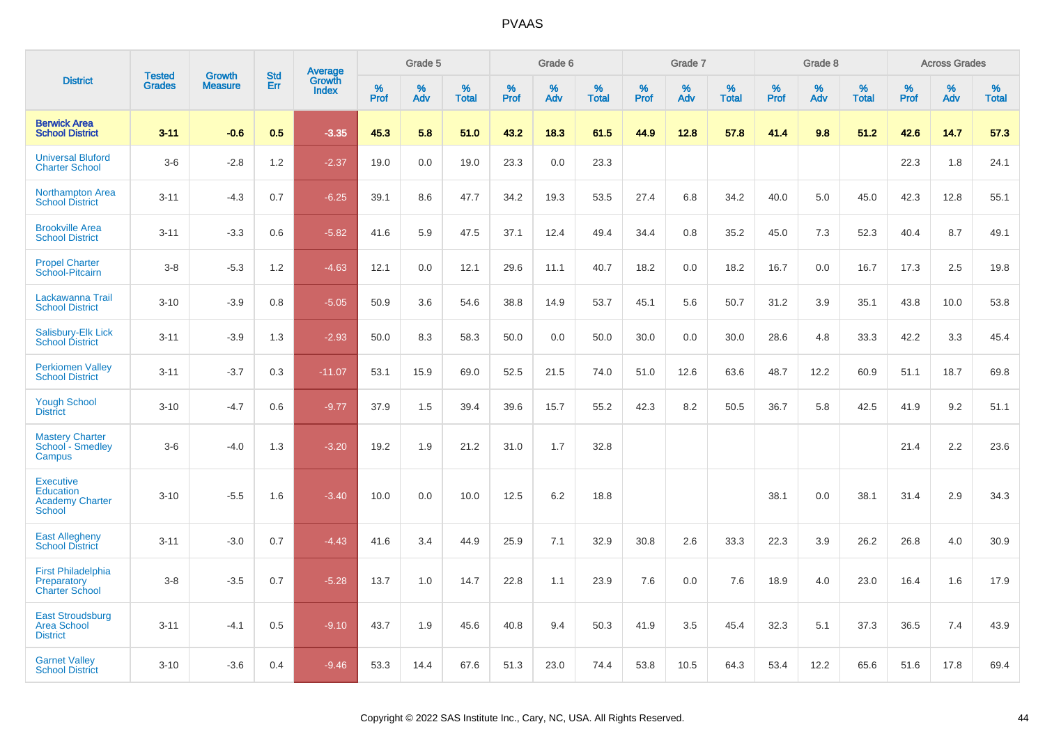# PVAAS

| District | Tested Grades | Growth Measure | Std Err | Average Growth Index | Grade 5 | | | Grade 6 | | | Grade 7 | | | Grade 8 | | | Across Grades | | |
|---|---|---|---|---|---|---|---|---|---|---|---|---|---|---|---|---|---|---|---|
| | | | | | % Prof | % Adv | % Total | % Prof | % Adv | % Total | % Prof | % Adv | % Total | % Prof | % Adv | % Total | % Prof | % Adv | % Total |
| **Berwick Area School District** | **3-11** | **-0.6** | **0.5** | **-3.35** | **45.3** | **5.8** | **51.0** | **43.2** | **18.3** | **61.5** | **44.9** | **12.8** | **57.8** | **41.4** | **9.8** | **51.2** | **42.6** | **14.7** | **57.3** |
| Universal Bluford Charter School | 3-6 | -2.8 | 1.2 | -2.37 | 19.0 | 0.0 | 19.0 | 23.3 | 0.0 | 23.3 | | | | | | | 22.3 | 1.8 | 24.1 |
| Northampton Area School District | 3-11 | -4.3 | 0.7 | -6.25 | 39.1 | 8.6 | 47.7 | 34.2 | 19.3 | 53.5 | 27.4 | 6.8 | 34.2 | 40.0 | 5.0 | 45.0 | 42.3 | 12.8 | 55.1 |
| Brookville Area School District | 3-11 | -3.3 | 0.6 | -5.82 | 41.6 | 5.9 | 47.5 | 37.1 | 12.4 | 49.4 | 34.4 | 0.8 | 35.2 | 45.0 | 7.3 | 52.3 | 40.4 | 8.7 | 49.1 |
| Propel Charter School-Pitcairn | 3-8 | -5.3 | 1.2 | -4.63 | 12.1 | 0.0 | 12.1 | 29.6 | 11.1 | 40.7 | 18.2 | 0.0 | 18.2 | 16.7 | 0.0 | 16.7 | 17.3 | 2.5 | 19.8 |
| Lackawanna Trail School District | 3-10 | -3.9 | 0.8 | -5.05 | 50.9 | 3.6 | 54.6 | 38.8 | 14.9 | 53.7 | 45.1 | 5.6 | 50.7 | 31.2 | 3.9 | 35.1 | 43.8 | 10.0 | 53.8 |
| Salisbury-Elk Lick School District | 3-11 | -3.9 | 1.3 | -2.93 | 50.0 | 8.3 | 58.3 | 50.0 | 0.0 | 50.0 | 30.0 | 0.0 | 30.0 | 28.6 | 4.8 | 33.3 | 42.2 | 3.3 | 45.4 |
| Perkiomen Valley School District | 3-11 | -3.7 | 0.3 | -11.07 | 53.1 | 15.9 | 69.0 | 52.5 | 21.5 | 74.0 | 51.0 | 12.6 | 63.6 | 48.7 | 12.2 | 60.9 | 51.1 | 18.7 | 69.8 |
| Yough School District | 3-10 | -4.7 | 0.6 | -9.77 | 37.9 | 1.5 | 39.4 | 39.6 | 15.7 | 55.2 | 42.3 | 8.2 | 50.5 | 36.7 | 5.8 | 42.5 | 41.9 | 9.2 | 51.1 |
| Mastery Charter School - Smedley Campus | 3-6 | -4.0 | 1.3 | -3.20 | 19.2 | 1.9 | 21.2 | 31.0 | 1.7 | 32.8 | | | | | | | 21.4 | 2.2 | 23.6 |
| Executive Education Academy Charter School | 3-10 | -5.5 | 1.6 | -3.40 | 10.0 | 0.0 | 10.0 | 12.5 | 6.2 | 18.8 | | | | 38.1 | 0.0 | 38.1 | 31.4 | 2.9 | 34.3 |
| East Allegheny School District | 3-11 | -3.0 | 0.7 | -4.43 | 41.6 | 3.4 | 44.9 | 25.9 | 7.1 | 32.9 | 30.8 | 2.6 | 33.3 | 22.3 | 3.9 | 26.2 | 26.8 | 4.0 | 30.9 |
| First Philadelphia Preparatory Charter School | 3-8 | -3.5 | 0.7 | -5.28 | 13.7 | 1.0 | 14.7 | 22.8 | 1.1 | 23.9 | 7.6 | 0.0 | 7.6 | 18.9 | 4.0 | 23.0 | 16.4 | 1.6 | 17.9 |
| East Stroudsburg Area School District | 3-11 | -4.1 | 0.5 | -9.10 | 43.7 | 1.9 | 45.6 | 40.8 | 9.4 | 50.3 | 41.9 | 3.5 | 45.4 | 32.3 | 5.1 | 37.3 | 36.5 | 7.4 | 43.9 |
| Garnet Valley School District | 3-10 | -3.6 | 0.4 | -9.46 | 53.3 | 14.4 | 67.6 | 51.3 | 23.0 | 74.4 | 53.8 | 10.5 | 64.3 | 53.4 | 12.2 | 65.6 | 51.6 | 17.8 | 69.4 |

Copyright © 2022 SAS Institute Inc., Cary, NC, USA. All Rights Reserved.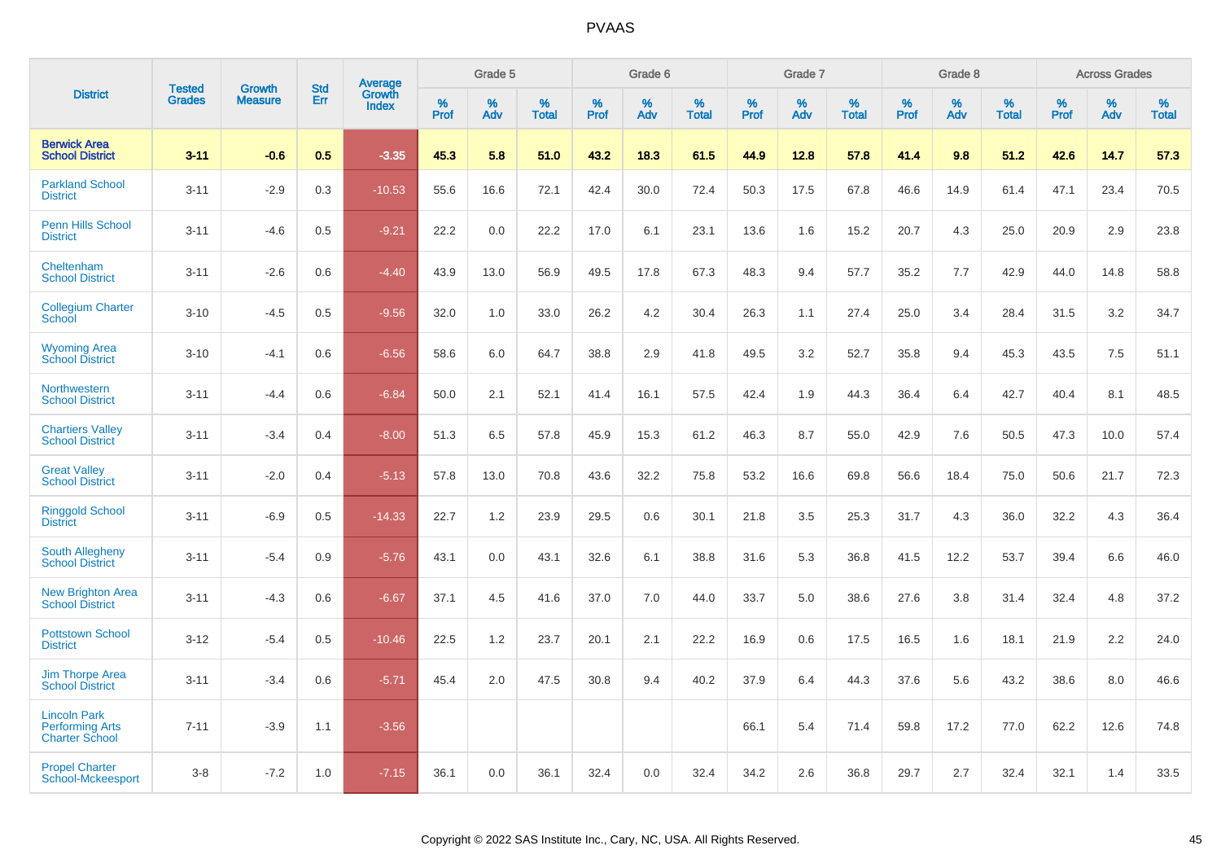# PVAAS

| District | Tested Grades | Growth Measure | Std Err | Average Growth Index | Grade 5 | | | Grade 6 | | | Grade 7 | | | Grade 8 | | | Across Grades | | |
|---|---|---|---|---|---|---|---|---|---|---|---|---|---|---|---|---|---|---|---|
| | | | | | % Prof | % Adv | % Total | % Prof | % Adv | % Total | % Prof | % Adv | % Total | % Prof | % Adv | % Total | % Prof | % Adv | % Total |
| **Berwick Area School District** | **3-11** | **-0.6** | **0.5** | **-3.35** | **45.3** | **5.8** | **51.0** | **43.2** | **18.3** | **61.5** | **44.9** | **12.8** | **57.8** | **41.4** | **9.8** | **51.2** | **42.6** | **14.7** | **57.3** |
| Parkland School District | 3-11 | -2.9 | 0.3 | -10.53 | 55.6 | 16.6 | 72.1 | 42.4 | 30.0 | 72.4 | 50.3 | 17.5 | 67.8 | 46.6 | 14.9 | 61.4 | 47.1 | 23.4 | 70.5 |
| Penn Hills School District | 3-11 | -4.6 | 0.5 | -9.21 | 22.2 | 0.0 | 22.2 | 17.0 | 6.1 | 23.1 | 13.6 | 1.6 | 15.2 | 20.7 | 4.3 | 25.0 | 20.9 | 2.9 | 23.8 |
| Cheltenham School District | 3-11 | -2.6 | 0.6 | -4.40 | 43.9 | 13.0 | 56.9 | 49.5 | 17.8 | 67.3 | 48.3 | 9.4 | 57.7 | 35.2 | 7.7 | 42.9 | 44.0 | 14.8 | 58.8 |
| Collegium Charter School | 3-10 | -4.5 | 0.5 | -9.56 | 32.0 | 1.0 | 33.0 | 26.2 | 4.2 | 30.4 | 26.3 | 1.1 | 27.4 | 25.0 | 3.4 | 28.4 | 31.5 | 3.2 | 34.7 |
| Wyoming Area School District | 3-10 | -4.1 | 0.6 | -6.56 | 58.6 | 6.0 | 64.7 | 38.8 | 2.9 | 41.8 | 49.5 | 3.2 | 52.7 | 35.8 | 9.4 | 45.3 | 43.5 | 7.5 | 51.1 |
| Northwestern School District | 3-11 | -4.4 | 0.6 | -6.84 | 50.0 | 2.1 | 52.1 | 41.4 | 16.1 | 57.5 | 42.4 | 1.9 | 44.3 | 36.4 | 6.4 | 42.7 | 40.4 | 8.1 | 48.5 |
| Chartiers Valley School District | 3-11 | -3.4 | 0.4 | -8.00 | 51.3 | 6.5 | 57.8 | 45.9 | 15.3 | 61.2 | 46.3 | 8.7 | 55.0 | 42.9 | 7.6 | 50.5 | 47.3 | 10.0 | 57.4 |
| Great Valley School District | 3-11 | -2.0 | 0.4 | -5.13 | 57.8 | 13.0 | 70.8 | 43.6 | 32.2 | 75.8 | 53.2 | 16.6 | 69.8 | 56.6 | 18.4 | 75.0 | 50.6 | 21.7 | 72.3 |
| Ringgold School District | 3-11 | -6.9 | 0.5 | -14.33 | 22.7 | 1.2 | 23.9 | 29.5 | 0.6 | 30.1 | 21.8 | 3.5 | 25.3 | 31.7 | 4.3 | 36.0 | 32.2 | 4.3 | 36.4 |
| South Allegheny School District | 3-11 | -5.4 | 0.9 | -5.76 | 43.1 | 0.0 | 43.1 | 32.6 | 6.1 | 38.8 | 31.6 | 5.3 | 36.8 | 41.5 | 12.2 | 53.7 | 39.4 | 6.6 | 46.0 |
| New Brighton Area School District | 3-11 | -4.3 | 0.6 | -6.67 | 37.1 | 4.5 | 41.6 | 37.0 | 7.0 | 44.0 | 33.7 | 5.0 | 38.6 | 27.6 | 3.8 | 31.4 | 32.4 | 4.8 | 37.2 |
| Pottstown School District | 3-12 | -5.4 | 0.5 | -10.46 | 22.5 | 1.2 | 23.7 | 20.1 | 2.1 | 22.2 | 16.9 | 0.6 | 17.5 | 16.5 | 1.6 | 18.1 | 21.9 | 2.2 | 24.0 |
| Jim Thorpe Area School District | 3-11 | -3.4 | 0.6 | -5.71 | 45.4 | 2.0 | 47.5 | 30.8 | 9.4 | 40.2 | 37.9 | 6.4 | 44.3 | 37.6 | 5.6 | 43.2 | 38.6 | 8.0 | 46.6 |
| Lincoln Park Performing Arts Charter School | 7-11 | -3.9 | 1.1 | -3.56 | | | | | | | 66.1 | 5.4 | 71.4 | 59.8 | 17.2 | 77.0 | 62.2 | 12.6 | 74.8 |
| Propel Charter School-Mckeesport | 3-8 | -7.2 | 1.0 | -7.15 | 36.1 | 0.0 | 36.1 | 32.4 | 0.0 | 32.4 | 34.2 | 2.6 | 36.8 | 29.7 | 2.7 | 32.4 | 32.1 | 1.4 | 33.5 |

Copyright © 2022 SAS Institute Inc., Cary, NC, USA. All Rights Reserved.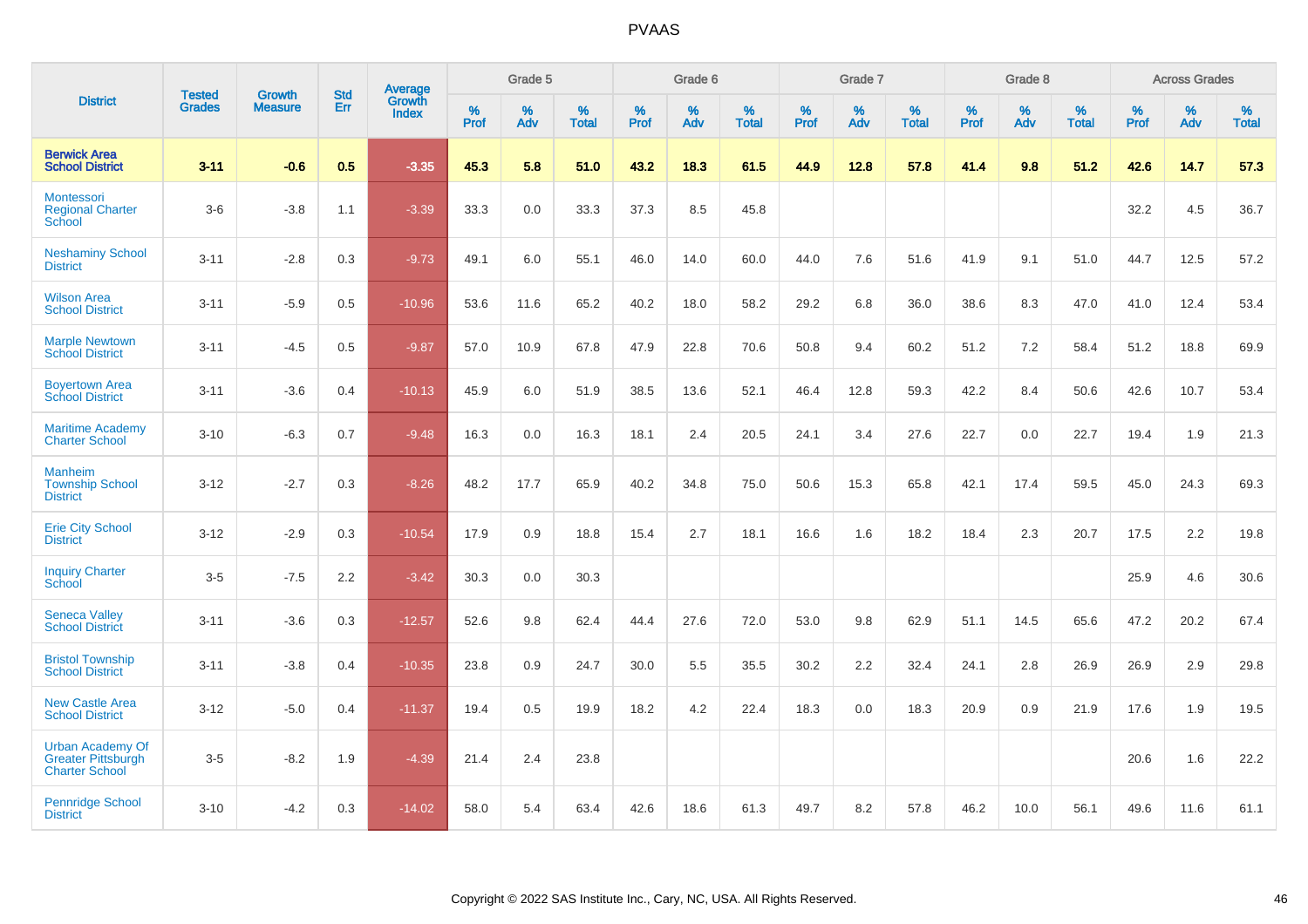# PVAAS

| District | Tested Grades | Growth Measure | Std Err | Average Growth Index | Grade 5 | | | Grade 6 | | | Grade 7 | | | Grade 8 | | | Across Grades | | |
|---|---|---|---|---|---|---|---|---|---|---|---|---|---|---|---|---|---|---|---|
| | | | | | % Prof | % Adv | % Total | % Prof | % Adv | % Total | % Prof | % Adv | % Total | % Prof | % Adv | % Total | % Prof | % Adv | % Total |
| **Berwick Area School District** | **3-11** | **-0.6** | **0.5** | **-3.35** | **45.3** | **5.8** | **51.0** | **43.2** | **18.3** | **61.5** | **44.9** | **12.8** | **57.8** | **41.4** | **9.8** | **51.2** | **42.6** | **14.7** | **57.3** |
| Montessori Regional Charter School | 3-6 | -3.8 | 1.1 | -3.39 | 33.3 | 0.0 | 33.3 | 37.3 | 8.5 | 45.8 | | | | | | | 32.2 | 4.5 | 36.7 |
| Neshaminy School District | 3-11 | -2.8 | 0.3 | -9.73 | 49.1 | 6.0 | 55.1 | 46.0 | 14.0 | 60.0 | 44.0 | 7.6 | 51.6 | 41.9 | 9.1 | 51.0 | 44.7 | 12.5 | 57.2 |
| Wilson Area School District | 3-11 | -5.9 | 0.5 | -10.96 | 53.6 | 11.6 | 65.2 | 40.2 | 18.0 | 58.2 | 29.2 | 6.8 | 36.0 | 38.6 | 8.3 | 47.0 | 41.0 | 12.4 | 53.4 |
| Marple Newtown School District | 3-11 | -4.5 | 0.5 | -9.87 | 57.0 | 10.9 | 67.8 | 47.9 | 22.8 | 70.6 | 50.8 | 9.4 | 60.2 | 51.2 | 7.2 | 58.4 | 51.2 | 18.8 | 69.9 |
| Boyertown Area School District | 3-11 | -3.6 | 0.4 | -10.13 | 45.9 | 6.0 | 51.9 | 38.5 | 13.6 | 52.1 | 46.4 | 12.8 | 59.3 | 42.2 | 8.4 | 50.6 | 42.6 | 10.7 | 53.4 |
| Maritime Academy Charter School | 3-10 | -6.3 | 0.7 | -9.48 | 16.3 | 0.0 | 16.3 | 18.1 | 2.4 | 20.5 | 24.1 | 3.4 | 27.6 | 22.7 | 0.0 | 22.7 | 19.4 | 1.9 | 21.3 |
| Manheim Township School District | 3-12 | -2.7 | 0.3 | -8.26 | 48.2 | 17.7 | 65.9 | 40.2 | 34.8 | 75.0 | 50.6 | 15.3 | 65.8 | 42.1 | 17.4 | 59.5 | 45.0 | 24.3 | 69.3 |
| Erie City School District | 3-12 | -2.9 | 0.3 | -10.54 | 17.9 | 0.9 | 18.8 | 15.4 | 2.7 | 18.1 | 16.6 | 1.6 | 18.2 | 18.4 | 2.3 | 20.7 | 17.5 | 2.2 | 19.8 |
| Inquiry Charter School | 3-5 | -7.5 | 2.2 | -3.42 | 30.3 | 0.0 | 30.3 | | | | | | | | | | 25.9 | 4.6 | 30.6 |
| Seneca Valley School District | 3-11 | -3.6 | 0.3 | -12.57 | 52.6 | 9.8 | 62.4 | 44.4 | 27.6 | 72.0 | 53.0 | 9.8 | 62.9 | 51.1 | 14.5 | 65.6 | 47.2 | 20.2 | 67.4 |
| Bristol Township School District | 3-11 | -3.8 | 0.4 | -10.35 | 23.8 | 0.9 | 24.7 | 30.0 | 5.5 | 35.5 | 30.2 | 2.2 | 32.4 | 24.1 | 2.8 | 26.9 | 26.9 | 2.9 | 29.8 |
| New Castle Area School District | 3-12 | -5.0 | 0.4 | -11.37 | 19.4 | 0.5 | 19.9 | 18.2 | 4.2 | 22.4 | 18.3 | 0.0 | 18.3 | 20.9 | 0.9 | 21.9 | 17.6 | 1.9 | 19.5 |
| Urban Academy Of Greater Pittsburgh Charter School | 3-5 | -8.2 | 1.9 | -4.39 | 21.4 | 2.4 | 23.8 | | | | | | | | | | 20.6 | 1.6 | 22.2 |
| Pennridge School District | 3-10 | -4.2 | 0.3 | -14.02 | 58.0 | 5.4 | 63.4 | 42.6 | 18.6 | 61.3 | 49.7 | 8.2 | 57.8 | 46.2 | 10.0 | 56.1 | 49.6 | 11.6 | 61.1 |

Copyright © 2022 SAS Institute Inc., Cary, NC, USA. All Rights Reserved.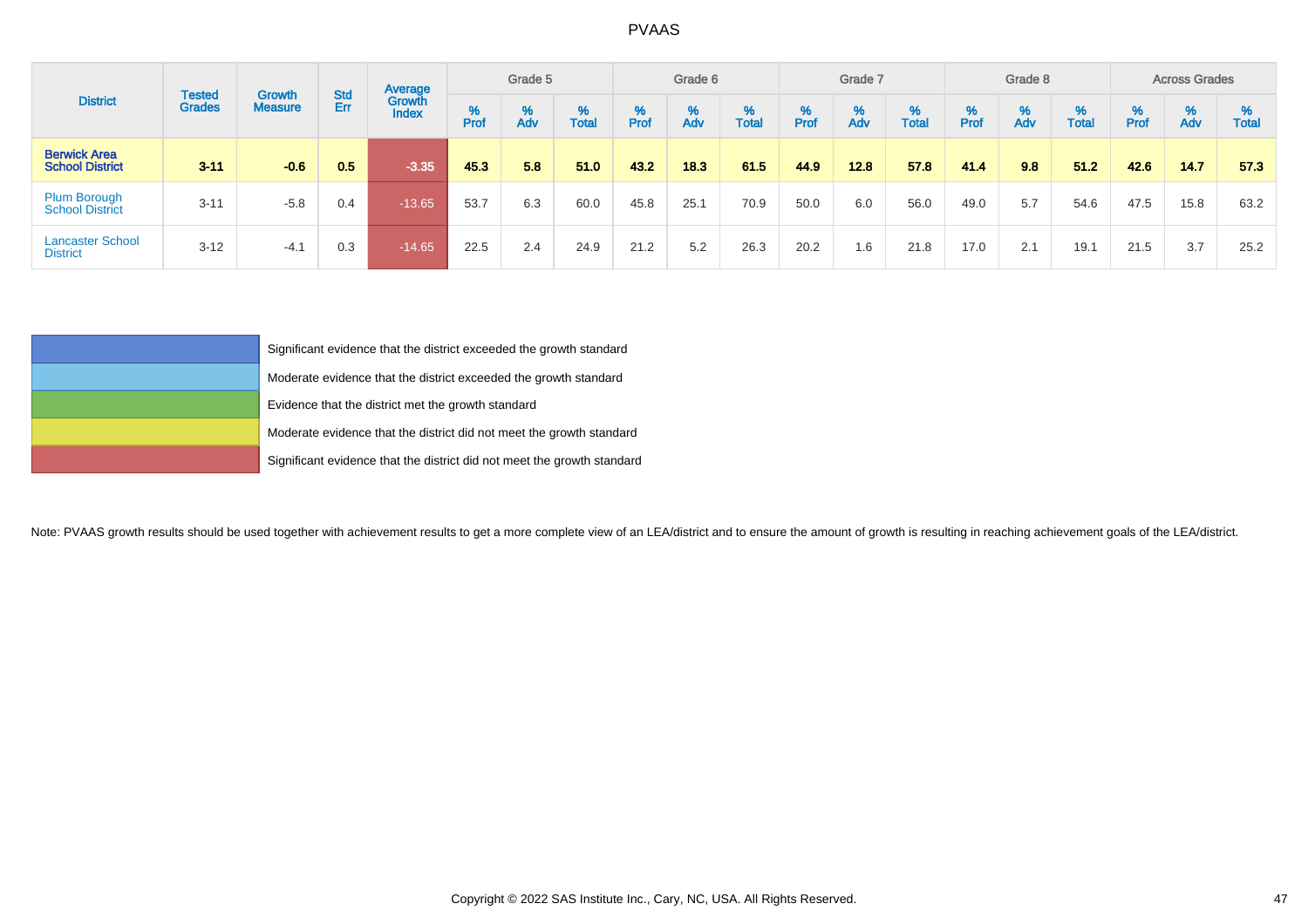# PVAAS

| District | Tested Grades | Growth Measure | Std Err | Average Growth Index | Grade 5 | | | Grade 6 | | | Grade 7 | | | Grade 8 | | | Across Grades | | |
|---|---|---|---|---|---|---|---|---|---|---|---|---|---|---|---|---|---|---|---|
| | | | | | % Prof | % Adv | % Total | % Prof | % Adv | % Total | % Prof | % Adv | % Total | % Prof | % Adv | % Total | % Prof | % Adv | % Total |
| **Berwick Area School District** | **3-11** | **-0.6** | **0.5** | **-3.35** | **45.3** | **5.8** | **51.0** | **43.2** | **18.3** | **61.5** | **44.9** | **12.8** | **57.8** | **41.4** | **9.8** | **51.2** | **42.6** | **14.7** | **57.3** |
| Plum Borough School District | 3-11 | -5.8 | 0.4 | -13.65 | 53.7 | 6.3 | 60.0 | 45.8 | 25.1 | 70.9 | 50.0 | 6.0 | 56.0 | 49.0 | 5.7 | 54.6 | 47.5 | 15.8 | 63.2 |
| Lancaster School District | 3-12 | -4.1 | 0.3 | -14.65 | 22.5 | 2.4 | 24.9 | 21.2 | 5.2 | 26.3 | 20.2 | 1.6 | 21.8 | 17.0 | 2.1 | 19.1 | 21.5 | 3.7 | 25.2 |

Significant evidence that the district exceeded the growth standard

Moderate evidence that the district exceeded the growth standard

Evidence that the district met the growth standard

Moderate evidence that the district did not meet the growth standard

Significant evidence that the district did not meet the growth standard

Note: PVAAS growth results should be used together with achievement results to get a more complete view of an LEA/district and to ensure the amount of growth is resulting in reaching achievement goals of the LEA/district.

Copyright © 2022 SAS Institute Inc., Cary, NC, USA. All Rights Reserved.